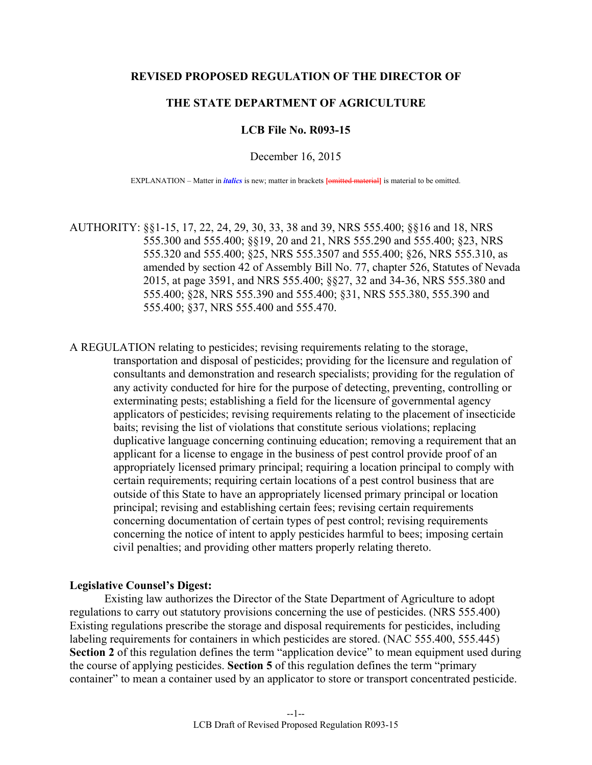**REVISED PROPOSED REGULATION OF THE DIRECTOR OF**

**THE STATE DEPARTMENT OF AGRICULTURE**

**LCB File No. R093-15**

December 16, 2015

EXPLANATION – Matter in ***italics*** is new; matter in brackets [~~omitted material~~] is material to be omitted.

AUTHORITY: §§1-15, 17, 22, 24, 29, 30, 33, 38 and 39, NRS 555.400; §§16 and 18, NRS 555.300 and 555.400; §§19, 20 and 21, NRS 555.290 and 555.400; §23, NRS 555.320 and 555.400; §25, NRS 555.3507 and 555.400; §26, NRS 555.310, as amended by section 42 of Assembly Bill No. 77, chapter 526, Statutes of Nevada 2015, at page 3591, and NRS 555.400; §§27, 32 and 34-36, NRS 555.380 and 555.400; §28, NRS 555.390 and 555.400; §31, NRS 555.380, 555.390 and 555.400; §37, NRS 555.400 and 555.470.

A REGULATION relating to pesticides; revising requirements relating to the storage, transportation and disposal of pesticides; providing for the licensure and regulation of consultants and demonstration and research specialists; providing for the regulation of any activity conducted for hire for the purpose of detecting, preventing, controlling or exterminating pests; establishing a field for the licensure of governmental agency applicators of pesticides; revising requirements relating to the placement of insecticide baits; revising the list of violations that constitute serious violations; replacing duplicative language concerning continuing education; removing a requirement that an applicant for a license to engage in the business of pest control provide proof of an appropriately licensed primary principal; requiring a location principal to comply with certain requirements; requiring certain locations of a pest control business that are outside of this State to have an appropriately licensed primary principal or location principal; revising and establishing certain fees; revising certain requirements concerning documentation of certain types of pest control; revising requirements concerning the notice of intent to apply pesticides harmful to bees; imposing certain civil penalties; and providing other matters properly relating thereto.

**Legislative Counsel's Digest:**

Existing law authorizes the Director of the State Department of Agriculture to adopt regulations to carry out statutory provisions concerning the use of pesticides. (NRS 555.400) Existing regulations prescribe the storage and disposal requirements for pesticides, including labeling requirements for containers in which pesticides are stored. (NAC 555.400, 555.445) **Section 2** of this regulation defines the term "application device" to mean equipment used during the course of applying pesticides. **Section 5** of this regulation defines the term "primary container" to mean a container used by an applicator to store or transport concentrated pesticide.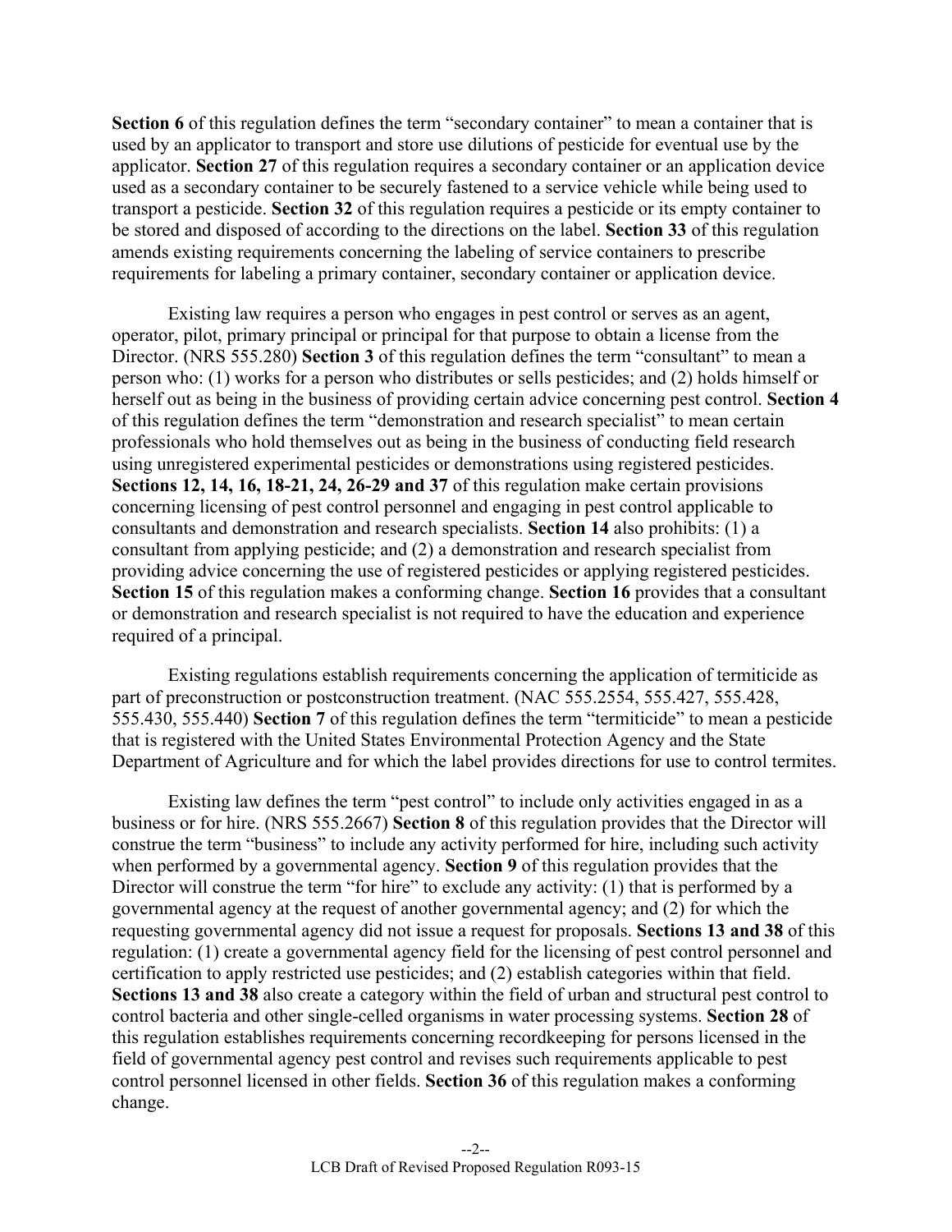**Section 6** of this regulation defines the term "secondary container" to mean a container that is used by an applicator to transport and store use dilutions of pesticide for eventual use by the applicator. **Section 27** of this regulation requires a secondary container or an application device used as a secondary container to be securely fastened to a service vehicle while being used to transport a pesticide. **Section 32** of this regulation requires a pesticide or its empty container to be stored and disposed of according to the directions on the label. **Section 33** of this regulation amends existing requirements concerning the labeling of service containers to prescribe requirements for labeling a primary container, secondary container or application device.

Existing law requires a person who engages in pest control or serves as an agent, operator, pilot, primary principal or principal for that purpose to obtain a license from the Director. (NRS 555.280) **Section 3** of this regulation defines the term "consultant" to mean a person who: (1) works for a person who distributes or sells pesticides; and (2) holds himself or herself out as being in the business of providing certain advice concerning pest control. **Section 4** of this regulation defines the term "demonstration and research specialist" to mean certain professionals who hold themselves out as being in the business of conducting field research using unregistered experimental pesticides or demonstrations using registered pesticides. **Sections 12, 14, 16, 18-21, 24, 26-29 and 37** of this regulation make certain provisions concerning licensing of pest control personnel and engaging in pest control applicable to consultants and demonstration and research specialists. **Section 14** also prohibits: (1) a consultant from applying pesticide; and (2) a demonstration and research specialist from providing advice concerning the use of registered pesticides or applying registered pesticides. **Section 15** of this regulation makes a conforming change. **Section 16** provides that a consultant or demonstration and research specialist is not required to have the education and experience required of a principal.

Existing regulations establish requirements concerning the application of termiticide as part of preconstruction or postconstruction treatment. (NAC 555.2554, 555.427, 555.428, 555.430, 555.440) **Section 7** of this regulation defines the term "termiticide" to mean a pesticide that is registered with the United States Environmental Protection Agency and the State Department of Agriculture and for which the label provides directions for use to control termites.

Existing law defines the term "pest control" to include only activities engaged in as a business or for hire. (NRS 555.2667) **Section 8** of this regulation provides that the Director will construe the term "business" to include any activity performed for hire, including such activity when performed by a governmental agency. **Section 9** of this regulation provides that the Director will construe the term "for hire" to exclude any activity: (1) that is performed by a governmental agency at the request of another governmental agency; and (2) for which the requesting governmental agency did not issue a request for proposals. **Sections 13 and 38** of this regulation: (1) create a governmental agency field for the licensing of pest control personnel and certification to apply restricted use pesticides; and (2) establish categories within that field. **Sections 13 and 38** also create a category within the field of urban and structural pest control to control bacteria and other single-celled organisms in water processing systems. **Section 28** of this regulation establishes requirements concerning recordkeeping for persons licensed in the field of governmental agency pest control and revises such requirements applicable to pest control personnel licensed in other fields. **Section 36** of this regulation makes a conforming change.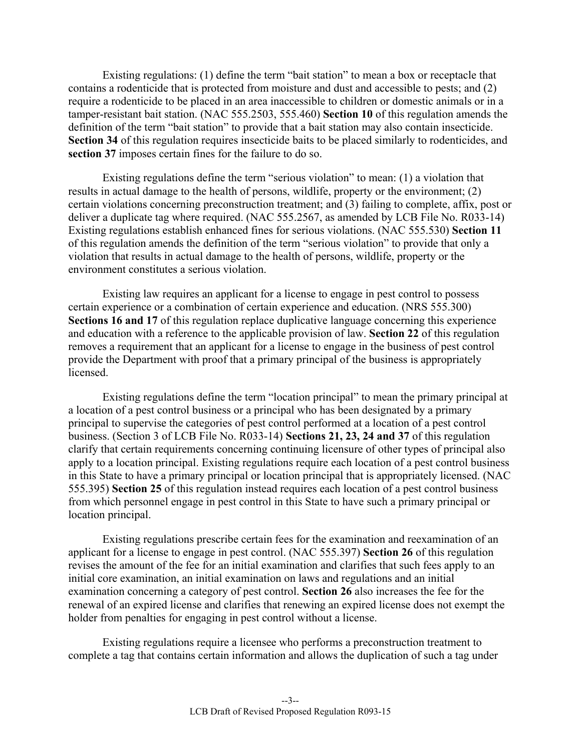Existing regulations: (1) define the term "bait station" to mean a box or receptacle that contains a rodenticide that is protected from moisture and dust and accessible to pests; and (2) require a rodenticide to be placed in an area inaccessible to children or domestic animals or in a tamper-resistant bait station. (NAC 555.2503, 555.460) **Section 10** of this regulation amends the definition of the term "bait station" to provide that a bait station may also contain insecticide. **Section 34** of this regulation requires insecticide baits to be placed similarly to rodenticides, and **section 37** imposes certain fines for the failure to do so.

Existing regulations define the term "serious violation" to mean: (1) a violation that results in actual damage to the health of persons, wildlife, property or the environment; (2) certain violations concerning preconstruction treatment; and (3) failing to complete, affix, post or deliver a duplicate tag where required. (NAC 555.2567, as amended by LCB File No. R033-14) Existing regulations establish enhanced fines for serious violations. (NAC 555.530) **Section 11** of this regulation amends the definition of the term "serious violation" to provide that only a violation that results in actual damage to the health of persons, wildlife, property or the environment constitutes a serious violation.

Existing law requires an applicant for a license to engage in pest control to possess certain experience or a combination of certain experience and education. (NRS 555.300) **Sections 16 and 17** of this regulation replace duplicative language concerning this experience and education with a reference to the applicable provision of law. **Section 22** of this regulation removes a requirement that an applicant for a license to engage in the business of pest control provide the Department with proof that a primary principal of the business is appropriately licensed.

Existing regulations define the term "location principal" to mean the primary principal at a location of a pest control business or a principal who has been designated by a primary principal to supervise the categories of pest control performed at a location of a pest control business. (Section 3 of LCB File No. R033-14) **Sections 21, 23, 24 and 37** of this regulation clarify that certain requirements concerning continuing licensure of other types of principal also apply to a location principal. Existing regulations require each location of a pest control business in this State to have a primary principal or location principal that is appropriately licensed. (NAC 555.395) **Section 25** of this regulation instead requires each location of a pest control business from which personnel engage in pest control in this State to have such a primary principal or location principal.

Existing regulations prescribe certain fees for the examination and reexamination of an applicant for a license to engage in pest control. (NAC 555.397) **Section 26** of this regulation revises the amount of the fee for an initial examination and clarifies that such fees apply to an initial core examination, an initial examination on laws and regulations and an initial examination concerning a category of pest control. **Section 26** also increases the fee for the renewal of an expired license and clarifies that renewing an expired license does not exempt the holder from penalties for engaging in pest control without a license.

Existing regulations require a licensee who performs a preconstruction treatment to complete a tag that contains certain information and allows the duplication of such a tag under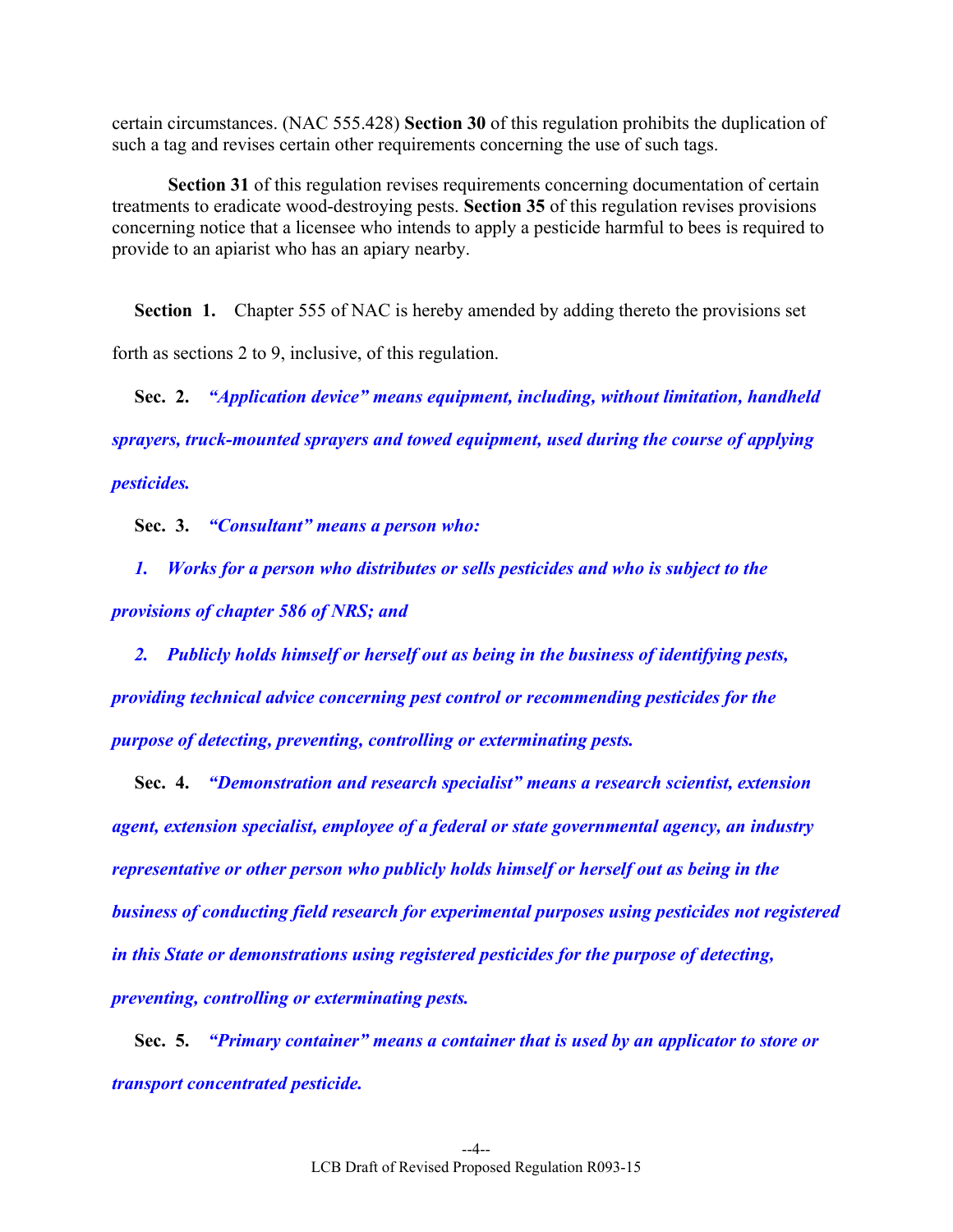certain circumstances. (NAC 555.428) **Section 30** of this regulation prohibits the duplication of such a tag and revises certain other requirements concerning the use of such tags.

**Section 31** of this regulation revises requirements concerning documentation of certain treatments to eradicate wood-destroying pests. **Section 35** of this regulation revises provisions concerning notice that a licensee who intends to apply a pesticide harmful to bees is required to provide to an apiarist who has an apiary nearby.

**Section 1.** Chapter 555 of NAC is hereby amended by adding thereto the provisions set forth as sections 2 to 9, inclusive, of this regulation.

**Sec. 2.** ***"Application device" means equipment, including, without limitation, handheld sprayers, truck-mounted sprayers and towed equipment, used during the course of applying pesticides.***

**Sec. 3.** ***"Consultant" means a person who:***

***1. Works for a person who distributes or sells pesticides and who is subject to the provisions of chapter 586 of NRS; and***

***2. Publicly holds himself or herself out as being in the business of identifying pests, providing technical advice concerning pest control or recommending pesticides for the purpose of detecting, preventing, controlling or exterminating pests.***

**Sec. 4.** ***"Demonstration and research specialist" means a research scientist, extension agent, extension specialist, employee of a federal or state governmental agency, an industry representative or other person who publicly holds himself or herself out as being in the business of conducting field research for experimental purposes using pesticides not registered in this State or demonstrations using registered pesticides for the purpose of detecting, preventing, controlling or exterminating pests.***

**Sec. 5.** ***"Primary container" means a container that is used by an applicator to store or transport concentrated pesticide.***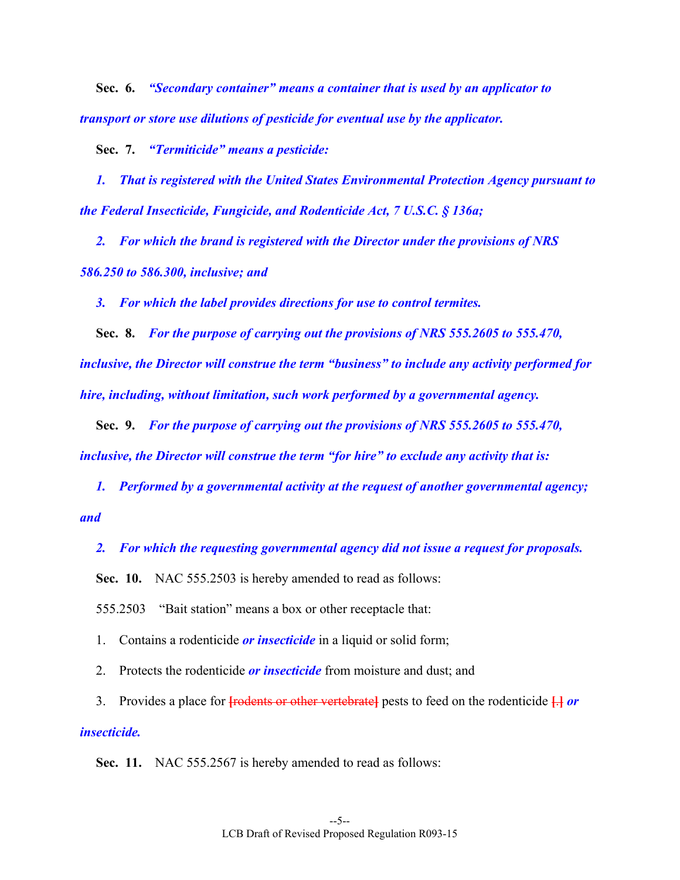**Sec. 6.** ***"Secondary container" means a container that is used by an applicator to transport or store use dilutions of pesticide for eventual use by the applicator.***

**Sec. 7.** ***"Termiticide" means a pesticide:***

***1. That is registered with the United States Environmental Protection Agency pursuant to the Federal Insecticide, Fungicide, and Rodenticide Act, 7 U.S.C. § 136a;***

***2. For which the brand is registered with the Director under the provisions of NRS 586.250 to 586.300, inclusive; and***

***3. For which the label provides directions for use to control termites.***

**Sec. 8.** ***For the purpose of carrying out the provisions of NRS 555.2605 to 555.470, inclusive, the Director will construe the term "business" to include any activity performed for hire, including, without limitation, such work performed by a governmental agency.***

**Sec. 9.** ***For the purpose of carrying out the provisions of NRS 555.2605 to 555.470, inclusive, the Director will construe the term "for hire" to exclude any activity that is:***

***1. Performed by a governmental activity at the request of another governmental agency; and***

***2. For which the requesting governmental agency did not issue a request for proposals.***

**Sec. 10.** NAC 555.2503 is hereby amended to read as follows:

555.2503 "Bait station" means a box or other receptacle that:

1. Contains a rodenticide ***or insecticide*** in a liquid or solid form;

2. Protects the rodenticide ***or insecticide*** from moisture and dust; and

3. Provides a place for **[**rodents or other vertebrate**]** pests to feed on the rodenticide **[.]** ***or insecticide.***

**Sec. 11.** NAC 555.2567 is hereby amended to read as follows: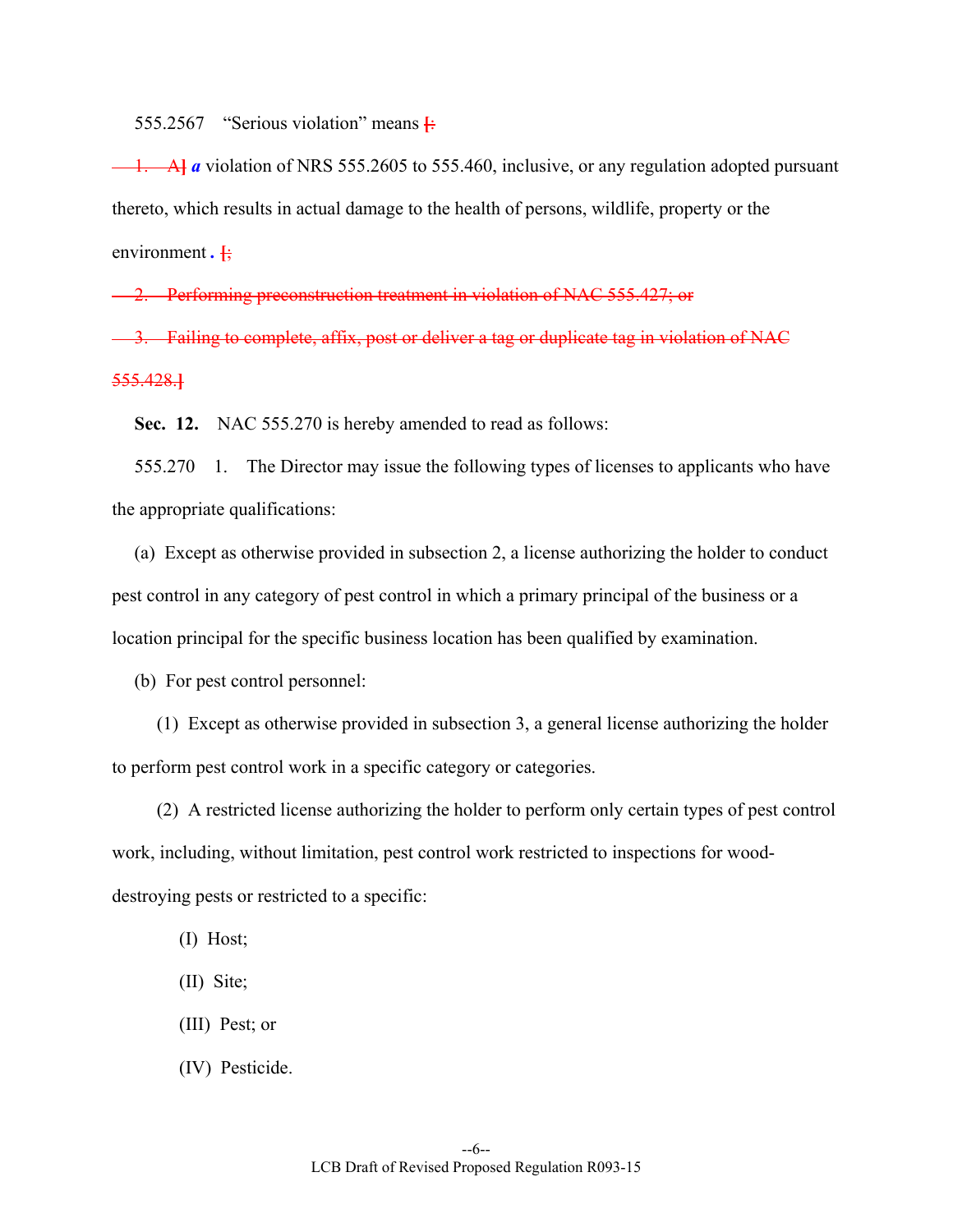555.2567 "Serious violation" means [:

~~1. A]~~ ***a*** violation of NRS 555.2605 to 555.460, inclusive, or any regulation adopted pursuant thereto, which results in actual damage to the health of persons, wildlife, property or the environment ***.*** [;

~~2. Performing preconstruction treatment in violation of NAC 555.427; or~~

~~3. Failing to complete, affix, post or deliver a tag or duplicate tag in violation of NAC 555.428.]~~

**Sec. 12.** NAC 555.270 is hereby amended to read as follows:

555.270 1. The Director may issue the following types of licenses to applicants who have the appropriate qualifications:

(a) Except as otherwise provided in subsection 2, a license authorizing the holder to conduct pest control in any category of pest control in which a primary principal of the business or a location principal for the specific business location has been qualified by examination.

(b) For pest control personnel:

(1) Except as otherwise provided in subsection 3, a general license authorizing the holder to perform pest control work in a specific category or categories.

(2) A restricted license authorizing the holder to perform only certain types of pest control work, including, without limitation, pest control work restricted to inspections for wood-destroying pests or restricted to a specific:

(I) Host;

(II) Site;

(III) Pest; or

(IV) Pesticide.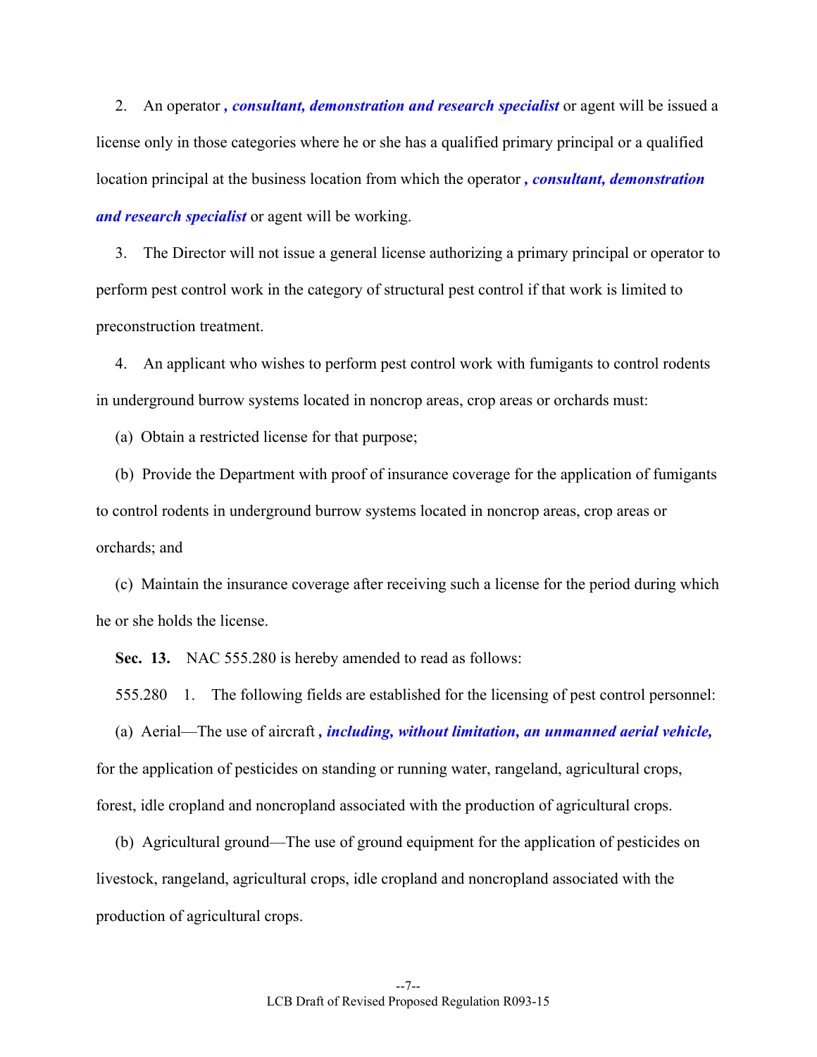2. An operator ***, consultant, demonstration and research specialist*** or agent will be issued a license only in those categories where he or she has a qualified primary principal or a qualified location principal at the business location from which the operator ***, consultant, demonstration and research specialist*** or agent will be working.

3. The Director will not issue a general license authorizing a primary principal or operator to perform pest control work in the category of structural pest control if that work is limited to preconstruction treatment.

4. An applicant who wishes to perform pest control work with fumigants to control rodents in underground burrow systems located in noncrop areas, crop areas or orchards must:

(a) Obtain a restricted license for that purpose;

(b) Provide the Department with proof of insurance coverage for the application of fumigants to control rodents in underground burrow systems located in noncrop areas, crop areas or orchards; and

(c) Maintain the insurance coverage after receiving such a license for the period during which he or she holds the license.

**Sec. 13.** NAC 555.280 is hereby amended to read as follows:

555.280 1. The following fields are established for the licensing of pest control personnel:

(a) Aerial—The use of aircraft ***, including, without limitation, an unmanned aerial vehicle,*** for the application of pesticides on standing or running water, rangeland, agricultural crops, forest, idle cropland and noncropland associated with the production of agricultural crops.

(b) Agricultural ground—The use of ground equipment for the application of pesticides on livestock, rangeland, agricultural crops, idle cropland and noncropland associated with the production of agricultural crops.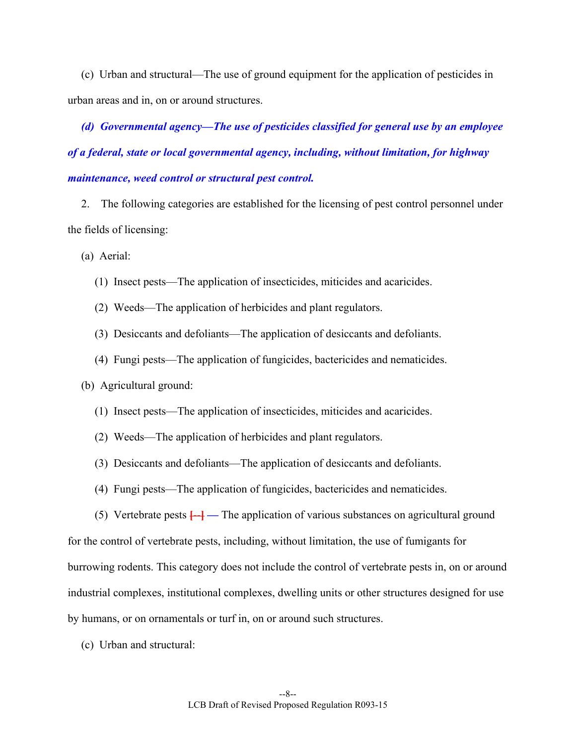(c) Urban and structural—The use of ground equipment for the application of pesticides in urban areas and in, on or around structures.

***(d) Governmental agency—The use of pesticides classified for general use by an employee of a federal, state or local governmental agency, including, without limitation, for highway maintenance, weed control or structural pest control.***

2. The following categories are established for the licensing of pest control personnel under the fields of licensing:

(a) Aerial:

(1) Insect pests—The application of insecticides, miticides and acaricides.

(2) Weeds—The application of herbicides and plant regulators.

(3) Desiccants and defoliants—The application of desiccants and defoliants.

(4) Fungi pests—The application of fungicides, bactericides and nematicides.

(b) Agricultural ground:

(1) Insect pests—The application of insecticides, miticides and acaricides.

(2) Weeds—The application of herbicides and plant regulators.

(3) Desiccants and defoliants—The application of desiccants and defoliants.

(4) Fungi pests—The application of fungicides, bactericides and nematicides.

(5) Vertebrate pests [--] — The application of various substances on agricultural ground for the control of vertebrate pests, including, without limitation, the use of fumigants for burrowing rodents. This category does not include the control of vertebrate pests in, on or around industrial complexes, institutional complexes, dwelling units or other structures designed for use by humans, or on ornamentals or turf in, on or around such structures.

(c) Urban and structural: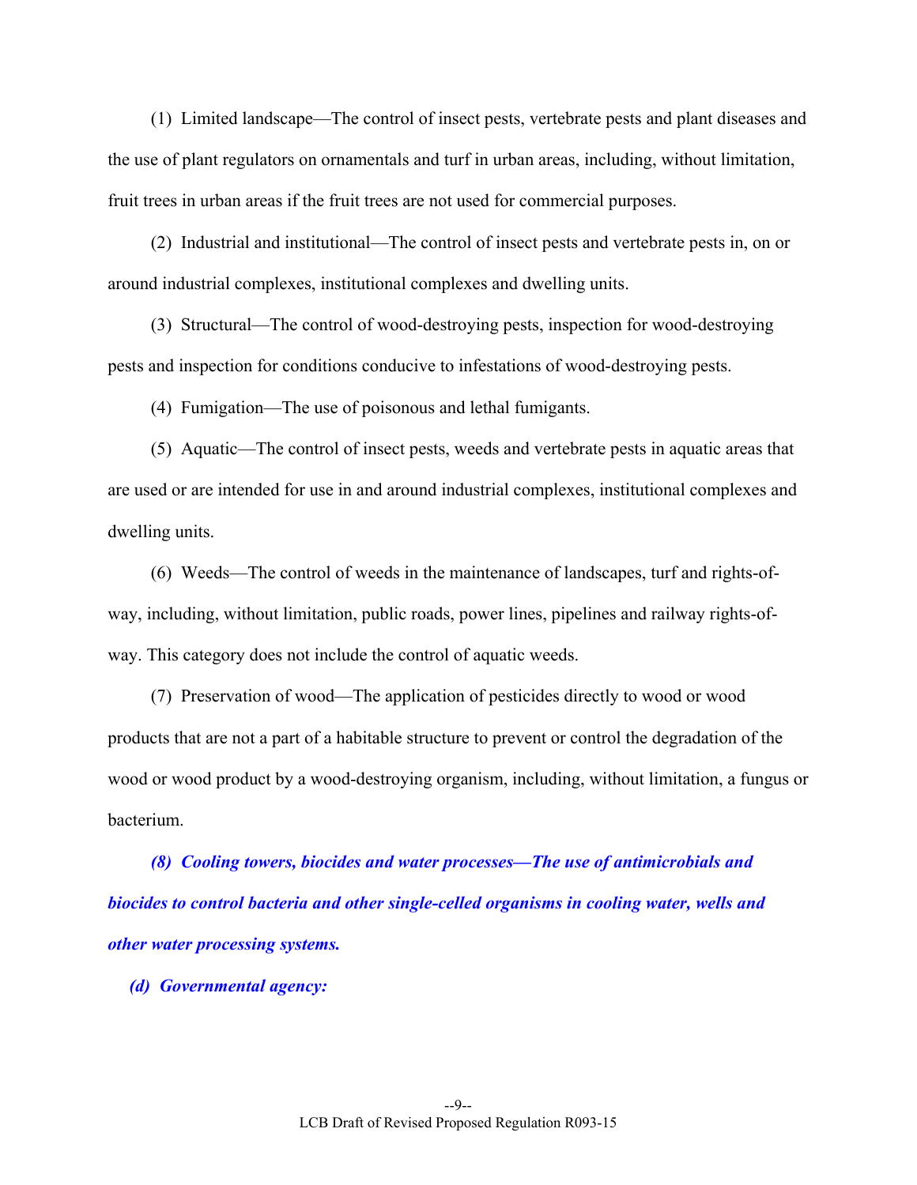(1) Limited landscape—The control of insect pests, vertebrate pests and plant diseases and the use of plant regulators on ornamentals and turf in urban areas, including, without limitation, fruit trees in urban areas if the fruit trees are not used for commercial purposes.

(2) Industrial and institutional—The control of insect pests and vertebrate pests in, on or around industrial complexes, institutional complexes and dwelling units.

(3) Structural—The control of wood-destroying pests, inspection for wood-destroying pests and inspection for conditions conducive to infestations of wood-destroying pests.

(4) Fumigation—The use of poisonous and lethal fumigants.

(5) Aquatic—The control of insect pests, weeds and vertebrate pests in aquatic areas that are used or are intended for use in and around industrial complexes, institutional complexes and dwelling units.

(6) Weeds—The control of weeds in the maintenance of landscapes, turf and rights-of-way, including, without limitation, public roads, power lines, pipelines and railway rights-of-way. This category does not include the control of aquatic weeds.

(7) Preservation of wood—The application of pesticides directly to wood or wood products that are not a part of a habitable structure to prevent or control the degradation of the wood or wood product by a wood-destroying organism, including, without limitation, a fungus or bacterium.

***(8) Cooling towers, biocides and water processes—The use of antimicrobials and biocides to control bacteria and other single-celled organisms in cooling water, wells and other water processing systems.***

***(d) Governmental agency:***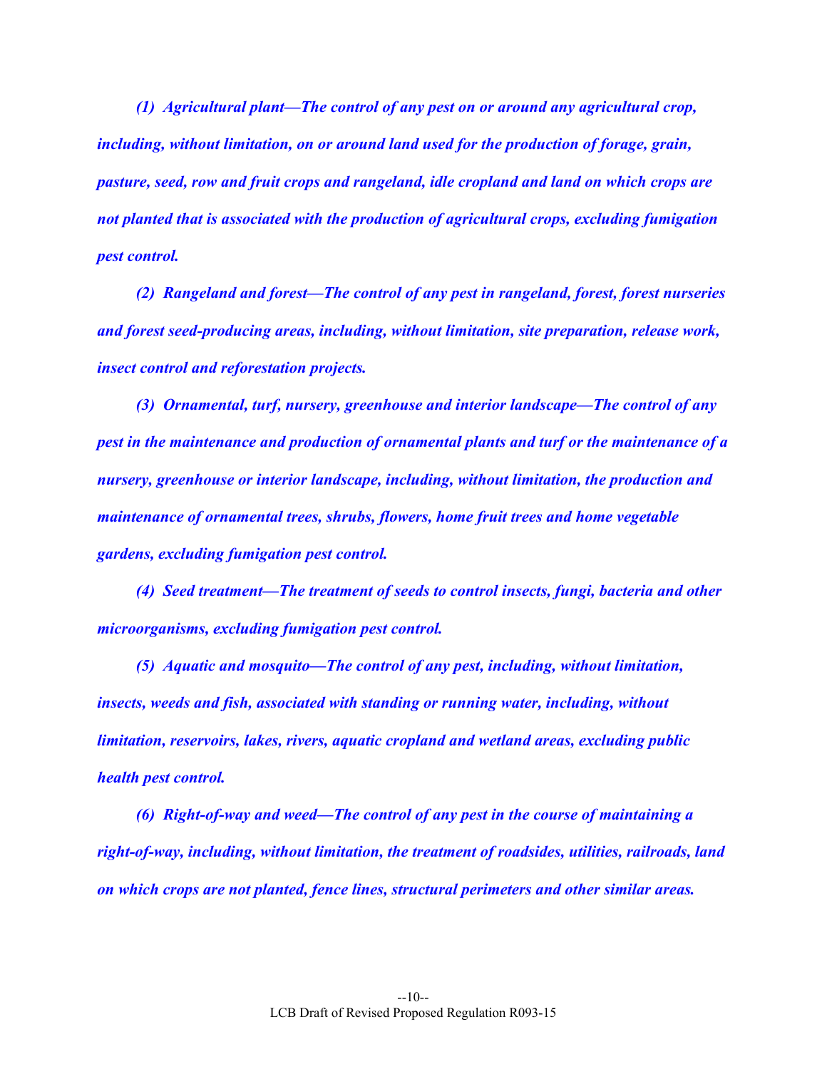*(1) Agricultural plant—The control of any pest on or around any agricultural crop, including, without limitation, on or around land used for the production of forage, grain, pasture, seed, row and fruit crops and rangeland, idle cropland and land on which crops are not planted that is associated with the production of agricultural crops, excluding fumigation pest control.*

*(2) Rangeland and forest—The control of any pest in rangeland, forest, forest nurseries and forest seed-producing areas, including, without limitation, site preparation, release work, insect control and reforestation projects.*

*(3) Ornamental, turf, nursery, greenhouse and interior landscape—The control of any pest in the maintenance and production of ornamental plants and turf or the maintenance of a nursery, greenhouse or interior landscape, including, without limitation, the production and maintenance of ornamental trees, shrubs, flowers, home fruit trees and home vegetable gardens, excluding fumigation pest control.*

*(4) Seed treatment—The treatment of seeds to control insects, fungi, bacteria and other microorganisms, excluding fumigation pest control.*

*(5) Aquatic and mosquito—The control of any pest, including, without limitation, insects, weeds and fish, associated with standing or running water, including, without limitation, reservoirs, lakes, rivers, aquatic cropland and wetland areas, excluding public health pest control.*

*(6) Right-of-way and weed—The control of any pest in the course of maintaining a right-of-way, including, without limitation, the treatment of roadsides, utilities, railroads, land on which crops are not planted, fence lines, structural perimeters and other similar areas.*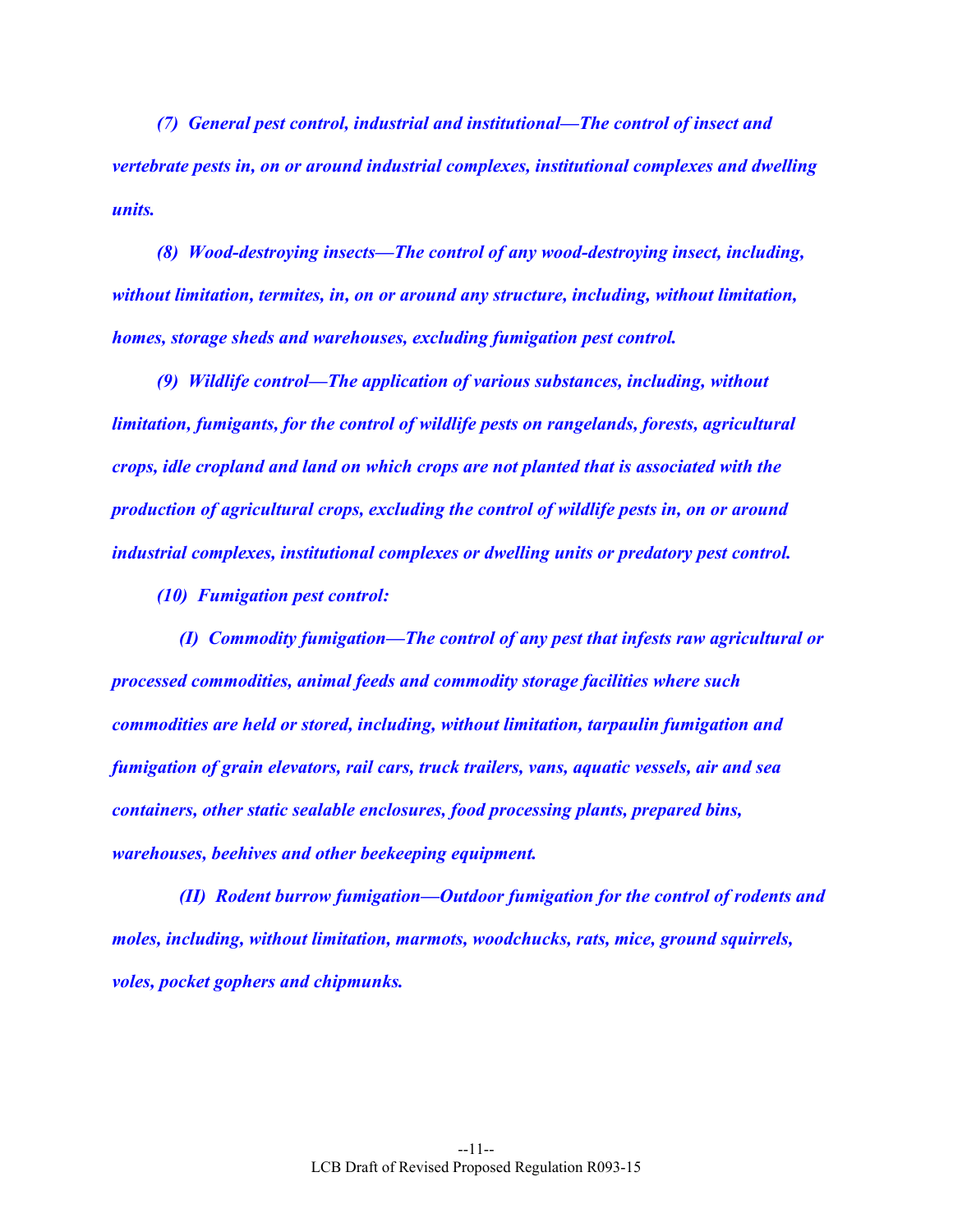*(7) General pest control, industrial and institutional—The control of insect and vertebrate pests in, on or around industrial complexes, institutional complexes and dwelling units.*

*(8) Wood-destroying insects—The control of any wood-destroying insect, including, without limitation, termites, in, on or around any structure, including, without limitation, homes, storage sheds and warehouses, excluding fumigation pest control.*

*(9) Wildlife control—The application of various substances, including, without limitation, fumigants, for the control of wildlife pests on rangelands, forests, agricultural crops, idle cropland and land on which crops are not planted that is associated with the production of agricultural crops, excluding the control of wildlife pests in, on or around industrial complexes, institutional complexes or dwelling units or predatory pest control.*

*(10) Fumigation pest control:*

*(I) Commodity fumigation—The control of any pest that infests raw agricultural or processed commodities, animal feeds and commodity storage facilities where such commodities are held or stored, including, without limitation, tarpaulin fumigation and fumigation of grain elevators, rail cars, truck trailers, vans, aquatic vessels, air and sea containers, other static sealable enclosures, food processing plants, prepared bins, warehouses, beehives and other beekeeping equipment.*

*(II) Rodent burrow fumigation—Outdoor fumigation for the control of rodents and moles, including, without limitation, marmots, woodchucks, rats, mice, ground squirrels, voles, pocket gophers and chipmunks.*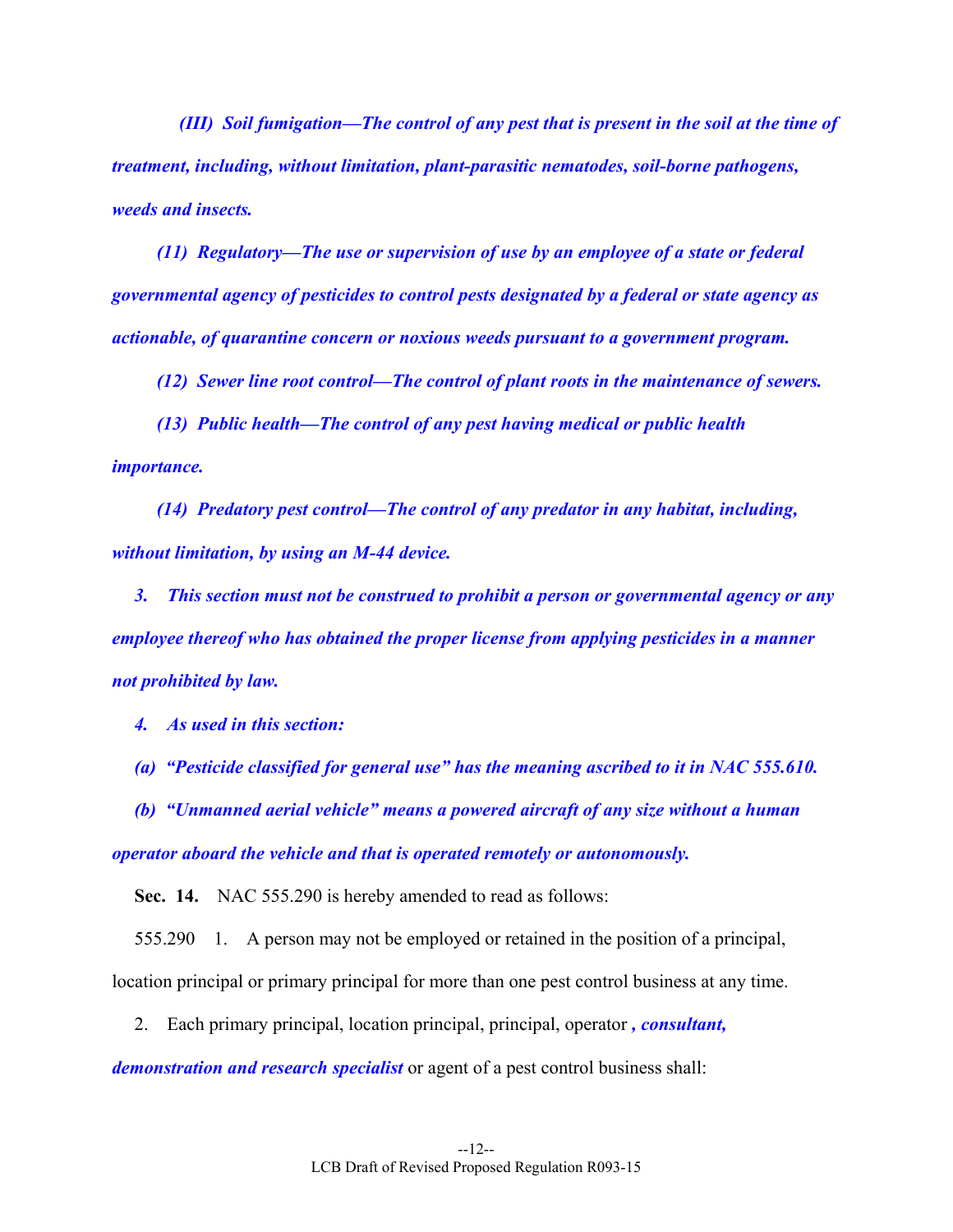*(III) Soil fumigation—The control of any pest that is present in the soil at the time of treatment, including, without limitation, plant-parasitic nematodes, soil-borne pathogens, weeds and insects.*

*(11) Regulatory—The use or supervision of use by an employee of a state or federal governmental agency of pesticides to control pests designated by a federal or state agency as actionable, of quarantine concern or noxious weeds pursuant to a government program.*

*(12) Sewer line root control—The control of plant roots in the maintenance of sewers.*

*(13) Public health—The control of any pest having medical or public health importance.*

*(14) Predatory pest control—The control of any predator in any habitat, including, without limitation, by using an M-44 device.*

*3. This section must not be construed to prohibit a person or governmental agency or any employee thereof who has obtained the proper license from applying pesticides in a manner not prohibited by law.*

*4. As used in this section:*

*(a) "Pesticide classified for general use" has the meaning ascribed to it in NAC 555.610.*

*(b) "Unmanned aerial vehicle" means a powered aircraft of any size without a human operator aboard the vehicle and that is operated remotely or autonomously.*

**Sec. 14.** NAC 555.290 is hereby amended to read as follows:

555.290 1. A person may not be employed or retained in the position of a principal, location principal or primary principal for more than one pest control business at any time.

2. Each primary principal, location principal, principal, operator *, consultant, demonstration and research specialist* or agent of a pest control business shall: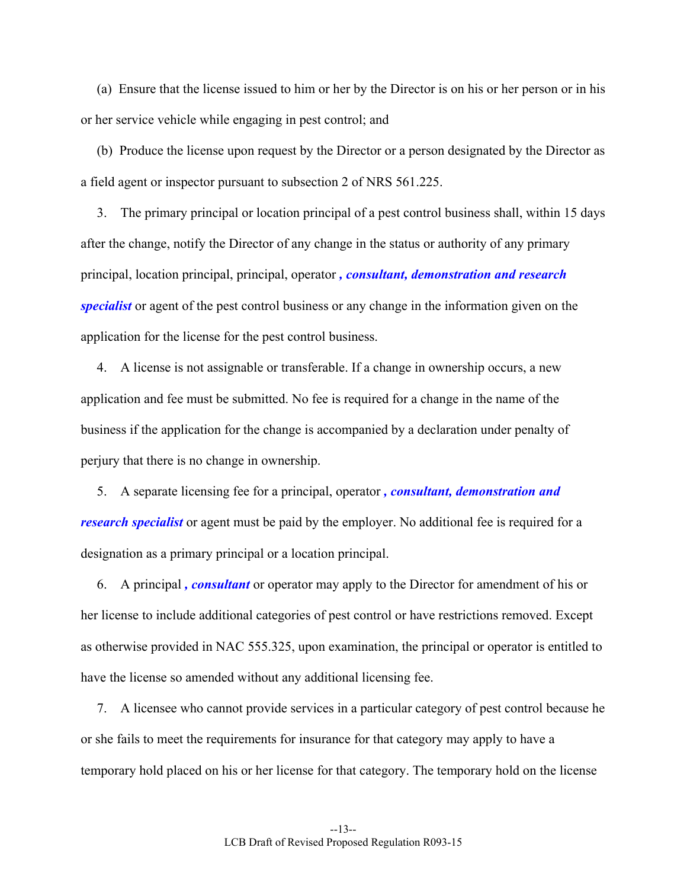(a) Ensure that the license issued to him or her by the Director is on his or her person or in his or her service vehicle while engaging in pest control; and

(b) Produce the license upon request by the Director or a person designated by the Director as a field agent or inspector pursuant to subsection 2 of NRS 561.225.

3. The primary principal or location principal of a pest control business shall, within 15 days after the change, notify the Director of any change in the status or authority of any primary principal, location principal, principal, operator ***, consultant, demonstration and research specialist*** or agent of the pest control business or any change in the information given on the application for the license for the pest control business.

4. A license is not assignable or transferable. If a change in ownership occurs, a new application and fee must be submitted. No fee is required for a change in the name of the business if the application for the change is accompanied by a declaration under penalty of perjury that there is no change in ownership.

5. A separate licensing fee for a principal, operator ***, consultant, demonstration and research specialist*** or agent must be paid by the employer. No additional fee is required for a designation as a primary principal or a location principal.

6. A principal ***, consultant*** or operator may apply to the Director for amendment of his or her license to include additional categories of pest control or have restrictions removed. Except as otherwise provided in NAC 555.325, upon examination, the principal or operator is entitled to have the license so amended without any additional licensing fee.

7. A licensee who cannot provide services in a particular category of pest control because he or she fails to meet the requirements for insurance for that category may apply to have a temporary hold placed on his or her license for that category. The temporary hold on the license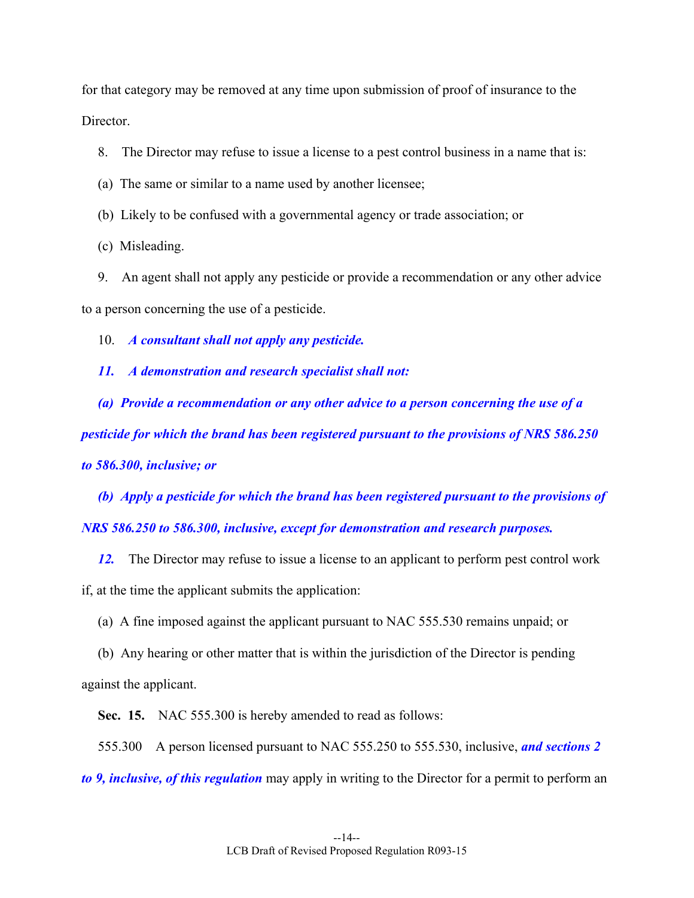for that category may be removed at any time upon submission of proof of insurance to the Director.

8. The Director may refuse to issue a license to a pest control business in a name that is:

(a) The same or similar to a name used by another licensee;

(b) Likely to be confused with a governmental agency or trade association; or

(c) Misleading.

9. An agent shall not apply any pesticide or provide a recommendation or any other advice to a person concerning the use of a pesticide.

10. ***A consultant shall not apply any pesticide.***

***11. A demonstration and research specialist shall not:***

***(a) Provide a recommendation or any other advice to a person concerning the use of a pesticide for which the brand has been registered pursuant to the provisions of NRS 586.250 to 586.300, inclusive; or***

***(b) Apply a pesticide for which the brand has been registered pursuant to the provisions of NRS 586.250 to 586.300, inclusive, except for demonstration and research purposes.***

***12.*** The Director may refuse to issue a license to an applicant to perform pest control work if, at the time the applicant submits the application:

(a) A fine imposed against the applicant pursuant to NAC 555.530 remains unpaid; or

(b) Any hearing or other matter that is within the jurisdiction of the Director is pending against the applicant.

**Sec. 15.** NAC 555.300 is hereby amended to read as follows:

555.300 A person licensed pursuant to NAC 555.250 to 555.530, inclusive, ***and sections 2 to 9, inclusive, of this regulation*** may apply in writing to the Director for a permit to perform an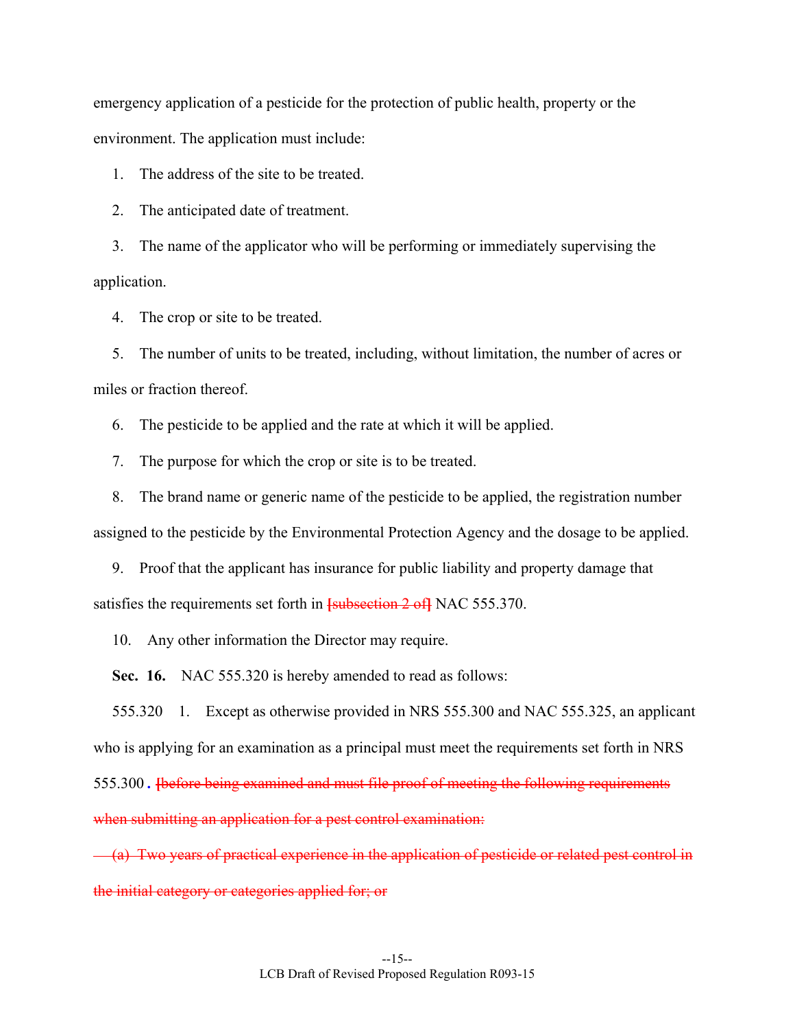emergency application of a pesticide for the protection of public health, property or the environment. The application must include:

1. The address of the site to be treated.

2. The anticipated date of treatment.

3. The name of the applicator who will be performing or immediately supervising the application.

4. The crop or site to be treated.

5. The number of units to be treated, including, without limitation, the number of acres or miles or fraction thereof.

6. The pesticide to be applied and the rate at which it will be applied.

7. The purpose for which the crop or site is to be treated.

8. The brand name or generic name of the pesticide to be applied, the registration number assigned to the pesticide by the Environmental Protection Agency and the dosage to be applied.

9. Proof that the applicant has insurance for public liability and property damage that satisfies the requirements set forth in ~~[subsection 2 of]~~ NAC 555.370.

10. Any other information the Director may require.

**Sec. 16.** NAC 555.320 is hereby amended to read as follows:

555.320 1. Except as otherwise provided in NRS 555.300 and NAC 555.325, an applicant who is applying for an examination as a principal must meet the requirements set forth in NRS 555.300 ***.*** ~~[before being examined and must file proof of meeting the following requirements when submitting an application for a pest control examination:~~

~~(a) Two years of practical experience in the application of pesticide or related pest control in the initial category or categories applied for; or~~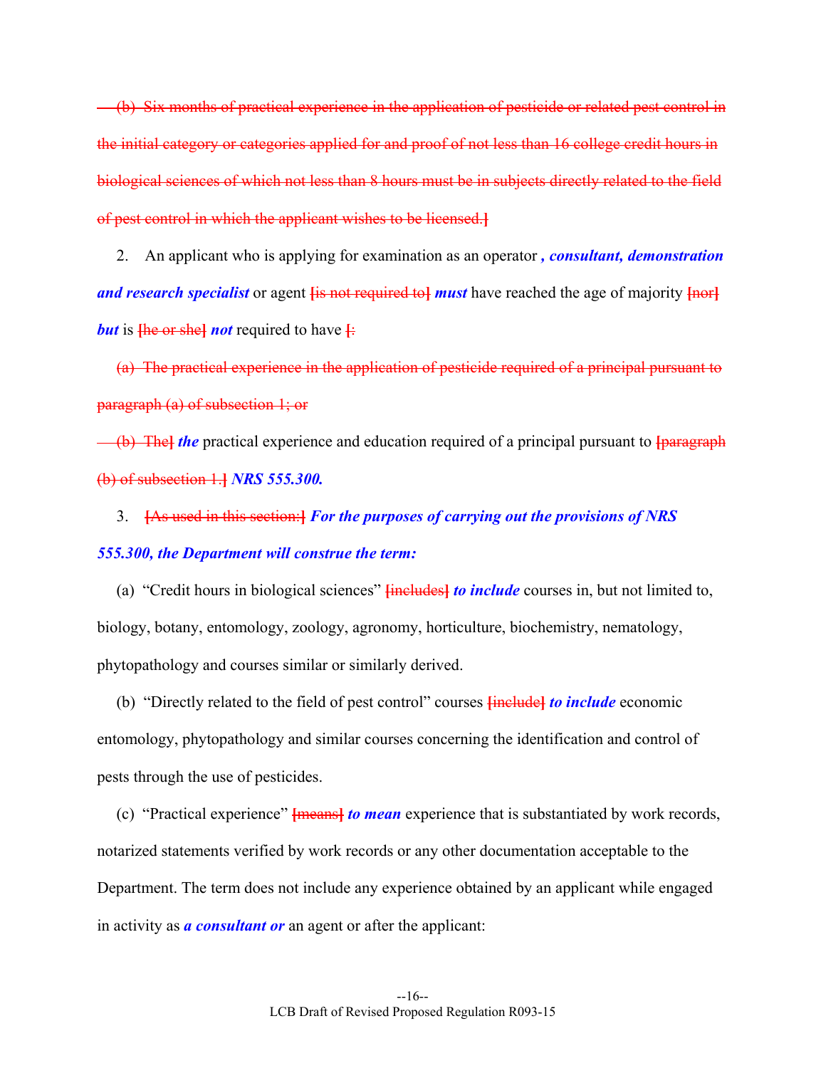~~(b) Six months of practical experience in the application of pesticide or related pest control in the initial category or categories applied for and proof of not less than 16 college credit hours in biological sciences of which not less than 8 hours must be in subjects directly related to the field of pest control in which the applicant wishes to be licensed.]~~

2. An applicant who is applying for examination as an operator ***, consultant, demonstration and research specialist*** or agent ~~[is not required to]~~ ***must*** have reached the age of majority ~~[nor]~~ ***but*** is ~~[he or she]~~ ***not*** required to have ~~[:~~

~~(a) The practical experience in the application of pesticide required of a principal pursuant to paragraph (a) of subsection 1; or~~

~~(b) The]~~ ***the*** practical experience and education required of a principal pursuant to ~~[paragraph (b) of subsection 1.]~~ ***NRS 555.300.***

3. ~~[As used in this section:]~~ ***For the purposes of carrying out the provisions of NRS 555.300, the Department will construe the term:***

(a) "Credit hours in biological sciences" ~~[includes]~~ ***to include*** courses in, but not limited to, biology, botany, entomology, zoology, agronomy, horticulture, biochemistry, nematology, phytopathology and courses similar or similarly derived.

(b) "Directly related to the field of pest control" courses ~~[include]~~ ***to include*** economic entomology, phytopathology and similar courses concerning the identification and control of pests through the use of pesticides.

(c) "Practical experience" ~~[means]~~ ***to mean*** experience that is substantiated by work records, notarized statements verified by work records or any other documentation acceptable to the Department. The term does not include any experience obtained by an applicant while engaged in activity as ***a consultant or*** an agent or after the applicant: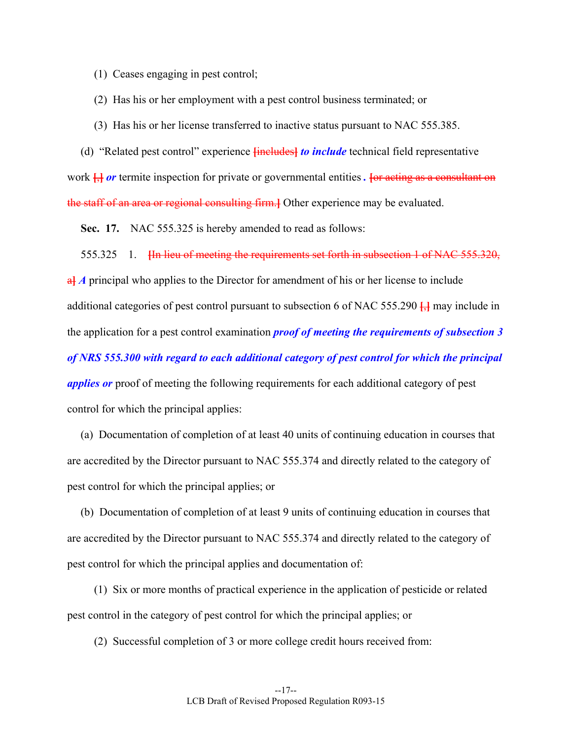(1) Ceases engaging in pest control;

(2) Has his or her employment with a pest control business terminated; or

(3) Has his or her license transferred to inactive status pursuant to NAC 555.385.

(d) "Related pest control" experience ~~[includes]~~ ***to include*** technical field representative work ~~[,]~~ ***or*** termite inspection for private or governmental entities ***.*** ~~[or acting as a consultant on the staff of an area or regional consulting firm.]~~ Other experience may be evaluated.

**Sec. 17.** NAC 555.325 is hereby amended to read as follows:

555.325 1. ~~[In lieu of meeting the requirements set forth in subsection 1 of NAC 555.320, a]~~ ***A*** principal who applies to the Director for amendment of his or her license to include additional categories of pest control pursuant to subsection 6 of NAC 555.290 ~~[,]~~ may include in the application for a pest control examination ***proof of meeting the requirements of subsection 3 of NRS 555.300 with regard to each additional category of pest control for which the principal applies or*** proof of meeting the following requirements for each additional category of pest control for which the principal applies:

(a) Documentation of completion of at least 40 units of continuing education in courses that are accredited by the Director pursuant to NAC 555.374 and directly related to the category of pest control for which the principal applies; or

(b) Documentation of completion of at least 9 units of continuing education in courses that are accredited by the Director pursuant to NAC 555.374 and directly related to the category of pest control for which the principal applies and documentation of:

(1) Six or more months of practical experience in the application of pesticide or related pest control in the category of pest control for which the principal applies; or

(2) Successful completion of 3 or more college credit hours received from: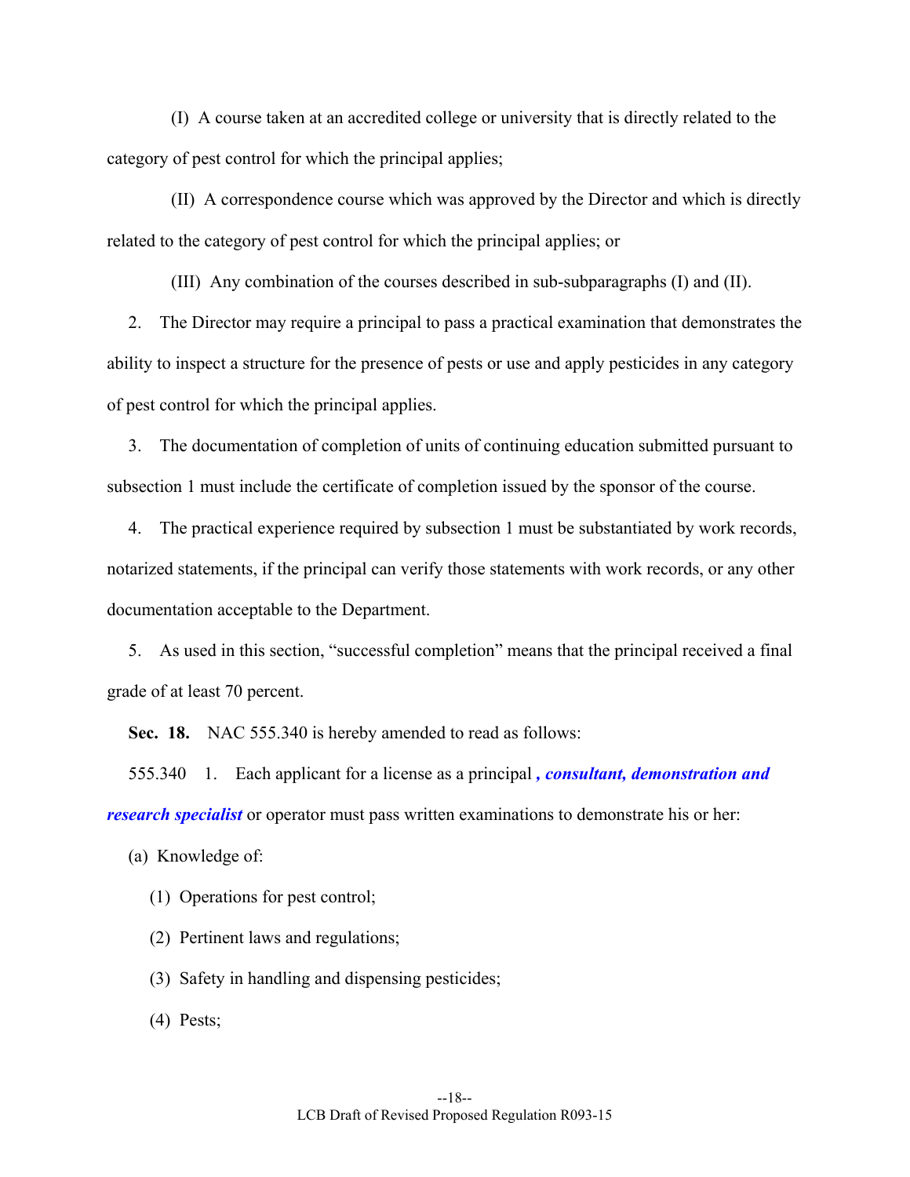(I) A course taken at an accredited college or university that is directly related to the category of pest control for which the principal applies;

(II) A correspondence course which was approved by the Director and which is directly related to the category of pest control for which the principal applies; or

(III) Any combination of the courses described in sub-subparagraphs (I) and (II).

2. The Director may require a principal to pass a practical examination that demonstrates the ability to inspect a structure for the presence of pests or use and apply pesticides in any category of pest control for which the principal applies.

3. The documentation of completion of units of continuing education submitted pursuant to subsection 1 must include the certificate of completion issued by the sponsor of the course.

4. The practical experience required by subsection 1 must be substantiated by work records, notarized statements, if the principal can verify those statements with work records, or any other documentation acceptable to the Department.

5. As used in this section, "successful completion" means that the principal received a final grade of at least 70 percent.

**Sec. 18.** NAC 555.340 is hereby amended to read as follows:

555.340 1. Each applicant for a license as a principal ***, consultant, demonstration and research specialist*** or operator must pass written examinations to demonstrate his or her:

(a) Knowledge of:

(1) Operations for pest control;

(2) Pertinent laws and regulations;

(3) Safety in handling and dispensing pesticides;

(4) Pests;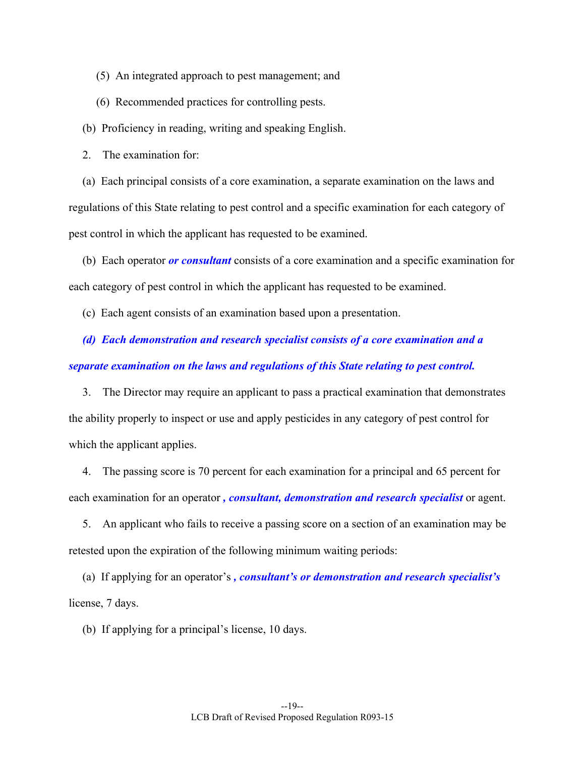(5) An integrated approach to pest management; and

(6) Recommended practices for controlling pests.

(b) Proficiency in reading, writing and speaking English.

2. The examination for:

(a) Each principal consists of a core examination, a separate examination on the laws and regulations of this State relating to pest control and a specific examination for each category of pest control in which the applicant has requested to be examined.

(b) Each operator ***or consultant*** consists of a core examination and a specific examination for each category of pest control in which the applicant has requested to be examined.

(c) Each agent consists of an examination based upon a presentation.

***(d) Each demonstration and research specialist consists of a core examination and a separate examination on the laws and regulations of this State relating to pest control.***

3. The Director may require an applicant to pass a practical examination that demonstrates the ability properly to inspect or use and apply pesticides in any category of pest control for which the applicant applies.

4. The passing score is 70 percent for each examination for a principal and 65 percent for each examination for an operator ***, consultant, demonstration and research specialist*** or agent.

5. An applicant who fails to receive a passing score on a section of an examination may be retested upon the expiration of the following minimum waiting periods:

(a) If applying for an operator's ***, consultant's or demonstration and research specialist's*** license, 7 days.

(b) If applying for a principal's license, 10 days.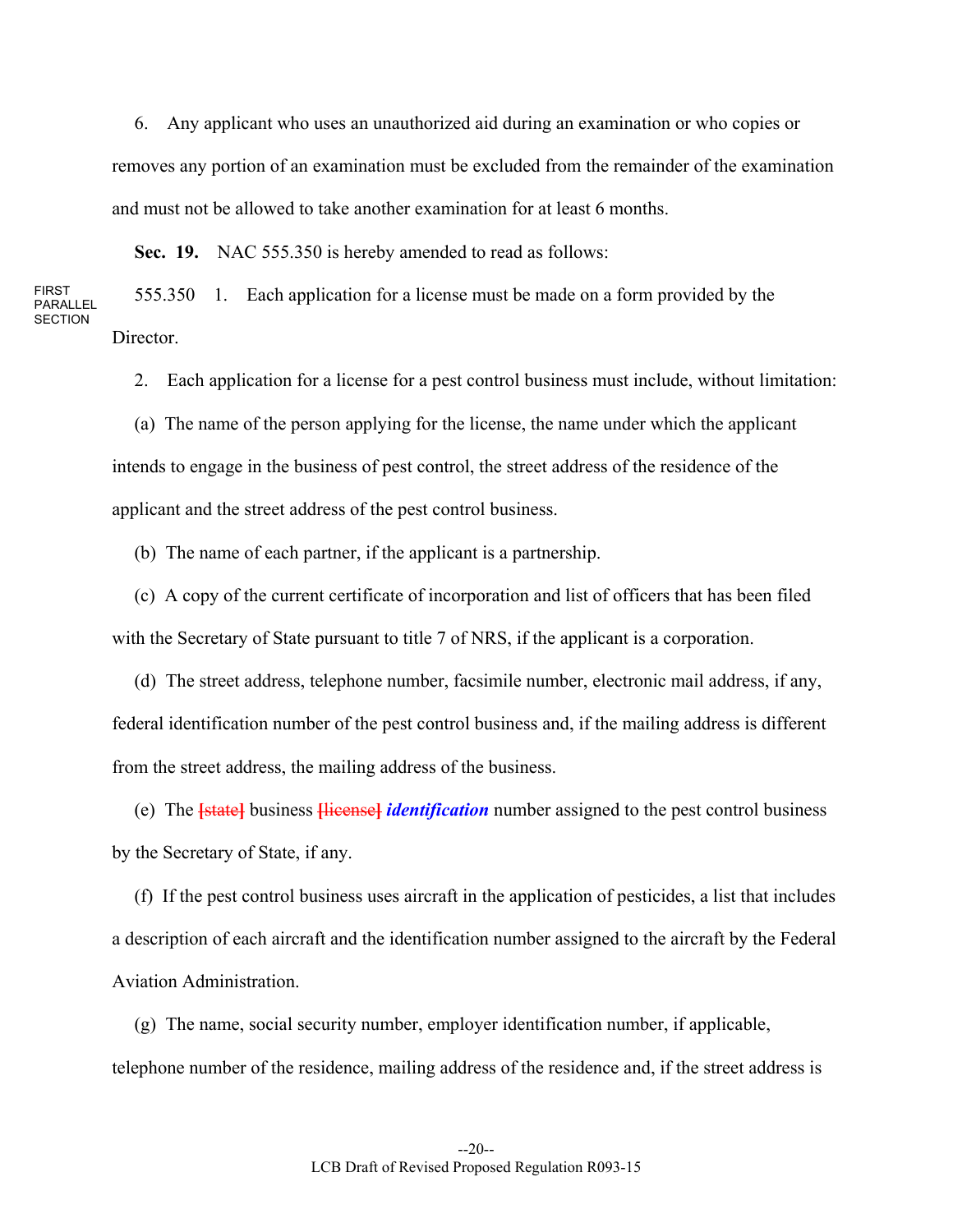6. Any applicant who uses an unauthorized aid during an examination or who copies or removes any portion of an examination must be excluded from the remainder of the examination and must not be allowed to take another examination for at least 6 months.

**Sec. 19.** NAC 555.350 is hereby amended to read as follows:

FIRST PARALLEL SECTION

555.350 1. Each application for a license must be made on a form provided by the Director.

2. Each application for a license for a pest control business must include, without limitation:

(a) The name of the person applying for the license, the name under which the applicant intends to engage in the business of pest control, the street address of the residence of the applicant and the street address of the pest control business.

(b) The name of each partner, if the applicant is a partnership.

(c) A copy of the current certificate of incorporation and list of officers that has been filed with the Secretary of State pursuant to title 7 of NRS, if the applicant is a corporation.

(d) The street address, telephone number, facsimile number, electronic mail address, if any, federal identification number of the pest control business and, if the mailing address is different from the street address, the mailing address of the business.

(e) The ~~[state]~~ business ~~[license]~~ ***identification*** number assigned to the pest control business by the Secretary of State, if any.

(f) If the pest control business uses aircraft in the application of pesticides, a list that includes a description of each aircraft and the identification number assigned to the aircraft by the Federal Aviation Administration.

(g) The name, social security number, employer identification number, if applicable, telephone number of the residence, mailing address of the residence and, if the street address is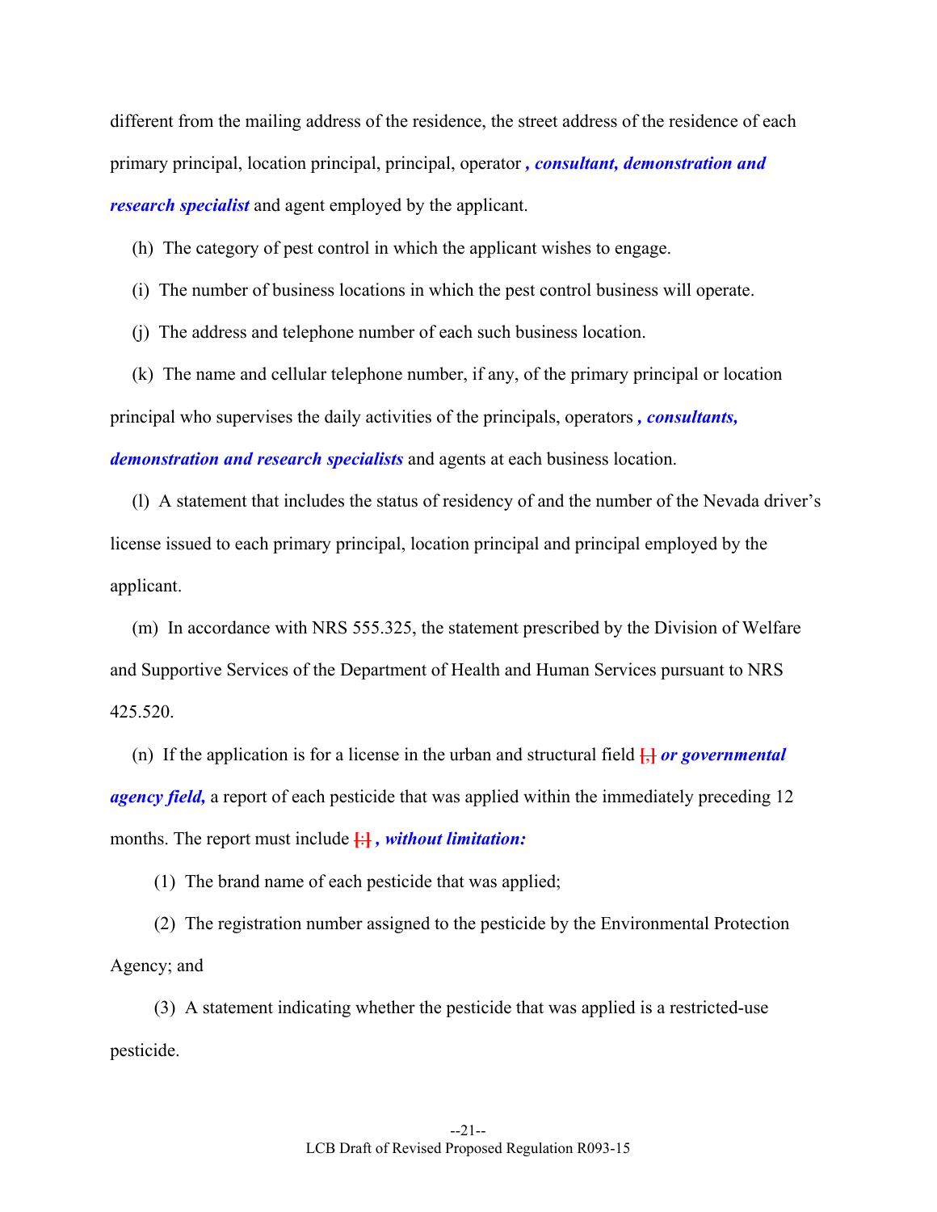different from the mailing address of the residence, the street address of the residence of each primary principal, location principal, principal, operator ***, consultant, demonstration and research specialist*** and agent employed by the applicant.

(h) The category of pest control in which the applicant wishes to engage.

(i) The number of business locations in which the pest control business will operate.

(j) The address and telephone number of each such business location.

(k) The name and cellular telephone number, if any, of the primary principal or location principal who supervises the daily activities of the principals, operators ***, consultants, demonstration and research specialists*** and agents at each business location.

(l) A statement that includes the status of residency of and the number of the Nevada driver's license issued to each primary principal, location principal and principal employed by the applicant.

(m) In accordance with NRS 555.325, the statement prescribed by the Division of Welfare and Supportive Services of the Department of Health and Human Services pursuant to NRS 425.520.

(n) If the application is for a license in the urban and structural field [,] ***or governmental agency field,*** a report of each pesticide that was applied within the immediately preceding 12 months. The report must include [:] ***, without limitation:***

(1) The brand name of each pesticide that was applied;

(2) The registration number assigned to the pesticide by the Environmental Protection Agency; and

(3) A statement indicating whether the pesticide that was applied is a restricted-use pesticide.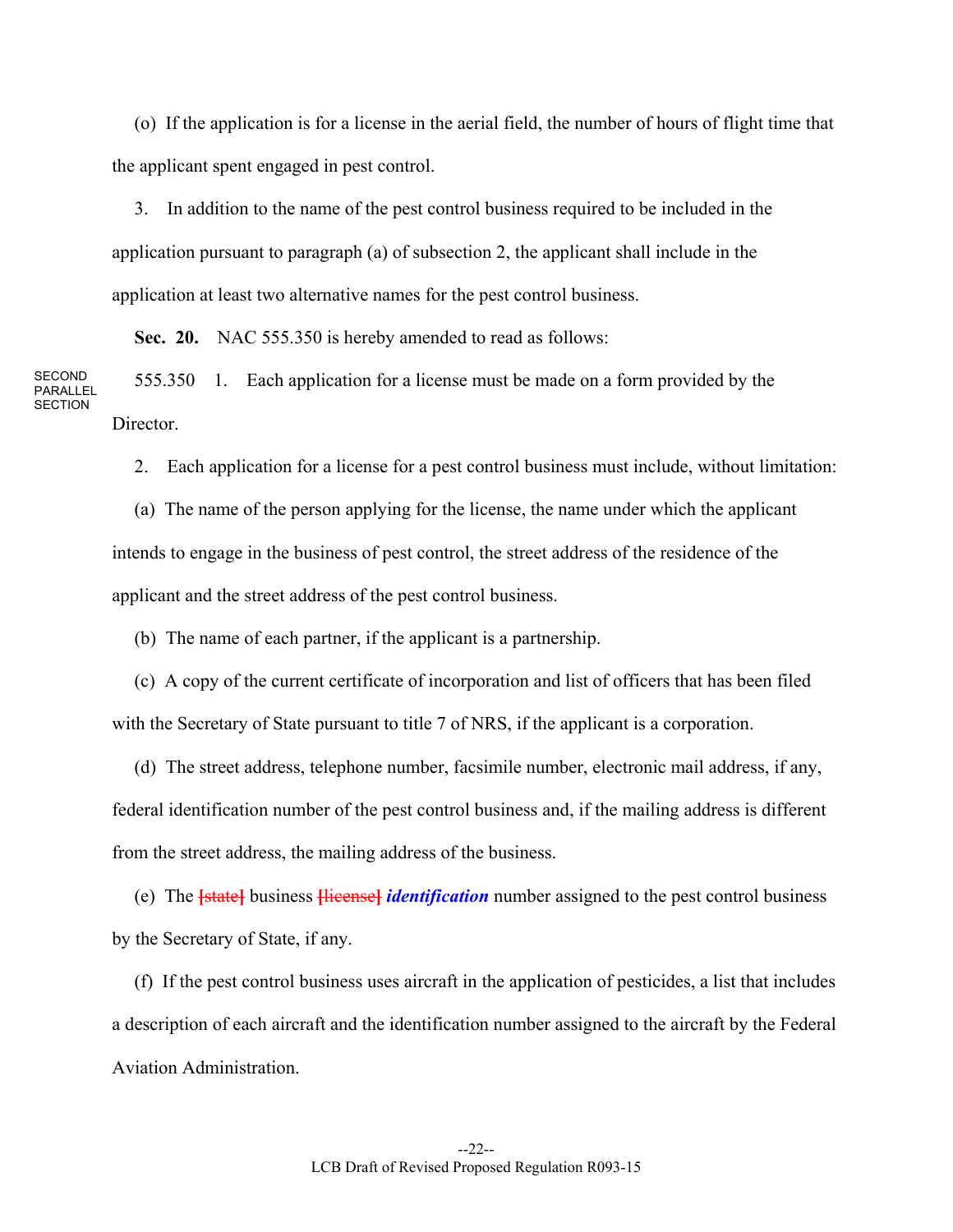(o) If the application is for a license in the aerial field, the number of hours of flight time that the applicant spent engaged in pest control.

3. In addition to the name of the pest control business required to be included in the application pursuant to paragraph (a) of subsection 2, the applicant shall include in the application at least two alternative names for the pest control business.

**Sec. 20.** NAC 555.350 is hereby amended to read as follows:

SECOND PARALLEL SECTION

555.350 1. Each application for a license must be made on a form provided by the Director.

2. Each application for a license for a pest control business must include, without limitation:

(a) The name of the person applying for the license, the name under which the applicant intends to engage in the business of pest control, the street address of the residence of the applicant and the street address of the pest control business.

(b) The name of each partner, if the applicant is a partnership.

(c) A copy of the current certificate of incorporation and list of officers that has been filed with the Secretary of State pursuant to title 7 of NRS, if the applicant is a corporation.

(d) The street address, telephone number, facsimile number, electronic mail address, if any, federal identification number of the pest control business and, if the mailing address is different from the street address, the mailing address of the business.

(e) The [state] business [license] ***identification*** number assigned to the pest control business by the Secretary of State, if any.

(f) If the pest control business uses aircraft in the application of pesticides, a list that includes a description of each aircraft and the identification number assigned to the aircraft by the Federal Aviation Administration.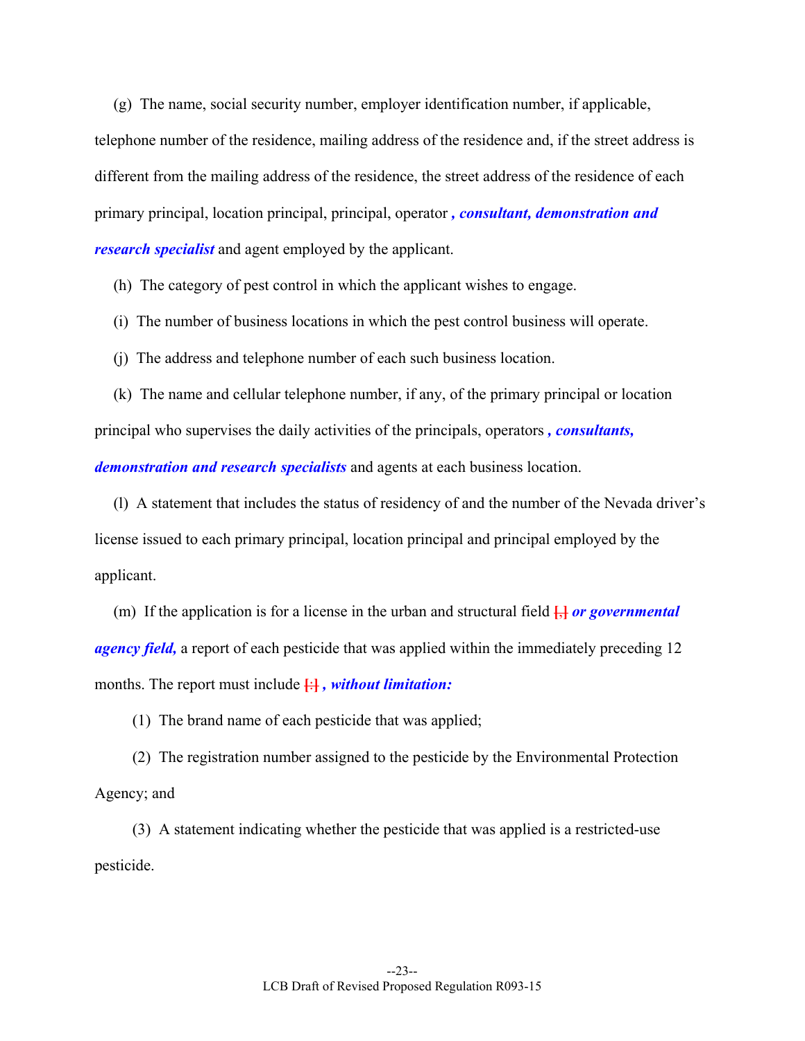(g) The name, social security number, employer identification number, if applicable, telephone number of the residence, mailing address of the residence and, if the street address is different from the mailing address of the residence, the street address of the residence of each primary principal, location principal, principal, operator ***, consultant, demonstration and research specialist*** and agent employed by the applicant.

(h) The category of pest control in which the applicant wishes to engage.

(i) The number of business locations in which the pest control business will operate.

(j) The address and telephone number of each such business location.

(k) The name and cellular telephone number, if any, of the primary principal or location principal who supervises the daily activities of the principals, operators ***, consultants, demonstration and research specialists*** and agents at each business location.

(l) A statement that includes the status of residency of and the number of the Nevada driver's license issued to each primary principal, location principal and principal employed by the applicant.

(m) If the application is for a license in the urban and structural field [,] ***or governmental agency field,*** a report of each pesticide that was applied within the immediately preceding 12 months. The report must include [:] ***, without limitation:***

(1) The brand name of each pesticide that was applied;

(2) The registration number assigned to the pesticide by the Environmental Protection Agency; and

(3) A statement indicating whether the pesticide that was applied is a restricted-use pesticide.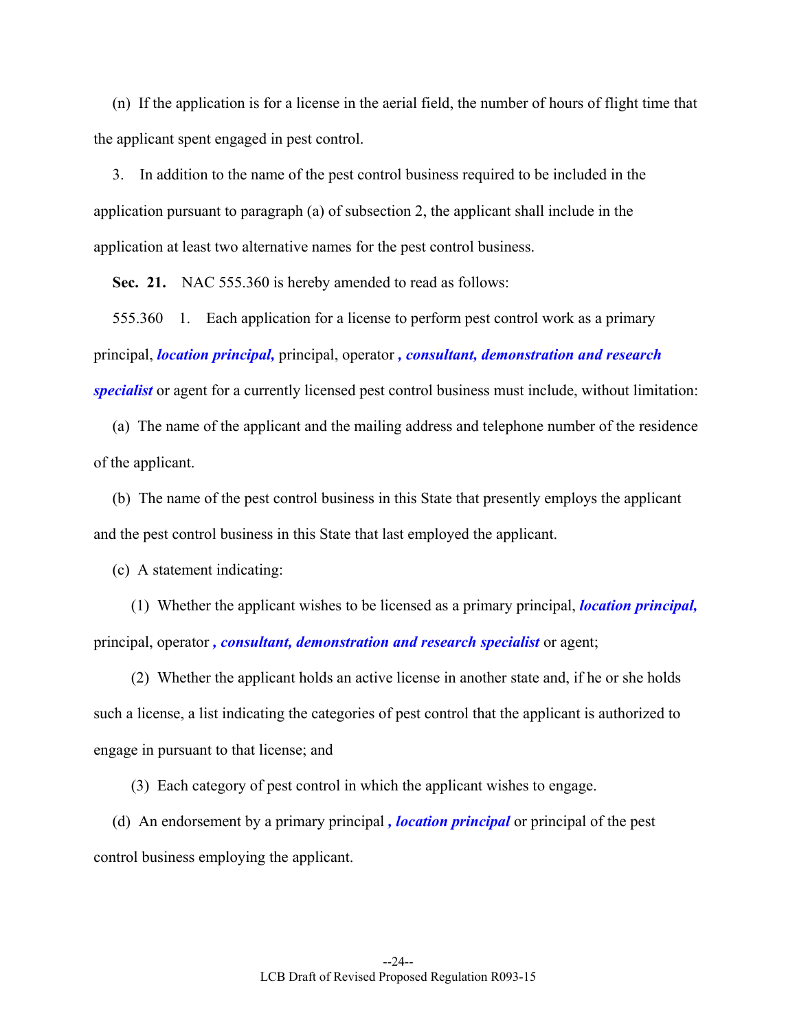(n) If the application is for a license in the aerial field, the number of hours of flight time that the applicant spent engaged in pest control.

3. In addition to the name of the pest control business required to be included in the application pursuant to paragraph (a) of subsection 2, the applicant shall include in the application at least two alternative names for the pest control business.

**Sec. 21.** NAC 555.360 is hereby amended to read as follows:

555.360 1. Each application for a license to perform pest control work as a primary principal, ***location principal,*** principal, operator ***, consultant, demonstration and research specialist*** or agent for a currently licensed pest control business must include, without limitation:

(a) The name of the applicant and the mailing address and telephone number of the residence of the applicant.

(b) The name of the pest control business in this State that presently employs the applicant and the pest control business in this State that last employed the applicant.

(c) A statement indicating:

(1) Whether the applicant wishes to be licensed as a primary principal, ***location principal,*** principal, operator ***, consultant, demonstration and research specialist*** or agent;

(2) Whether the applicant holds an active license in another state and, if he or she holds such a license, a list indicating the categories of pest control that the applicant is authorized to engage in pursuant to that license; and

(3) Each category of pest control in which the applicant wishes to engage.

(d) An endorsement by a primary principal ***, location principal*** or principal of the pest control business employing the applicant.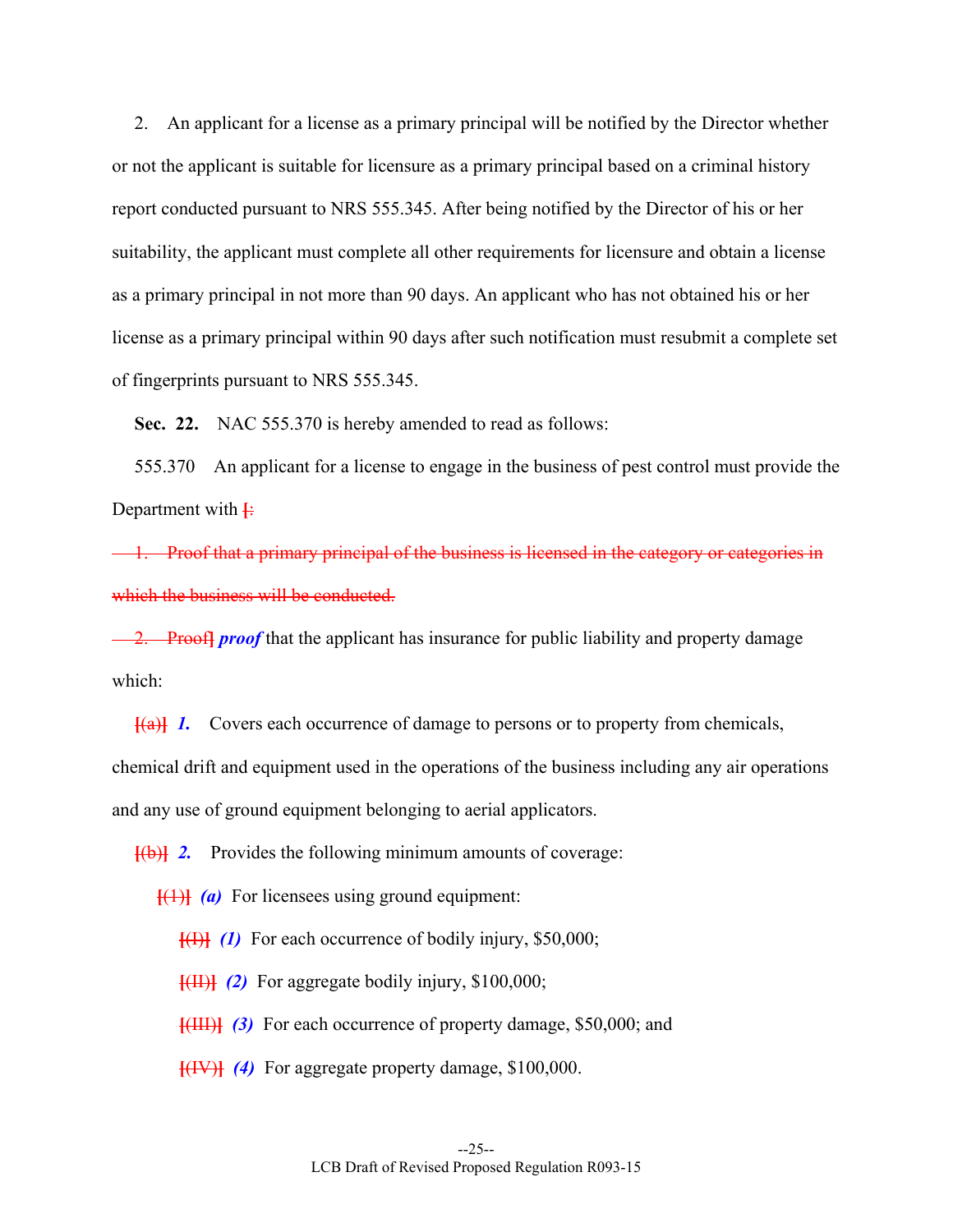2. An applicant for a license as a primary principal will be notified by the Director whether or not the applicant is suitable for licensure as a primary principal based on a criminal history report conducted pursuant to NRS 555.345. After being notified by the Director of his or her suitability, the applicant must complete all other requirements for licensure and obtain a license as a primary principal in not more than 90 days. An applicant who has not obtained his or her license as a primary principal within 90 days after such notification must resubmit a complete set of fingerprints pursuant to NRS 555.345.

**Sec. 22.** NAC 555.370 is hereby amended to read as follows:

555.370 An applicant for a license to engage in the business of pest control must provide the Department with [:

~~1. Proof that a primary principal of the business is licensed in the category or categories in which the business will be conducted.~~

~~2. Proof~~] ***proof*** that the applicant has insurance for public liability and property damage which:

[~~(a)~~] ***1.*** Covers each occurrence of damage to persons or to property from chemicals, chemical drift and equipment used in the operations of the business including any air operations and any use of ground equipment belonging to aerial applicators.

[~~(b)~~] ***2.*** Provides the following minimum amounts of coverage:

[~~(1)~~] ***(a)*** For licensees using ground equipment:

[~~(I)~~] ***(1)*** For each occurrence of bodily injury, $50,000;

[~~(II)~~] ***(2)*** For aggregate bodily injury, $100,000;

[~~(III)~~] ***(3)*** For each occurrence of property damage, $50,000; and

[~~(IV)~~] ***(4)*** For aggregate property damage, $100,000.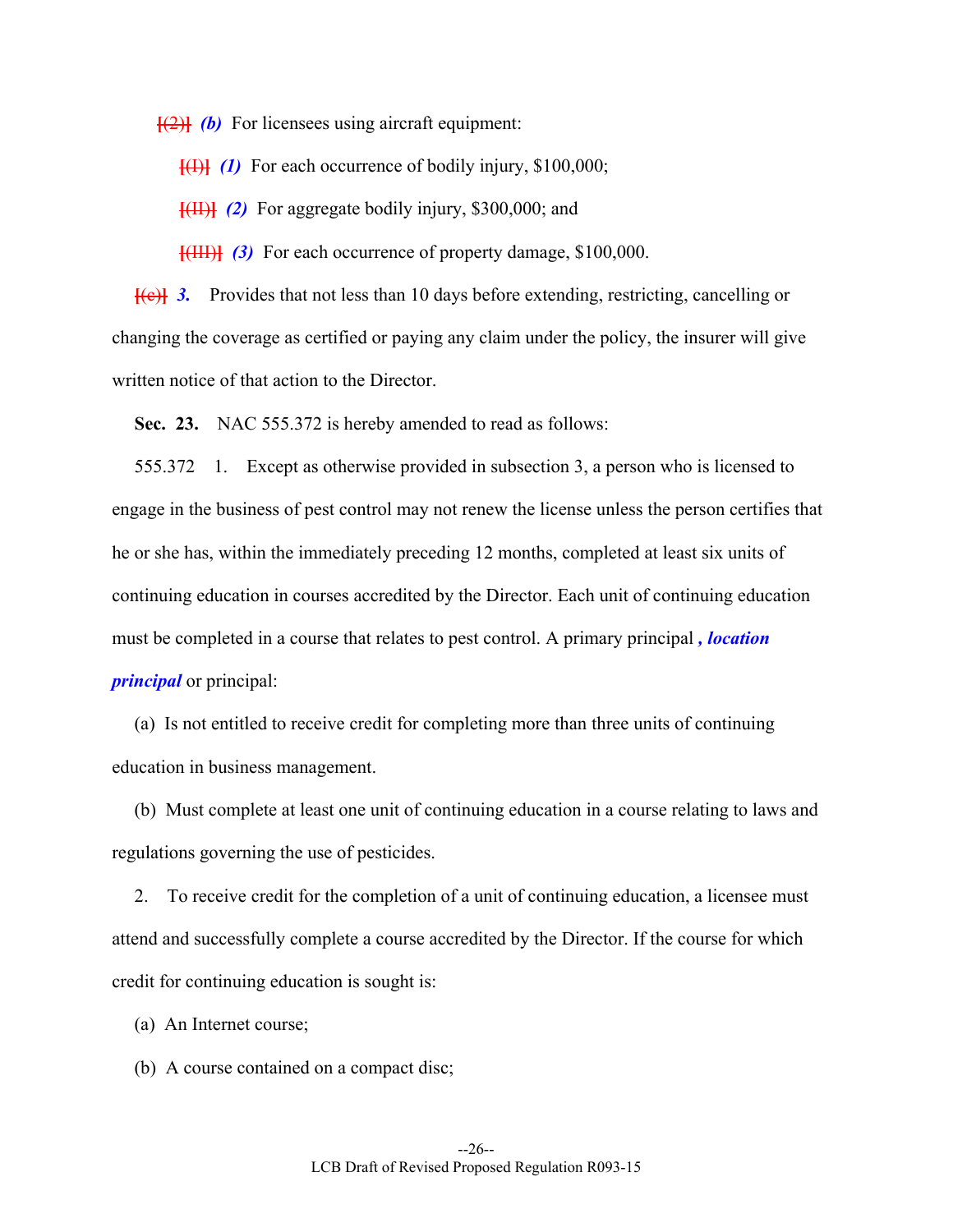[(2)] ***(b)*** For licensees using aircraft equipment:

[(I)] ***(1)*** For each occurrence of bodily injury, $100,000;

[(II)] ***(2)*** For aggregate bodily injury, $300,000; and

[(III)] ***(3)*** For each occurrence of property damage, $100,000.

[(c)] ***3.*** Provides that not less than 10 days before extending, restricting, cancelling or changing the coverage as certified or paying any claim under the policy, the insurer will give written notice of that action to the Director.

**Sec. 23.** NAC 555.372 is hereby amended to read as follows:

555.372 1. Except as otherwise provided in subsection 3, a person who is licensed to engage in the business of pest control may not renew the license unless the person certifies that he or she has, within the immediately preceding 12 months, completed at least six units of continuing education in courses accredited by the Director. Each unit of continuing education must be completed in a course that relates to pest control. A primary principal ***, location principal*** or principal:

(a) Is not entitled to receive credit for completing more than three units of continuing education in business management.

(b) Must complete at least one unit of continuing education in a course relating to laws and regulations governing the use of pesticides.

2. To receive credit for the completion of a unit of continuing education, a licensee must attend and successfully complete a course accredited by the Director. If the course for which credit for continuing education is sought is:

(a) An Internet course;

(b) A course contained on a compact disc;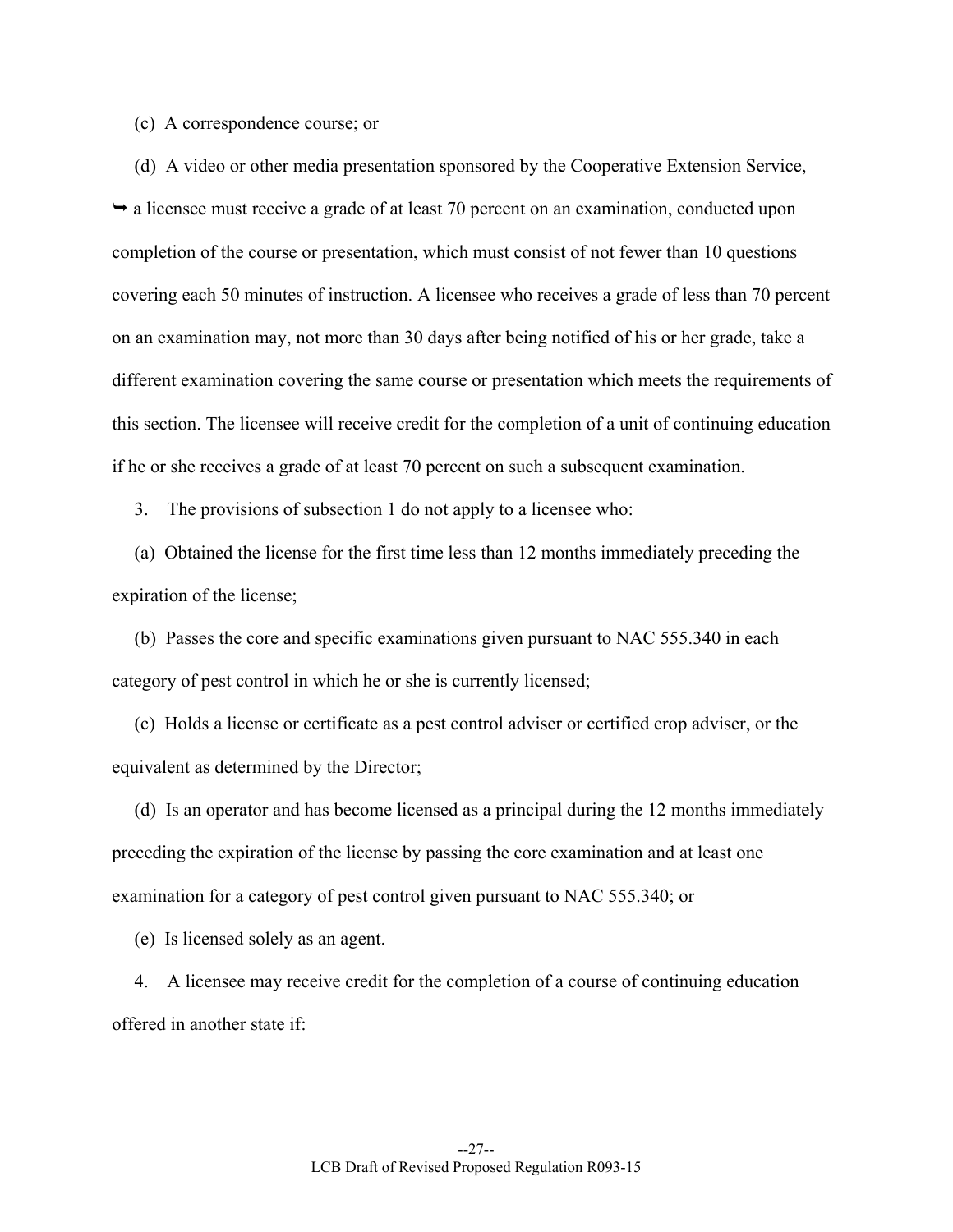(c) A correspondence course; or

(d) A video or other media presentation sponsored by the Cooperative Extension Service,

➥ a licensee must receive a grade of at least 70 percent on an examination, conducted upon completion of the course or presentation, which must consist of not fewer than 10 questions covering each 50 minutes of instruction. A licensee who receives a grade of less than 70 percent on an examination may, not more than 30 days after being notified of his or her grade, take a different examination covering the same course or presentation which meets the requirements of this section. The licensee will receive credit for the completion of a unit of continuing education if he or she receives a grade of at least 70 percent on such a subsequent examination.

3. The provisions of subsection 1 do not apply to a licensee who:

(a) Obtained the license for the first time less than 12 months immediately preceding the expiration of the license;

(b) Passes the core and specific examinations given pursuant to NAC 555.340 in each category of pest control in which he or she is currently licensed;

(c) Holds a license or certificate as a pest control adviser or certified crop adviser, or the equivalent as determined by the Director;

(d) Is an operator and has become licensed as a principal during the 12 months immediately preceding the expiration of the license by passing the core examination and at least one examination for a category of pest control given pursuant to NAC 555.340; or

(e) Is licensed solely as an agent.

4. A licensee may receive credit for the completion of a course of continuing education offered in another state if: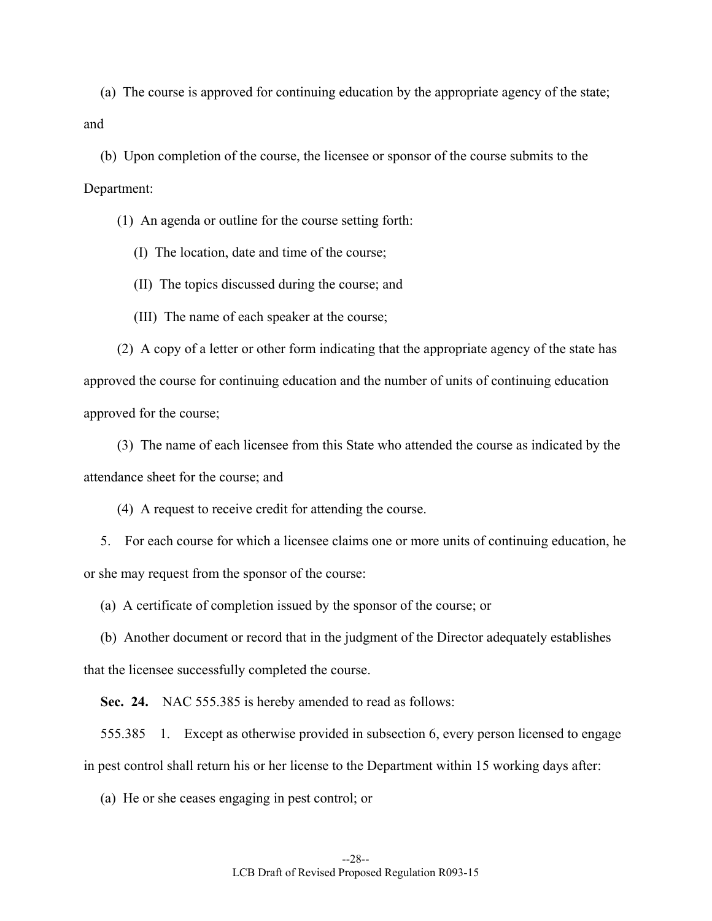(a) The course is approved for continuing education by the appropriate agency of the state; and

(b) Upon completion of the course, the licensee or sponsor of the course submits to the Department:

(1) An agenda or outline for the course setting forth:

(I) The location, date and time of the course;

(II) The topics discussed during the course; and

(III) The name of each speaker at the course;

(2) A copy of a letter or other form indicating that the appropriate agency of the state has approved the course for continuing education and the number of units of continuing education approved for the course;

(3) The name of each licensee from this State who attended the course as indicated by the attendance sheet for the course; and

(4) A request to receive credit for attending the course.

5. For each course for which a licensee claims one or more units of continuing education, he or she may request from the sponsor of the course:

(a) A certificate of completion issued by the sponsor of the course; or

(b) Another document or record that in the judgment of the Director adequately establishes that the licensee successfully completed the course.

**Sec. 24.** NAC 555.385 is hereby amended to read as follows:

555.385 1. Except as otherwise provided in subsection 6, every person licensed to engage in pest control shall return his or her license to the Department within 15 working days after:

(a) He or she ceases engaging in pest control; or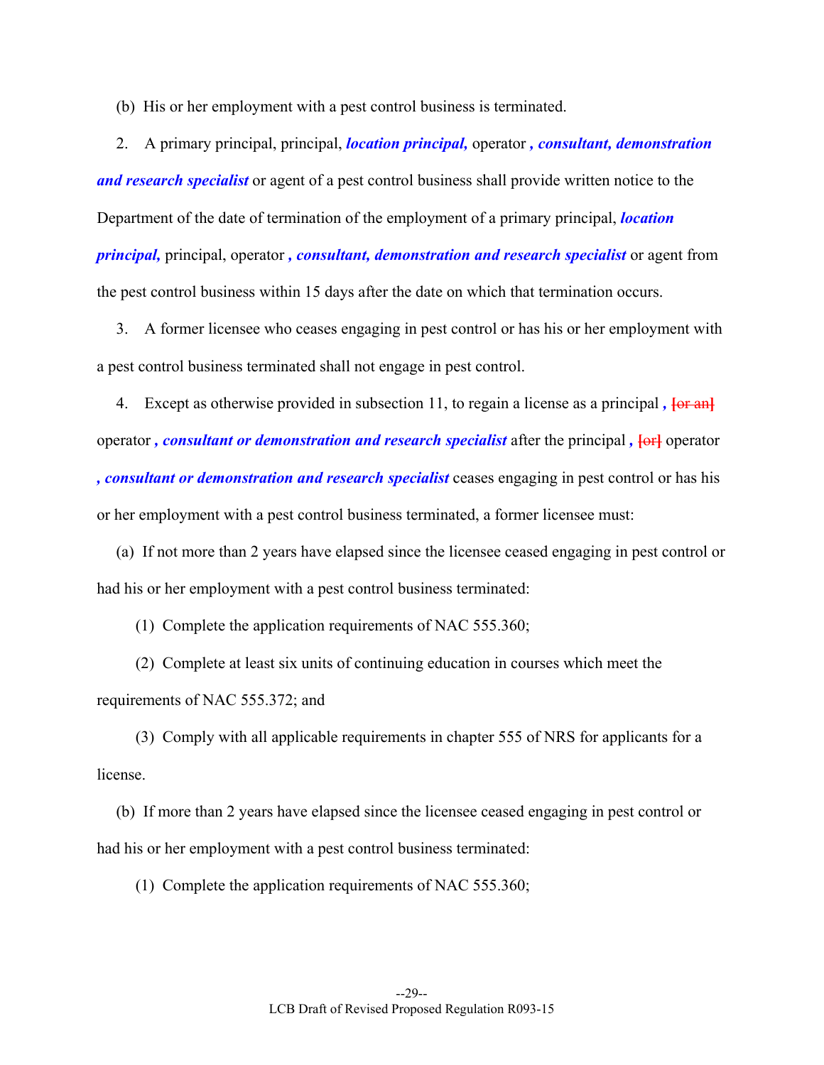(b) His or her employment with a pest control business is terminated.

2. A primary principal, principal, ***location principal,*** operator ***, consultant, demonstration and research specialist*** or agent of a pest control business shall provide written notice to the Department of the date of termination of the employment of a primary principal, ***location principal,*** principal, operator ***, consultant, demonstration and research specialist*** or agent from the pest control business within 15 days after the date on which that termination occurs.

3. A former licensee who ceases engaging in pest control or has his or her employment with a pest control business terminated shall not engage in pest control.

4. Except as otherwise provided in subsection 11, to regain a license as a principal ***,*** ~~[or an]~~ operator ***, consultant or demonstration and research specialist*** after the principal ***,*** ~~[or]~~ operator ***, consultant or demonstration and research specialist*** ceases engaging in pest control or has his or her employment with a pest control business terminated, a former licensee must:

(a) If not more than 2 years have elapsed since the licensee ceased engaging in pest control or had his or her employment with a pest control business terminated:

(1) Complete the application requirements of NAC 555.360;

(2) Complete at least six units of continuing education in courses which meet the requirements of NAC 555.372; and

(3) Comply with all applicable requirements in chapter 555 of NRS for applicants for a license.

(b) If more than 2 years have elapsed since the licensee ceased engaging in pest control or had his or her employment with a pest control business terminated:

(1) Complete the application requirements of NAC 555.360;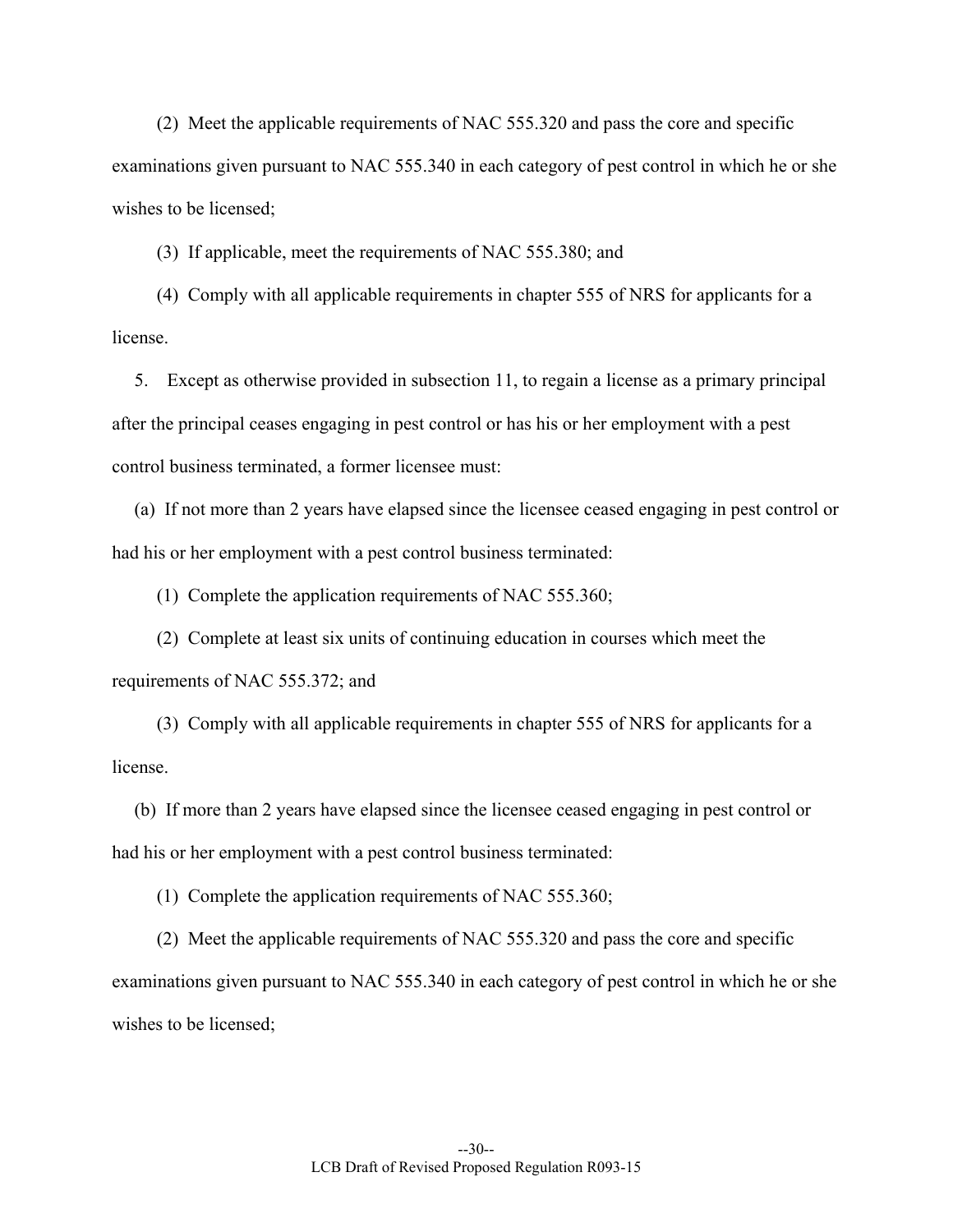(2) Meet the applicable requirements of NAC 555.320 and pass the core and specific examinations given pursuant to NAC 555.340 in each category of pest control in which he or she wishes to be licensed;

(3) If applicable, meet the requirements of NAC 555.380; and

(4) Comply with all applicable requirements in chapter 555 of NRS for applicants for a license.

5. Except as otherwise provided in subsection 11, to regain a license as a primary principal after the principal ceases engaging in pest control or has his or her employment with a pest control business terminated, a former licensee must:

(a) If not more than 2 years have elapsed since the licensee ceased engaging in pest control or had his or her employment with a pest control business terminated:

(1) Complete the application requirements of NAC 555.360;

(2) Complete at least six units of continuing education in courses which meet the requirements of NAC 555.372; and

(3) Comply with all applicable requirements in chapter 555 of NRS for applicants for a license.

(b) If more than 2 years have elapsed since the licensee ceased engaging in pest control or had his or her employment with a pest control business terminated:

(1) Complete the application requirements of NAC 555.360;

(2) Meet the applicable requirements of NAC 555.320 and pass the core and specific examinations given pursuant to NAC 555.340 in each category of pest control in which he or she wishes to be licensed;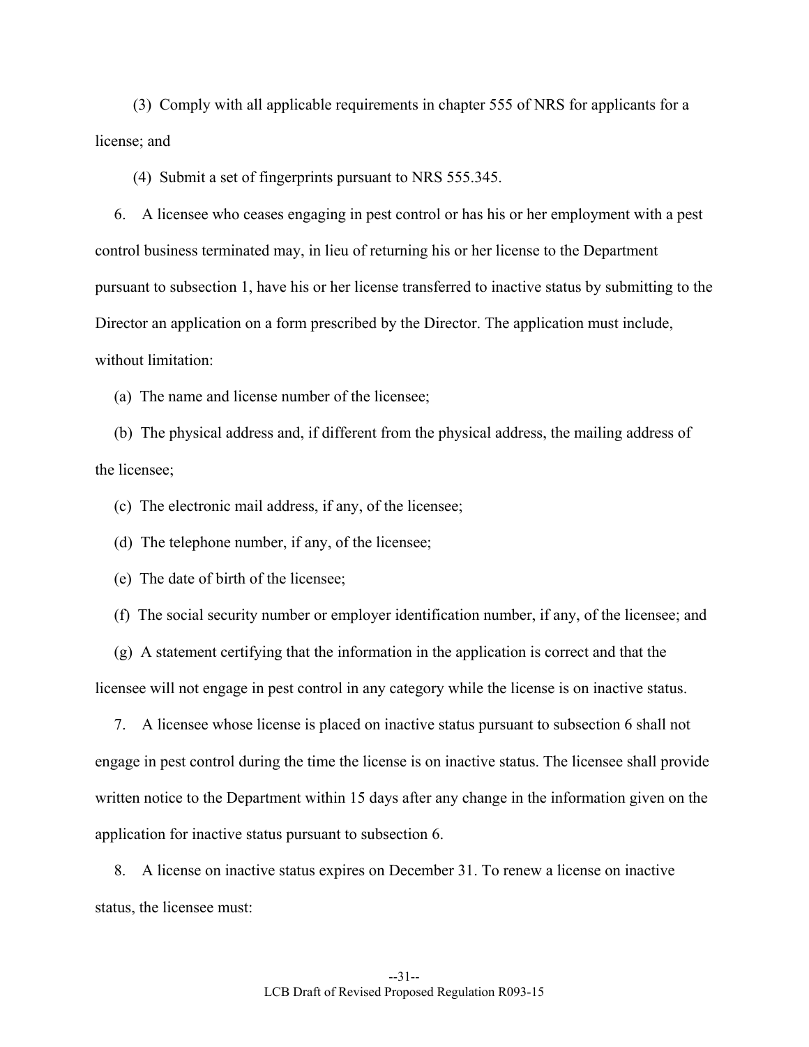(3) Comply with all applicable requirements in chapter 555 of NRS for applicants for a license; and

(4) Submit a set of fingerprints pursuant to NRS 555.345.

6. A licensee who ceases engaging in pest control or has his or her employment with a pest control business terminated may, in lieu of returning his or her license to the Department pursuant to subsection 1, have his or her license transferred to inactive status by submitting to the Director an application on a form prescribed by the Director. The application must include, without limitation:

(a) The name and license number of the licensee;

(b) The physical address and, if different from the physical address, the mailing address of the licensee;

(c) The electronic mail address, if any, of the licensee;

(d) The telephone number, if any, of the licensee;

(e) The date of birth of the licensee;

(f) The social security number or employer identification number, if any, of the licensee; and

(g) A statement certifying that the information in the application is correct and that the licensee will not engage in pest control in any category while the license is on inactive status.

7. A licensee whose license is placed on inactive status pursuant to subsection 6 shall not engage in pest control during the time the license is on inactive status. The licensee shall provide written notice to the Department within 15 days after any change in the information given on the application for inactive status pursuant to subsection 6.

8. A license on inactive status expires on December 31. To renew a license on inactive status, the licensee must: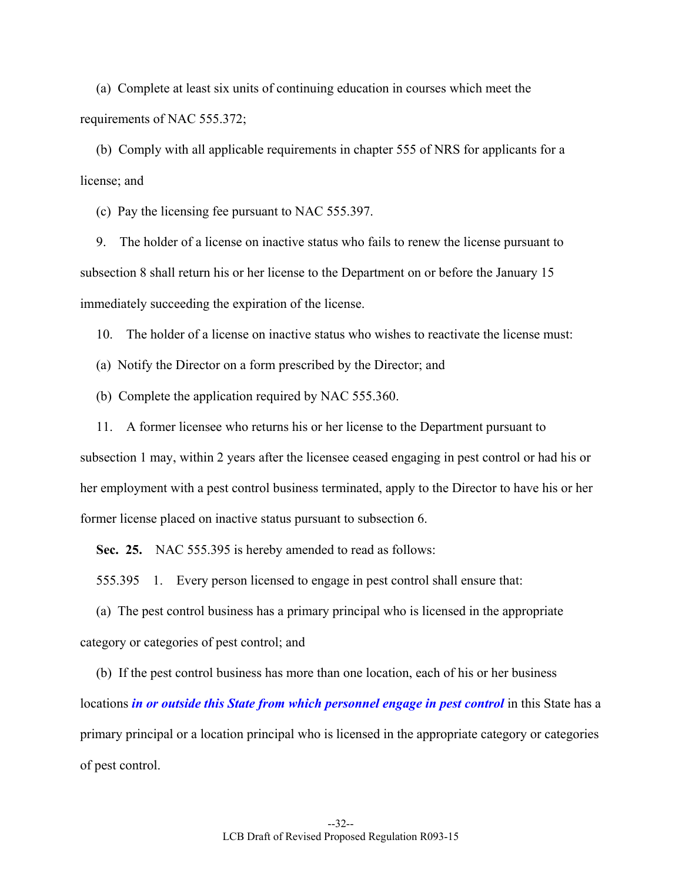(a) Complete at least six units of continuing education in courses which meet the requirements of NAC 555.372;

(b) Comply with all applicable requirements in chapter 555 of NRS for applicants for a license; and

(c) Pay the licensing fee pursuant to NAC 555.397.

9. The holder of a license on inactive status who fails to renew the license pursuant to subsection 8 shall return his or her license to the Department on or before the January 15 immediately succeeding the expiration of the license.

10. The holder of a license on inactive status who wishes to reactivate the license must:

(a) Notify the Director on a form prescribed by the Director; and

(b) Complete the application required by NAC 555.360.

11. A former licensee who returns his or her license to the Department pursuant to subsection 1 may, within 2 years after the licensee ceased engaging in pest control or had his or her employment with a pest control business terminated, apply to the Director to have his or her former license placed on inactive status pursuant to subsection 6.

**Sec. 25.** NAC 555.395 is hereby amended to read as follows:

555.395 1. Every person licensed to engage in pest control shall ensure that:

(a) The pest control business has a primary principal who is licensed in the appropriate category or categories of pest control; and

(b) If the pest control business has more than one location, each of his or her business locations ***in or outside this State from which personnel engage in pest control*** in this State has a primary principal or a location principal who is licensed in the appropriate category or categories of pest control.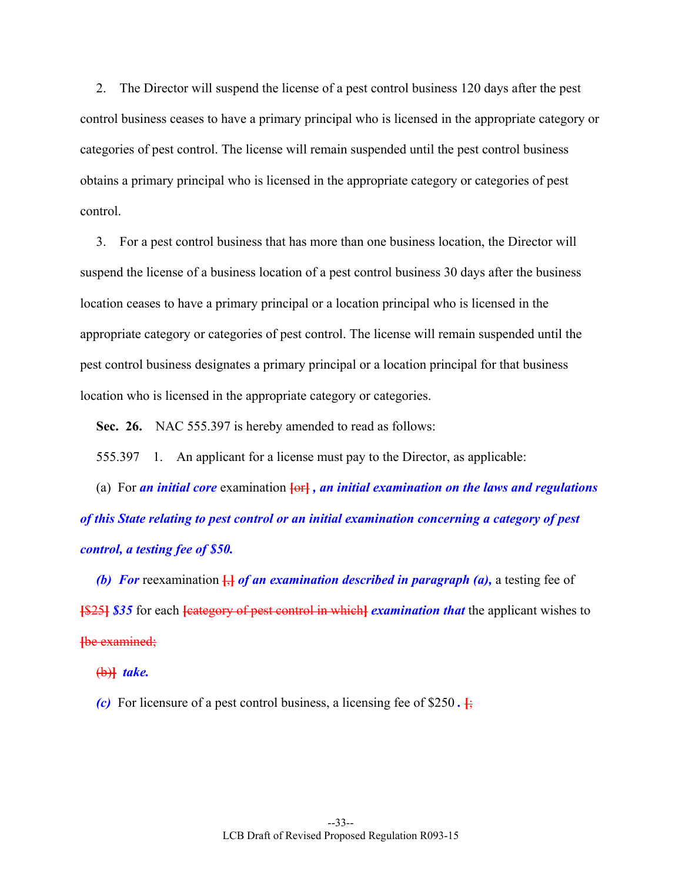2. The Director will suspend the license of a pest control business 120 days after the pest control business ceases to have a primary principal who is licensed in the appropriate category or categories of pest control. The license will remain suspended until the pest control business obtains a primary principal who is licensed in the appropriate category or categories of pest control.

3. For a pest control business that has more than one business location, the Director will suspend the license of a business location of a pest control business 30 days after the business location ceases to have a primary principal or a location principal who is licensed in the appropriate category or categories of pest control. The license will remain suspended until the pest control business designates a primary principal or a location principal for that business location who is licensed in the appropriate category or categories.

**Sec. 26.** NAC 555.397 is hereby amended to read as follows:

555.397 1. An applicant for a license must pay to the Director, as applicable:

(a) For ***an initial core*** examination ~~[or]~~ ***, an initial examination on the laws and regulations of this State relating to pest control or an initial examination concerning a category of pest control, a testing fee of $50.***

***(b) For*** reexamination ~~[,]~~ ***of an examination described in paragraph (a),*** a testing fee of ~~[$25]~~ ***$35*** for each ~~[category of pest control in which]~~ ***examination that*** the applicant wishes to ~~[be examined;~~

~~(b)]~~ ***take.***

***(c)*** For licensure of a pest control business, a licensing fee of $250 ***.*** ~~[;~~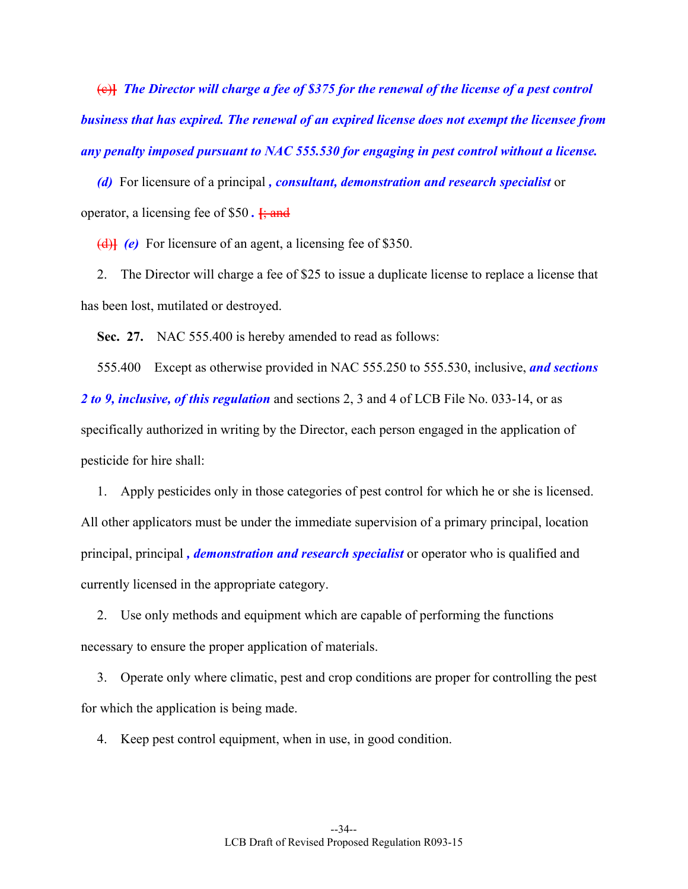[(c)] ***The Director will charge a fee of $375 for the renewal of the license of a pest control business that has expired. The renewal of an expired license does not exempt the licensee from any penalty imposed pursuant to NAC 555.530 for engaging in pest control without a license.***

***(d)*** For licensure of a principal ***, consultant, demonstration and research specialist*** or operator, a licensing fee of $50 ***.*** [; and]

[(d)] ***(e)*** For licensure of an agent, a licensing fee of $350.

2. The Director will charge a fee of $25 to issue a duplicate license to replace a license that has been lost, mutilated or destroyed.

**Sec. 27.** NAC 555.400 is hereby amended to read as follows:

555.400 Except as otherwise provided in NAC 555.250 to 555.530, inclusive, ***and sections 2 to 9, inclusive, of this regulation*** and sections 2, 3 and 4 of LCB File No. 033-14, or as specifically authorized in writing by the Director, each person engaged in the application of pesticide for hire shall:

1. Apply pesticides only in those categories of pest control for which he or she is licensed. All other applicators must be under the immediate supervision of a primary principal, location principal, principal ***, demonstration and research specialist*** or operator who is qualified and currently licensed in the appropriate category.

2. Use only methods and equipment which are capable of performing the functions necessary to ensure the proper application of materials.

3. Operate only where climatic, pest and crop conditions are proper for controlling the pest for which the application is being made.

4. Keep pest control equipment, when in use, in good condition.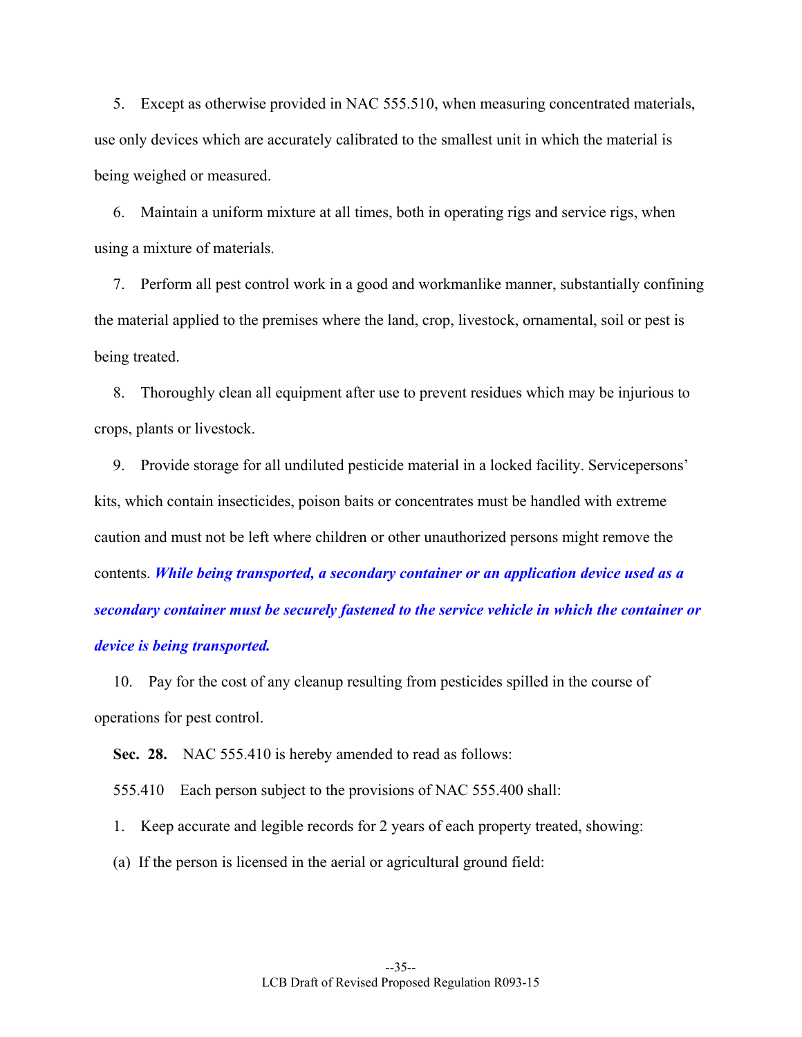5. Except as otherwise provided in NAC 555.510, when measuring concentrated materials, use only devices which are accurately calibrated to the smallest unit in which the material is being weighed or measured.

6. Maintain a uniform mixture at all times, both in operating rigs and service rigs, when using a mixture of materials.

7. Perform all pest control work in a good and workmanlike manner, substantially confining the material applied to the premises where the land, crop, livestock, ornamental, soil or pest is being treated.

8. Thoroughly clean all equipment after use to prevent residues which may be injurious to crops, plants or livestock.

9. Provide storage for all undiluted pesticide material in a locked facility. Servicepersons' kits, which contain insecticides, poison baits or concentrates must be handled with extreme caution and must not be left where children or other unauthorized persons might remove the contents. ***While being transported, a secondary container or an application device used as a secondary container must be securely fastened to the service vehicle in which the container or device is being transported.***

10. Pay for the cost of any cleanup resulting from pesticides spilled in the course of operations for pest control.

**Sec. 28.** NAC 555.410 is hereby amended to read as follows:

555.410 Each person subject to the provisions of NAC 555.400 shall:

1. Keep accurate and legible records for 2 years of each property treated, showing:

(a) If the person is licensed in the aerial or agricultural ground field: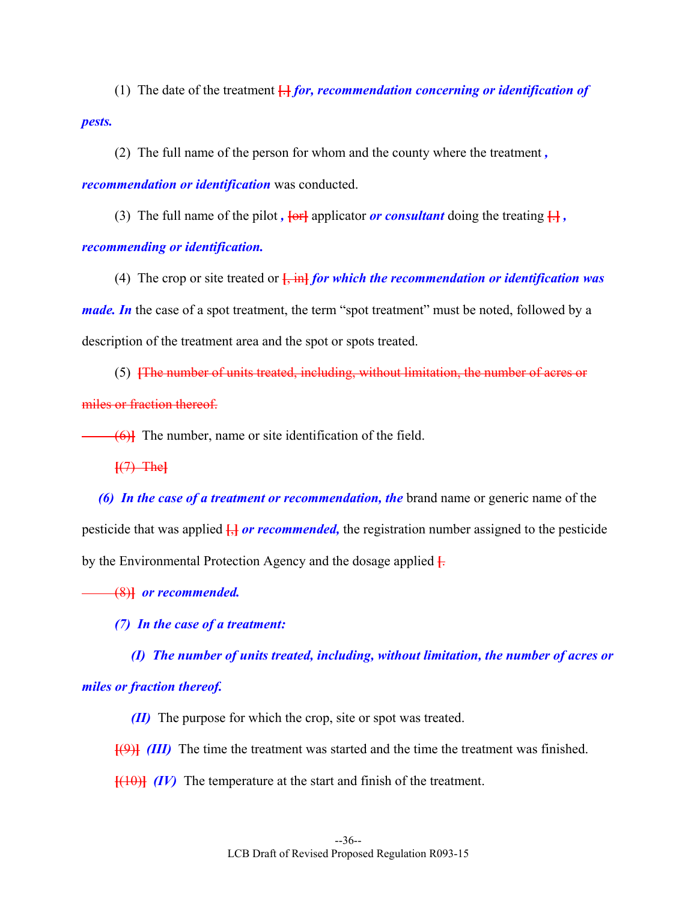(1) The date of the treatment [.] ***for, recommendation concerning or identification of pests.***

(2) The full name of the person for whom and the county where the treatment ***, recommendation or identification*** was conducted.

(3) The full name of the pilot ***,*** ~~[or]~~ applicator ***or consultant*** doing the treating [.] ***, recommending or identification.***

(4) The crop or site treated or ~~[, in]~~ ***for which the recommendation or identification was made. In*** the case of a spot treatment, the term "spot treatment" must be noted, followed by a description of the treatment area and the spot or spots treated.

(5) ~~[The number of units treated, including, without limitation, the number of acres or miles or fraction thereof.~~

~~(6)]~~ The number, name or site identification of the field.

~~[(7) The]~~

***(6) In the case of a treatment or recommendation, the*** brand name or generic name of the pesticide that was applied [,] ***or recommended,*** the registration number assigned to the pesticide by the Environmental Protection Agency and the dosage applied ~~[.~~

~~(8)]~~ ***or recommended.***

***(7) In the case of a treatment:***

***(I) The number of units treated, including, without limitation, the number of acres or miles or fraction thereof.***

***(II)*** The purpose for which the crop, site or spot was treated.

~~[(9)]~~ ***(III)*** The time the treatment was started and the time the treatment was finished.

~~[(10)]~~ ***(IV)*** The temperature at the start and finish of the treatment.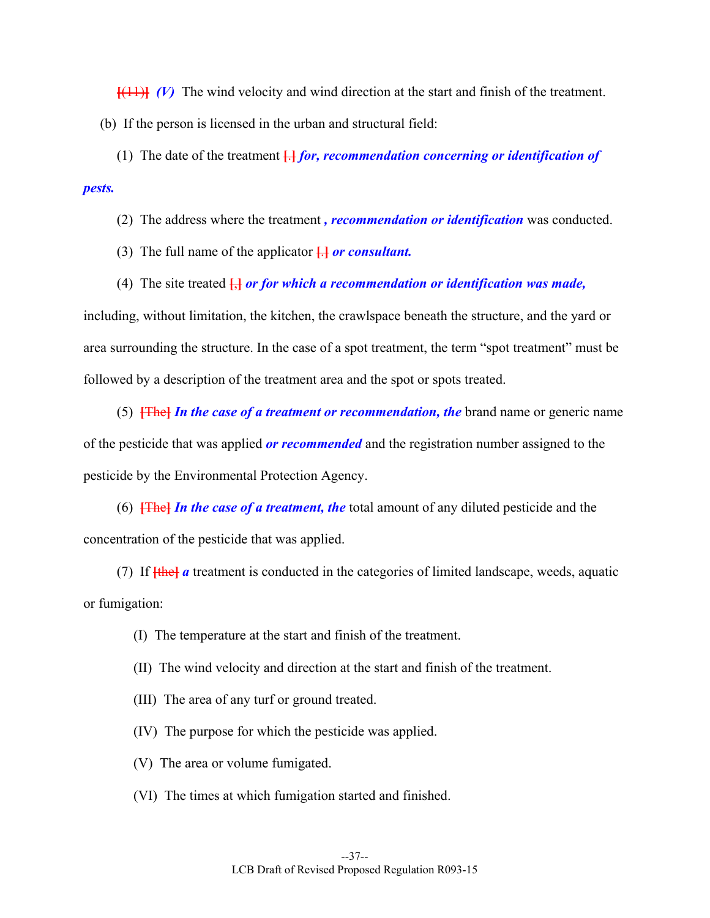[(11)] *(V)* The wind velocity and wind direction at the start and finish of the treatment.

(b) If the person is licensed in the urban and structural field:

(1) The date of the treatment [.] ***for, recommendation concerning or identification of pests.***

(2) The address where the treatment ***, recommendation or identification*** was conducted.

(3) The full name of the applicator [.] ***or consultant.***

(4) The site treated [,] ***or for which a recommendation or identification was made,*** including, without limitation, the kitchen, the crawlspace beneath the structure, and the yard or area surrounding the structure. In the case of a spot treatment, the term "spot treatment" must be followed by a description of the treatment area and the spot or spots treated.

(5) [The] ***In the case of a treatment or recommendation, the*** brand name or generic name of the pesticide that was applied ***or recommended*** and the registration number assigned to the pesticide by the Environmental Protection Agency.

(6) [The] ***In the case of a treatment, the*** total amount of any diluted pesticide and the concentration of the pesticide that was applied.

(7) If [the] ***a*** treatment is conducted in the categories of limited landscape, weeds, aquatic or fumigation:

(I) The temperature at the start and finish of the treatment.

(II) The wind velocity and direction at the start and finish of the treatment.

(III) The area of any turf or ground treated.

(IV) The purpose for which the pesticide was applied.

(V) The area or volume fumigated.

(VI) The times at which fumigation started and finished.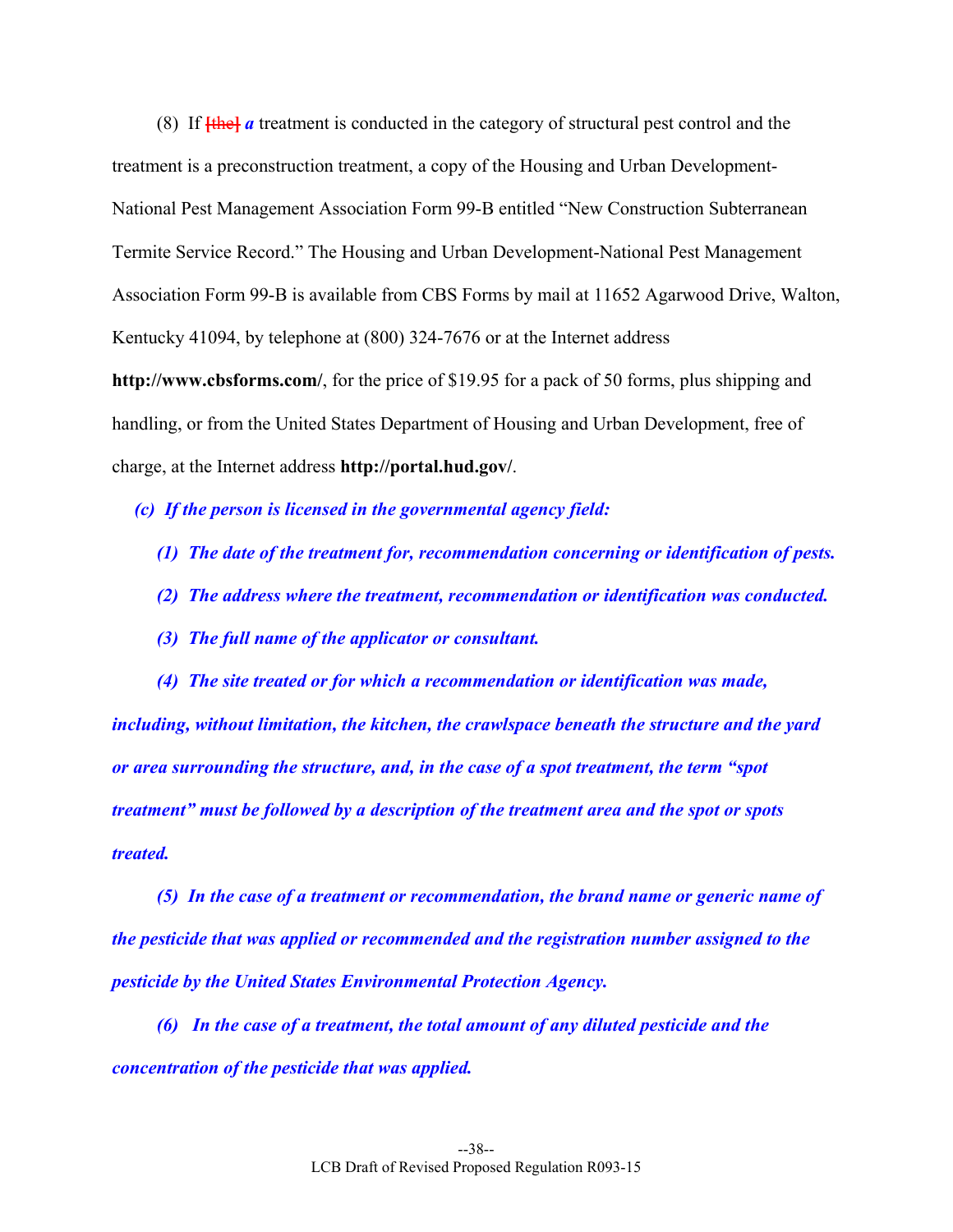(8) If ~~[the]~~ ***a*** treatment is conducted in the category of structural pest control and the treatment is a preconstruction treatment, a copy of the Housing and Urban Development-National Pest Management Association Form 99-B entitled "New Construction Subterranean Termite Service Record." The Housing and Urban Development-National Pest Management Association Form 99-B is available from CBS Forms by mail at 11652 Agarwood Drive, Walton, Kentucky 41094, by telephone at (800) 324-7676 or at the Internet address **http://www.cbsforms.com/**, for the price of $19.95 for a pack of 50 forms, plus shipping and handling, or from the United States Department of Housing and Urban Development, free of charge, at the Internet address **http://portal.hud.gov/**.

***(c) If the person is licensed in the governmental agency field:***

***(1) The date of the treatment for, recommendation concerning or identification of pests.***

***(2) The address where the treatment, recommendation or identification was conducted.***

***(3) The full name of the applicator or consultant.***

***(4) The site treated or for which a recommendation or identification was made, including, without limitation, the kitchen, the crawlspace beneath the structure and the yard or area surrounding the structure, and, in the case of a spot treatment, the term "spot treatment" must be followed by a description of the treatment area and the spot or spots treated.***

***(5) In the case of a treatment or recommendation, the brand name or generic name of the pesticide that was applied or recommended and the registration number assigned to the pesticide by the United States Environmental Protection Agency.***

***(6) In the case of a treatment, the total amount of any diluted pesticide and the concentration of the pesticide that was applied.***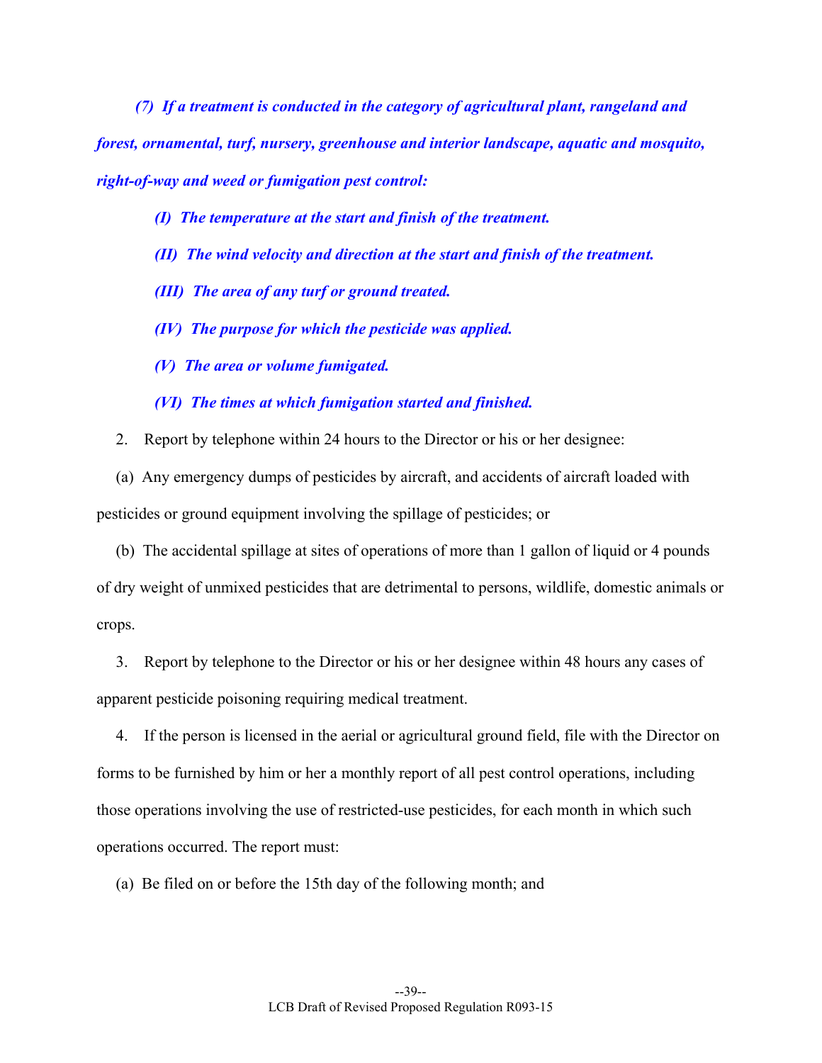*(7) If a treatment is conducted in the category of agricultural plant, rangeland and forest, ornamental, turf, nursery, greenhouse and interior landscape, aquatic and mosquito, right-of-way and weed or fumigation pest control:*

*(I) The temperature at the start and finish of the treatment.*

*(II) The wind velocity and direction at the start and finish of the treatment.*

*(III) The area of any turf or ground treated.*

*(IV) The purpose for which the pesticide was applied.*

*(V) The area or volume fumigated.*

*(VI) The times at which fumigation started and finished.*

2. Report by telephone within 24 hours to the Director or his or her designee:

(a) Any emergency dumps of pesticides by aircraft, and accidents of aircraft loaded with pesticides or ground equipment involving the spillage of pesticides; or

(b) The accidental spillage at sites of operations of more than 1 gallon of liquid or 4 pounds of dry weight of unmixed pesticides that are detrimental to persons, wildlife, domestic animals or crops.

3. Report by telephone to the Director or his or her designee within 48 hours any cases of apparent pesticide poisoning requiring medical treatment.

4. If the person is licensed in the aerial or agricultural ground field, file with the Director on forms to be furnished by him or her a monthly report of all pest control operations, including those operations involving the use of restricted-use pesticides, for each month in which such operations occurred. The report must:

(a) Be filed on or before the 15th day of the following month; and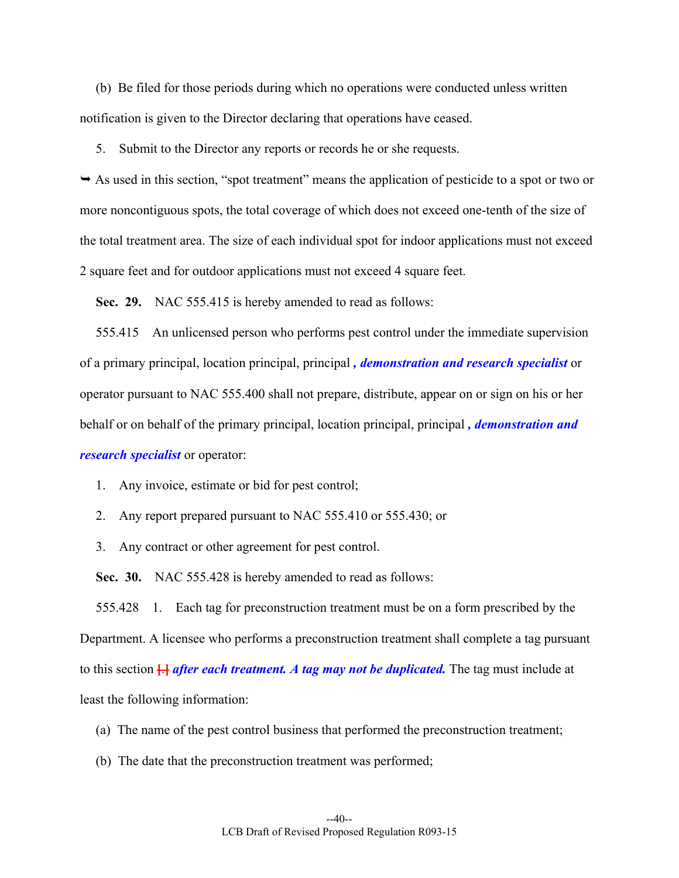(b) Be filed for those periods during which no operations were conducted unless written notification is given to the Director declaring that operations have ceased.

5. Submit to the Director any reports or records he or she requests.

➥ As used in this section, "spot treatment" means the application of pesticide to a spot or two or more noncontiguous spots, the total coverage of which does not exceed one-tenth of the size of the total treatment area. The size of each individual spot for indoor applications must not exceed 2 square feet and for outdoor applications must not exceed 4 square feet.

**Sec. 29.** NAC 555.415 is hereby amended to read as follows:

555.415 An unlicensed person who performs pest control under the immediate supervision of a primary principal, location principal, principal ***, demonstration and research specialist*** or operator pursuant to NAC 555.400 shall not prepare, distribute, appear on or sign on his or her behalf or on behalf of the primary principal, location principal, principal ***, demonstration and research specialist*** or operator:

1. Any invoice, estimate or bid for pest control;

2. Any report prepared pursuant to NAC 555.410 or 555.430; or

3. Any contract or other agreement for pest control.

**Sec. 30.** NAC 555.428 is hereby amended to read as follows:

555.428 1. Each tag for preconstruction treatment must be on a form prescribed by the Department. A licensee who performs a preconstruction treatment shall complete a tag pursuant to this section [.] ***after each treatment. A tag may not be duplicated.*** The tag must include at least the following information:

(a) The name of the pest control business that performed the preconstruction treatment;

(b) The date that the preconstruction treatment was performed;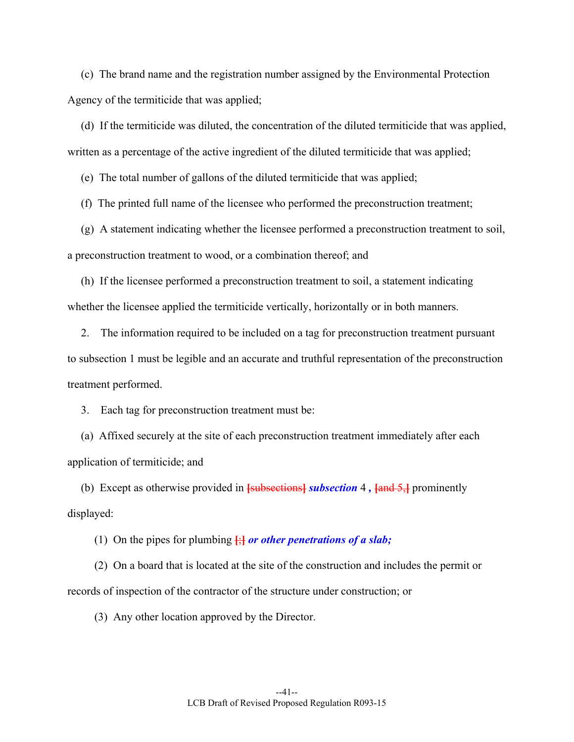(c) The brand name and the registration number assigned by the Environmental Protection Agency of the termiticide that was applied;

(d) If the termiticide was diluted, the concentration of the diluted termiticide that was applied, written as a percentage of the active ingredient of the diluted termiticide that was applied;

(e) The total number of gallons of the diluted termiticide that was applied;

(f) The printed full name of the licensee who performed the preconstruction treatment;

(g) A statement indicating whether the licensee performed a preconstruction treatment to soil, a preconstruction treatment to wood, or a combination thereof; and

(h) If the licensee performed a preconstruction treatment to soil, a statement indicating whether the licensee applied the termiticide vertically, horizontally or in both manners.

2. The information required to be included on a tag for preconstruction treatment pursuant to subsection 1 must be legible and an accurate and truthful representation of the preconstruction treatment performed.

3. Each tag for preconstruction treatment must be:

(a) Affixed securely at the site of each preconstruction treatment immediately after each application of termiticide; and

(b) Except as otherwise provided in [subsections] ***subsection*** 4 ***,*** [and 5,] prominently displayed:

(1) On the pipes for plumbing [;] ***or other penetrations of a slab;***

(2) On a board that is located at the site of the construction and includes the permit or records of inspection of the contractor of the structure under construction; or

(3) Any other location approved by the Director.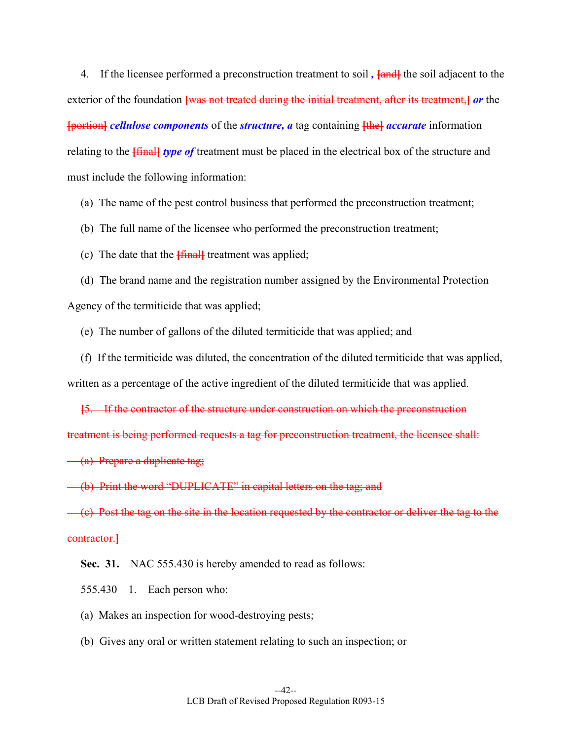4. If the licensee performed a preconstruction treatment to soil *,* ~~[and]~~ the soil adjacent to the exterior of the foundation ~~[was not treated during the initial treatment, after its treatment,]~~ ***or*** the ~~[portion]~~ ***cellulose components*** of the ***structure, a*** tag containing ~~[the]~~ ***accurate*** information relating to the ~~[final]~~ ***type of*** treatment must be placed in the electrical box of the structure and must include the following information:

(a) The name of the pest control business that performed the preconstruction treatment;

(b) The full name of the licensee who performed the preconstruction treatment;

(c) The date that the ~~[final]~~ treatment was applied;

(d) The brand name and the registration number assigned by the Environmental Protection Agency of the termiticide that was applied;

(e) The number of gallons of the diluted termiticide that was applied; and

(f) If the termiticide was diluted, the concentration of the diluted termiticide that was applied, written as a percentage of the active ingredient of the diluted termiticide that was applied.

~~[5. If the contractor of the structure under construction on which the preconstruction treatment is being performed requests a tag for preconstruction treatment, the licensee shall:~~

~~(a) Prepare a duplicate tag;~~

~~(b) Print the word "DUPLICATE" in capital letters on the tag; and~~

~~(c) Post the tag on the site in the location requested by the contractor or deliver the tag to the contractor.]~~

**Sec. 31.** NAC 555.430 is hereby amended to read as follows:

555.430 1. Each person who:

(a) Makes an inspection for wood-destroying pests;

(b) Gives any oral or written statement relating to such an inspection; or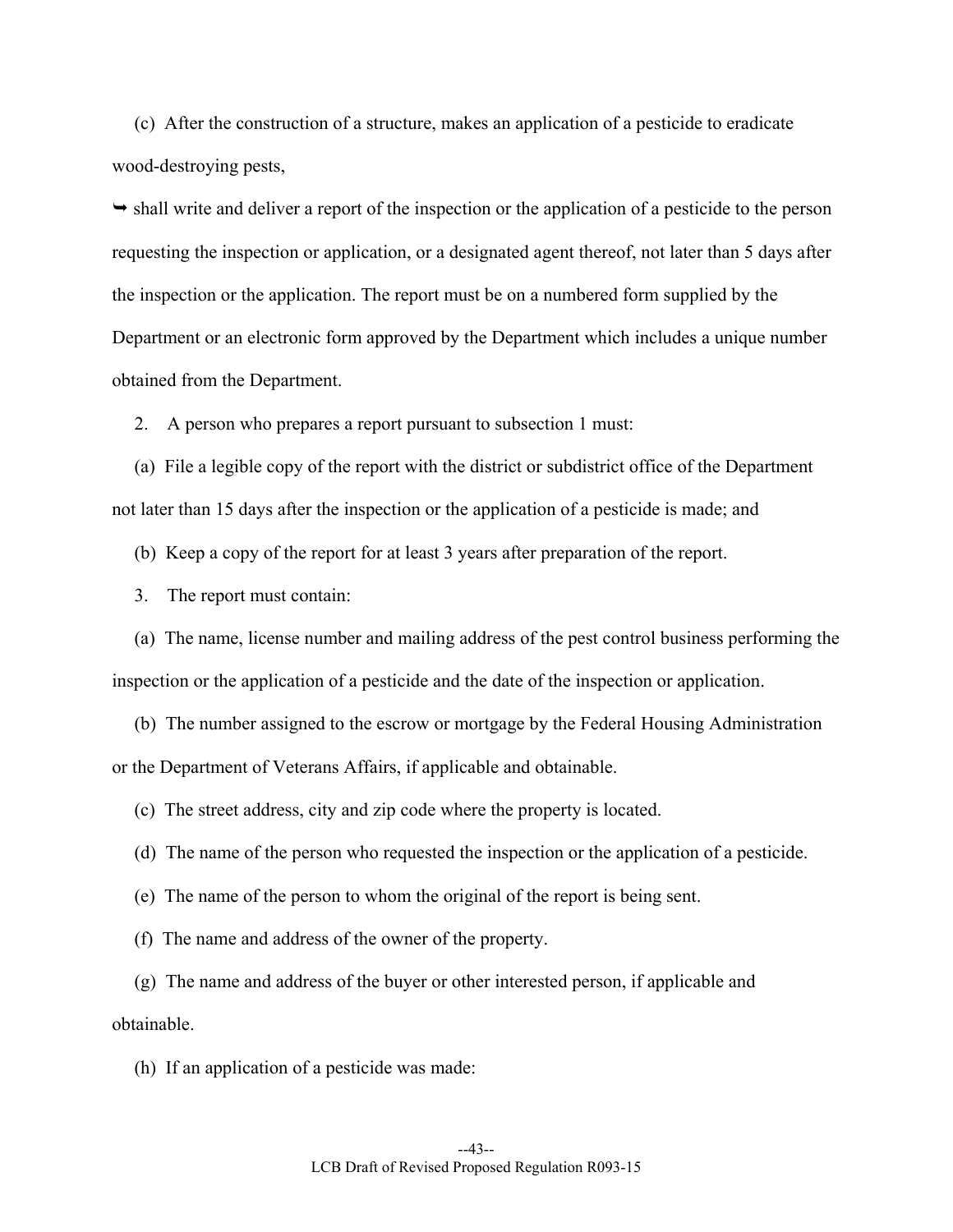(c) After the construction of a structure, makes an application of a pesticide to eradicate wood-destroying pests,

➥ shall write and deliver a report of the inspection or the application of a pesticide to the person requesting the inspection or application, or a designated agent thereof, not later than 5 days after the inspection or the application. The report must be on a numbered form supplied by the Department or an electronic form approved by the Department which includes a unique number obtained from the Department.

2. A person who prepares a report pursuant to subsection 1 must:

(a) File a legible copy of the report with the district or subdistrict office of the Department not later than 15 days after the inspection or the application of a pesticide is made; and

(b) Keep a copy of the report for at least 3 years after preparation of the report.

3. The report must contain:

(a) The name, license number and mailing address of the pest control business performing the inspection or the application of a pesticide and the date of the inspection or application.

(b) The number assigned to the escrow or mortgage by the Federal Housing Administration or the Department of Veterans Affairs, if applicable and obtainable.

(c) The street address, city and zip code where the property is located.

(d) The name of the person who requested the inspection or the application of a pesticide.

(e) The name of the person to whom the original of the report is being sent.

(f) The name and address of the owner of the property.

(g) The name and address of the buyer or other interested person, if applicable and obtainable.

(h) If an application of a pesticide was made: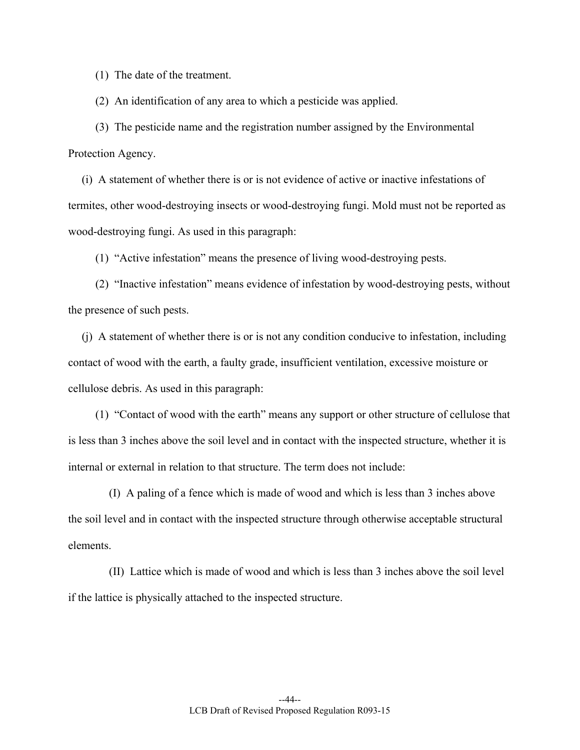(1) The date of the treatment.

(2) An identification of any area to which a pesticide was applied.

(3) The pesticide name and the registration number assigned by the Environmental Protection Agency.

(i) A statement of whether there is or is not evidence of active or inactive infestations of termites, other wood-destroying insects or wood-destroying fungi. Mold must not be reported as wood-destroying fungi. As used in this paragraph:

(1) "Active infestation" means the presence of living wood-destroying pests.

(2) "Inactive infestation" means evidence of infestation by wood-destroying pests, without the presence of such pests.

(j) A statement of whether there is or is not any condition conducive to infestation, including contact of wood with the earth, a faulty grade, insufficient ventilation, excessive moisture or cellulose debris. As used in this paragraph:

(1) "Contact of wood with the earth" means any support or other structure of cellulose that is less than 3 inches above the soil level and in contact with the inspected structure, whether it is internal or external in relation to that structure. The term does not include:

(I) A paling of a fence which is made of wood and which is less than 3 inches above the soil level and in contact with the inspected structure through otherwise acceptable structural elements.

(II) Lattice which is made of wood and which is less than 3 inches above the soil level if the lattice is physically attached to the inspected structure.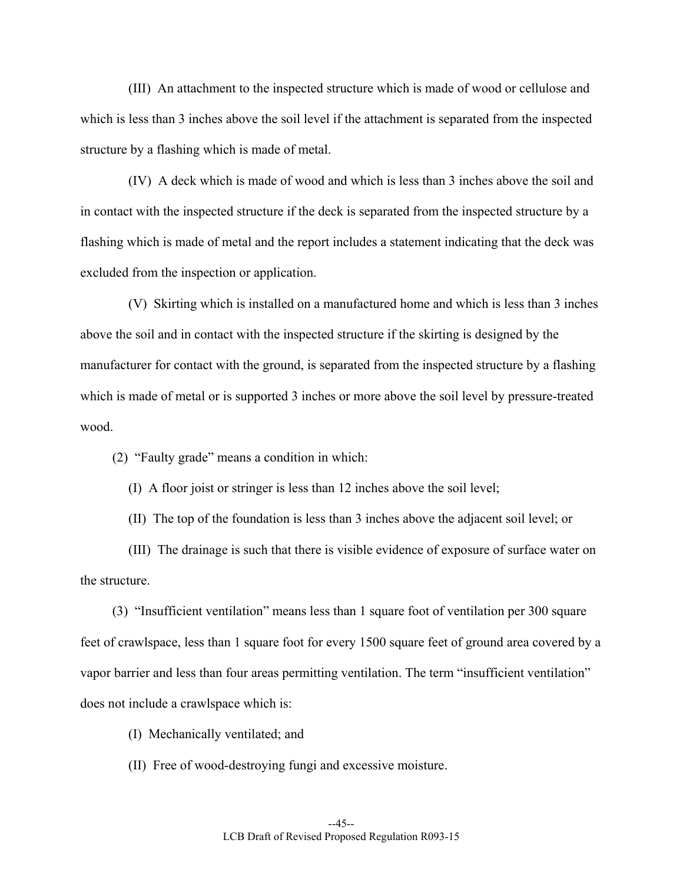(III) An attachment to the inspected structure which is made of wood or cellulose and which is less than 3 inches above the soil level if the attachment is separated from the inspected structure by a flashing which is made of metal.

(IV) A deck which is made of wood and which is less than 3 inches above the soil and in contact with the inspected structure if the deck is separated from the inspected structure by a flashing which is made of metal and the report includes a statement indicating that the deck was excluded from the inspection or application.

(V) Skirting which is installed on a manufactured home and which is less than 3 inches above the soil and in contact with the inspected structure if the skirting is designed by the manufacturer for contact with the ground, is separated from the inspected structure by a flashing which is made of metal or is supported 3 inches or more above the soil level by pressure-treated wood.

(2) "Faulty grade" means a condition in which:

(I) A floor joist or stringer is less than 12 inches above the soil level;

(II) The top of the foundation is less than 3 inches above the adjacent soil level; or

(III) The drainage is such that there is visible evidence of exposure of surface water on the structure.

(3) "Insufficient ventilation" means less than 1 square foot of ventilation per 300 square feet of crawlspace, less than 1 square foot for every 1500 square feet of ground area covered by a vapor barrier and less than four areas permitting ventilation. The term "insufficient ventilation" does not include a crawlspace which is:

(I) Mechanically ventilated; and

(II) Free of wood-destroying fungi and excessive moisture.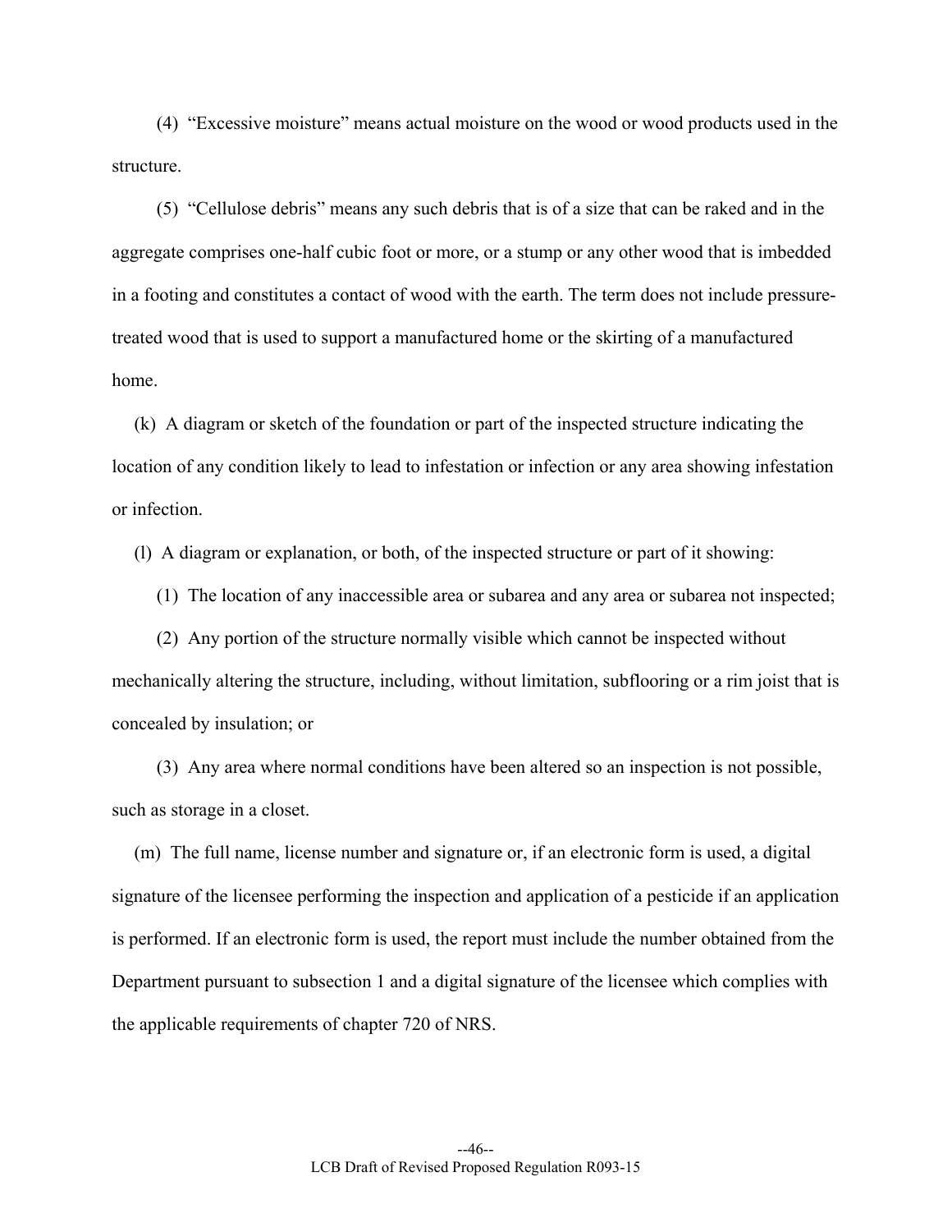(4) "Excessive moisture" means actual moisture on the wood or wood products used in the structure.

(5) "Cellulose debris" means any such debris that is of a size that can be raked and in the aggregate comprises one-half cubic foot or more, or a stump or any other wood that is imbedded in a footing and constitutes a contact of wood with the earth. The term does not include pressure-treated wood that is used to support a manufactured home or the skirting of a manufactured home.

(k) A diagram or sketch of the foundation or part of the inspected structure indicating the location of any condition likely to lead to infestation or infection or any area showing infestation or infection.

(l) A diagram or explanation, or both, of the inspected structure or part of it showing:

(1) The location of any inaccessible area or subarea and any area or subarea not inspected;

(2) Any portion of the structure normally visible which cannot be inspected without mechanically altering the structure, including, without limitation, subflooring or a rim joist that is concealed by insulation; or

(3) Any area where normal conditions have been altered so an inspection is not possible, such as storage in a closet.

(m) The full name, license number and signature or, if an electronic form is used, a digital signature of the licensee performing the inspection and application of a pesticide if an application is performed. If an electronic form is used, the report must include the number obtained from the Department pursuant to subsection 1 and a digital signature of the licensee which complies with the applicable requirements of chapter 720 of NRS.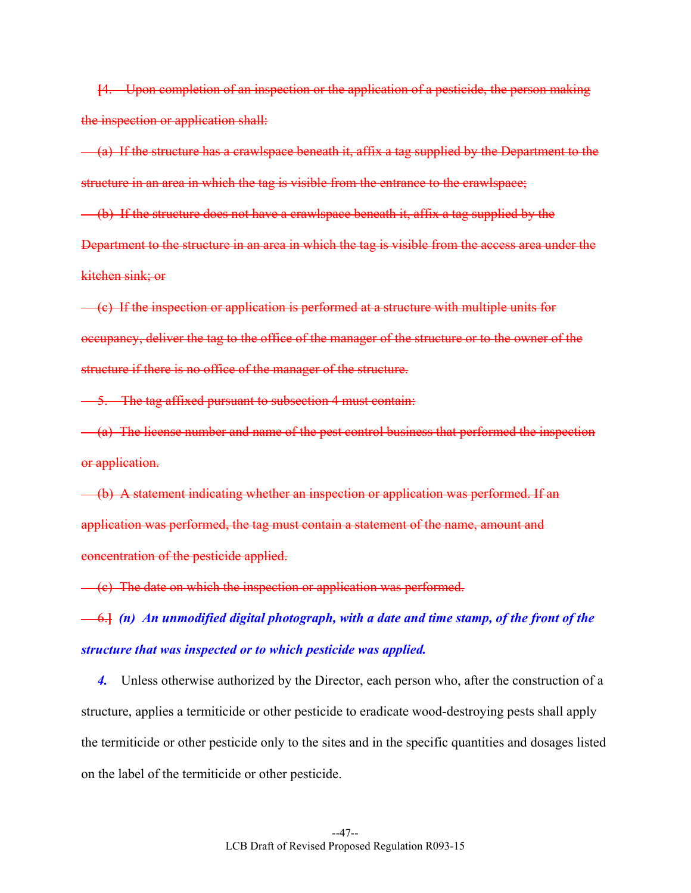~~[4. Upon completion of an inspection or the application of a pesticide, the person making the inspection or application shall:~~

~~(a) If the structure has a crawlspace beneath it, affix a tag supplied by the Department to the structure in an area in which the tag is visible from the entrance to the crawlspace;~~

~~(b) If the structure does not have a crawlspace beneath it, affix a tag supplied by the Department to the structure in an area in which the tag is visible from the access area under the kitchen sink; or~~

~~(c) If the inspection or application is performed at a structure with multiple units for occupancy, deliver the tag to the office of the manager of the structure or to the owner of the structure if there is no office of the manager of the structure.~~

~~5. The tag affixed pursuant to subsection 4 must contain:~~

~~(a) The license number and name of the pest control business that performed the inspection or application.~~

~~(b) A statement indicating whether an inspection or application was performed. If an application was performed, the tag must contain a statement of the name, amount and concentration of the pesticide applied.~~

~~(c) The date on which the inspection or application was performed.~~

~~6.]~~ ***(n) An unmodified digital photograph, with a date and time stamp, of the front of the structure that was inspected or to which pesticide was applied.***

***4.*** Unless otherwise authorized by the Director, each person who, after the construction of a structure, applies a termiticide or other pesticide to eradicate wood-destroying pests shall apply the termiticide or other pesticide only to the sites and in the specific quantities and dosages listed on the label of the termiticide or other pesticide.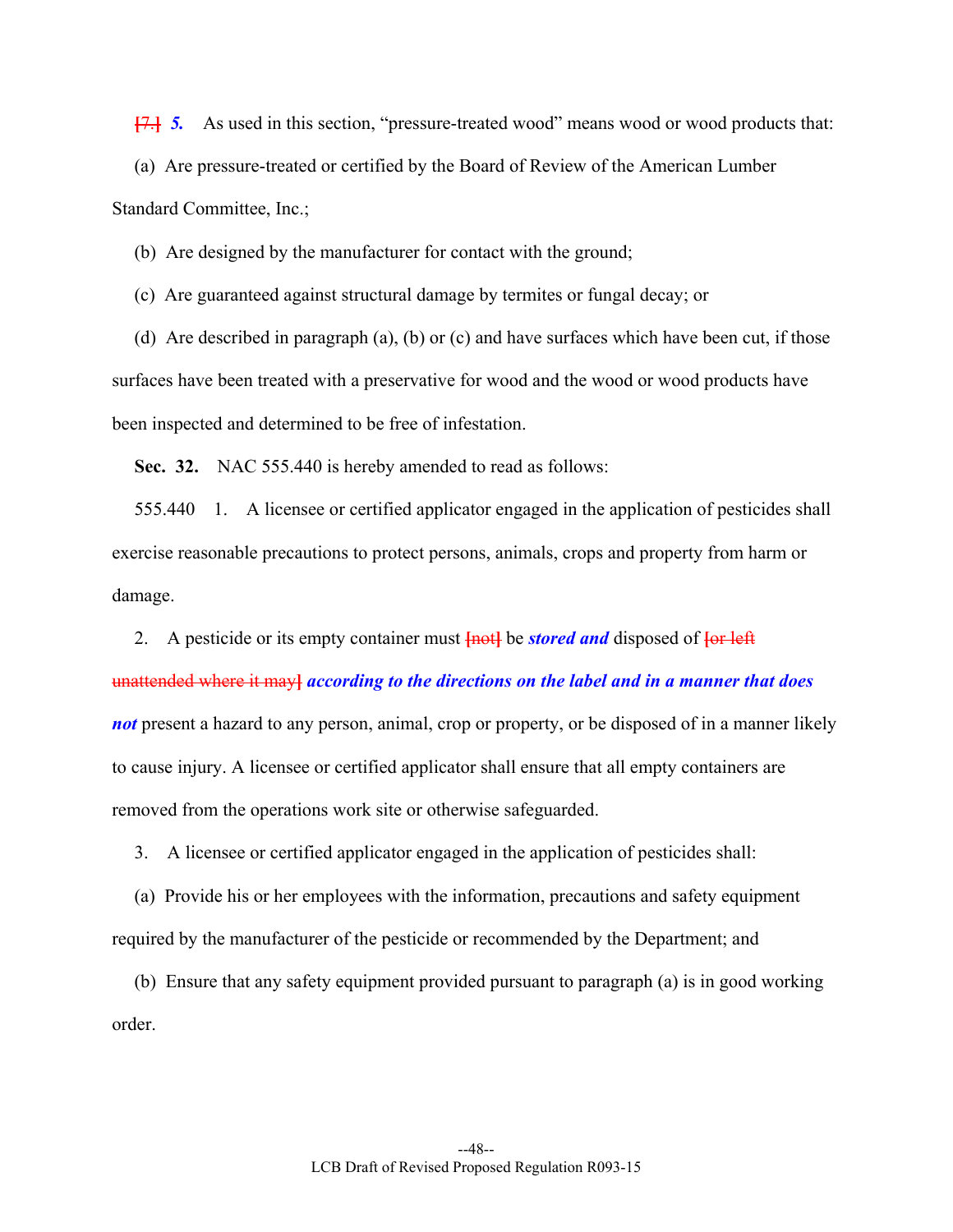~~[7.]~~ ***5.*** As used in this section, "pressure-treated wood" means wood or wood products that:

(a) Are pressure-treated or certified by the Board of Review of the American Lumber Standard Committee, Inc.;

(b) Are designed by the manufacturer for contact with the ground;

(c) Are guaranteed against structural damage by termites or fungal decay; or

(d) Are described in paragraph (a), (b) or (c) and have surfaces which have been cut, if those surfaces have been treated with a preservative for wood and the wood or wood products have been inspected and determined to be free of infestation.

**Sec. 32.** NAC 555.440 is hereby amended to read as follows:

555.440 1. A licensee or certified applicator engaged in the application of pesticides shall exercise reasonable precautions to protect persons, animals, crops and property from harm or damage.

2. A pesticide or its empty container must ~~[not]~~ be ***stored and*** disposed of ~~[or left unattended where it may]~~ ***according to the directions on the label and in a manner that does not*** present a hazard to any person, animal, crop or property, or be disposed of in a manner likely to cause injury. A licensee or certified applicator shall ensure that all empty containers are removed from the operations work site or otherwise safeguarded.

3. A licensee or certified applicator engaged in the application of pesticides shall:

(a) Provide his or her employees with the information, precautions and safety equipment required by the manufacturer of the pesticide or recommended by the Department; and

(b) Ensure that any safety equipment provided pursuant to paragraph (a) is in good working order.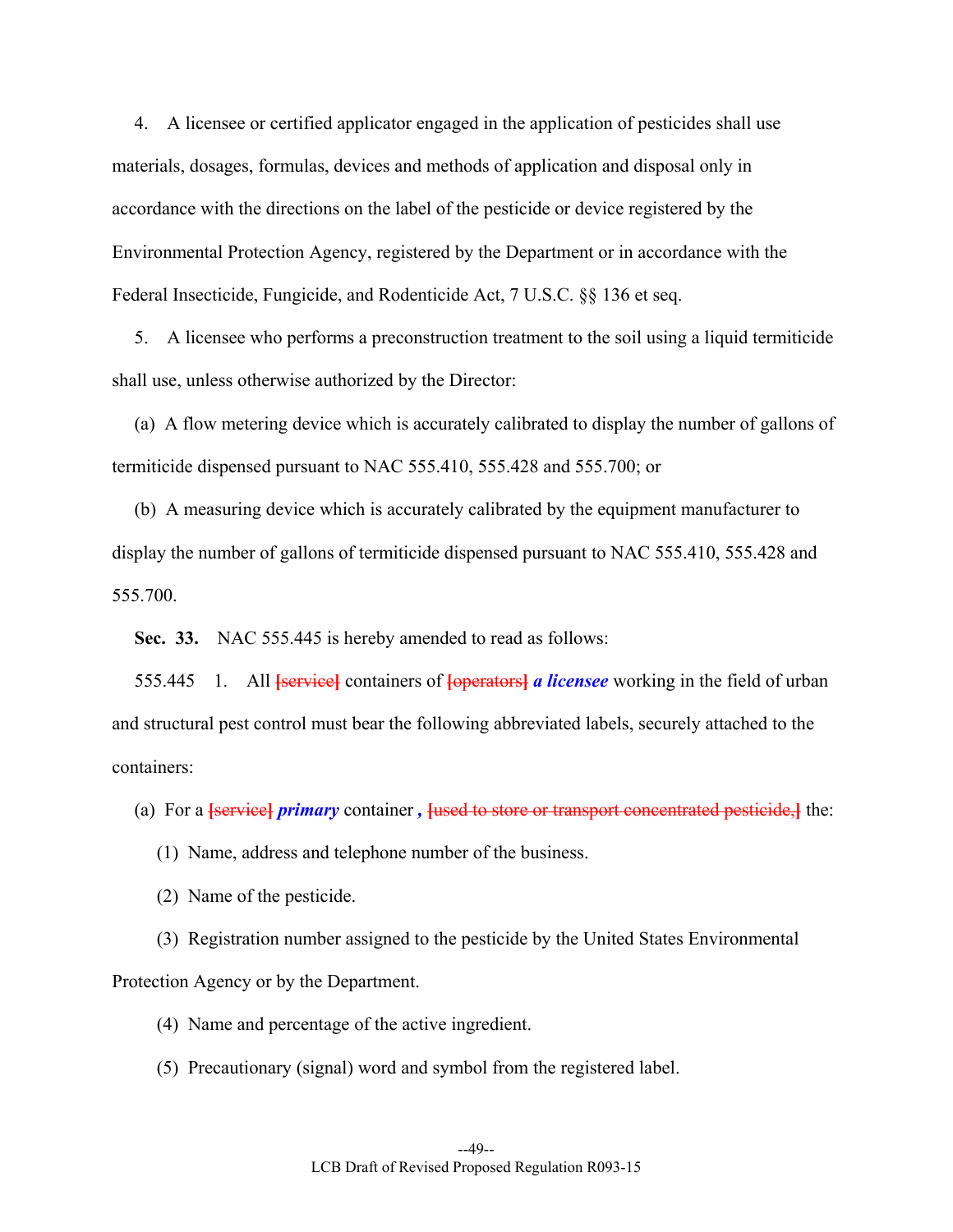4. A licensee or certified applicator engaged in the application of pesticides shall use materials, dosages, formulas, devices and methods of application and disposal only in accordance with the directions on the label of the pesticide or device registered by the Environmental Protection Agency, registered by the Department or in accordance with the Federal Insecticide, Fungicide, and Rodenticide Act, 7 U.S.C. §§ 136 et seq.

5. A licensee who performs a preconstruction treatment to the soil using a liquid termiticide shall use, unless otherwise authorized by the Director:

(a) A flow metering device which is accurately calibrated to display the number of gallons of termiticide dispensed pursuant to NAC 555.410, 555.428 and 555.700; or

(b) A measuring device which is accurately calibrated by the equipment manufacturer to display the number of gallons of termiticide dispensed pursuant to NAC 555.410, 555.428 and 555.700.

**Sec. 33.** NAC 555.445 is hereby amended to read as follows:

555.445 1. All ~~[service]~~ containers of ~~[operators]~~ ***a licensee*** working in the field of urban and structural pest control must bear the following abbreviated labels, securely attached to the containers:

(a) For a ~~[service]~~ ***primary*** container ***,*** ~~[used to store or transport concentrated pesticide,]~~ the:

(1) Name, address and telephone number of the business.

(2) Name of the pesticide.

(3) Registration number assigned to the pesticide by the United States Environmental Protection Agency or by the Department.

(4) Name and percentage of the active ingredient.

(5) Precautionary (signal) word and symbol from the registered label.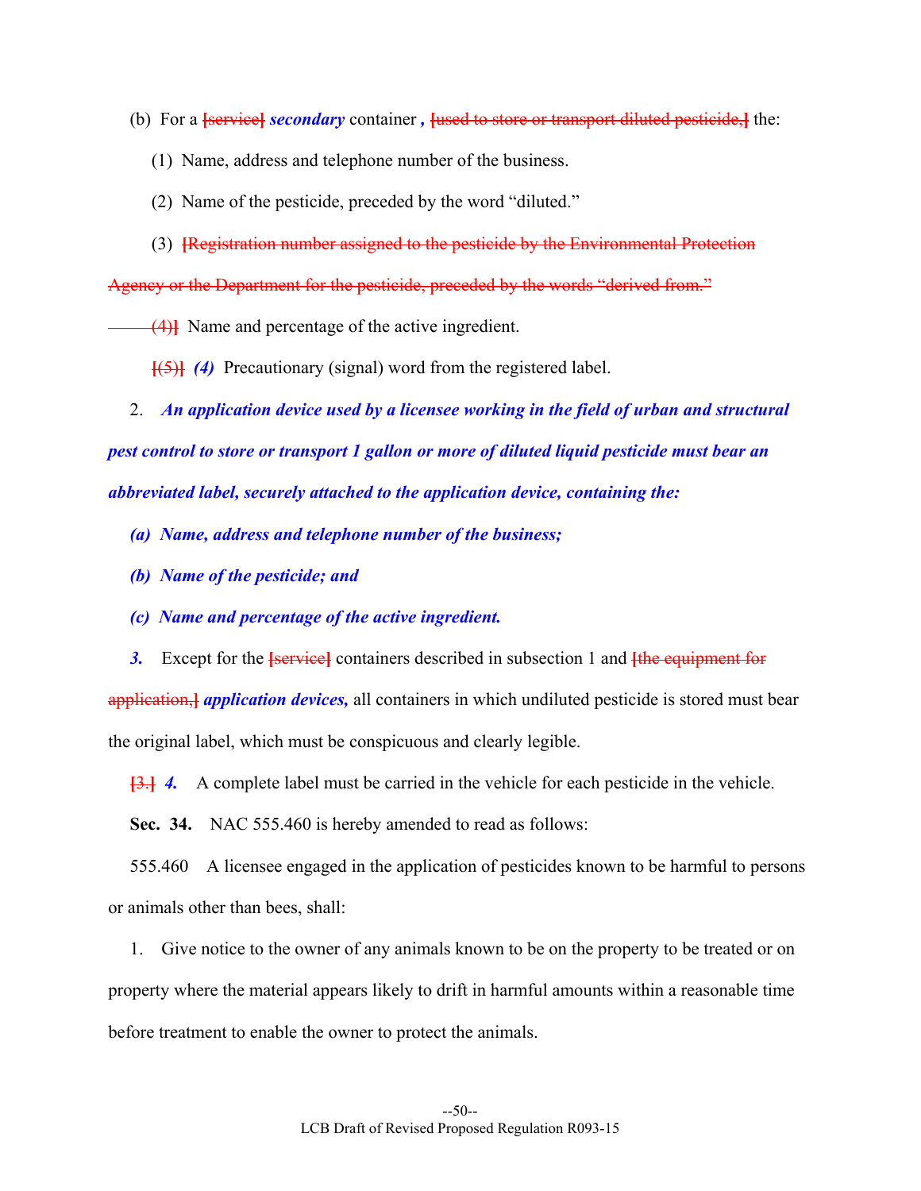(b) For a ~~[service]~~ ***secondary*** container ***,*** ~~[used to store or transport diluted pesticide,]~~ the:

(1) Name, address and telephone number of the business.

(2) Name of the pesticide, preceded by the word "diluted."

(3) ~~[Registration number assigned to the pesticide by the Environmental Protection Agency or the Department for the pesticide, preceded by the words "derived from."~~

~~(4)]~~ Name and percentage of the active ingredient.

~~[(5)]~~ ***(4)*** Precautionary (signal) word from the registered label.

2. ***An application device used by a licensee working in the field of urban and structural pest control to store or transport 1 gallon or more of diluted liquid pesticide must bear an abbreviated label, securely attached to the application device, containing the:***

***(a) Name, address and telephone number of the business;***

***(b) Name of the pesticide; and***

***(c) Name and percentage of the active ingredient.***

***3.*** Except for the ~~[service]~~ containers described in subsection 1 and ~~[the equipment for application,]~~ ***application devices,*** all containers in which undiluted pesticide is stored must bear the original label, which must be conspicuous and clearly legible.

~~[3.]~~ ***4.*** A complete label must be carried in the vehicle for each pesticide in the vehicle.

**Sec. 34.** NAC 555.460 is hereby amended to read as follows:

555.460 A licensee engaged in the application of pesticides known to be harmful to persons or animals other than bees, shall:

1. Give notice to the owner of any animals known to be on the property to be treated or on property where the material appears likely to drift in harmful amounts within a reasonable time before treatment to enable the owner to protect the animals.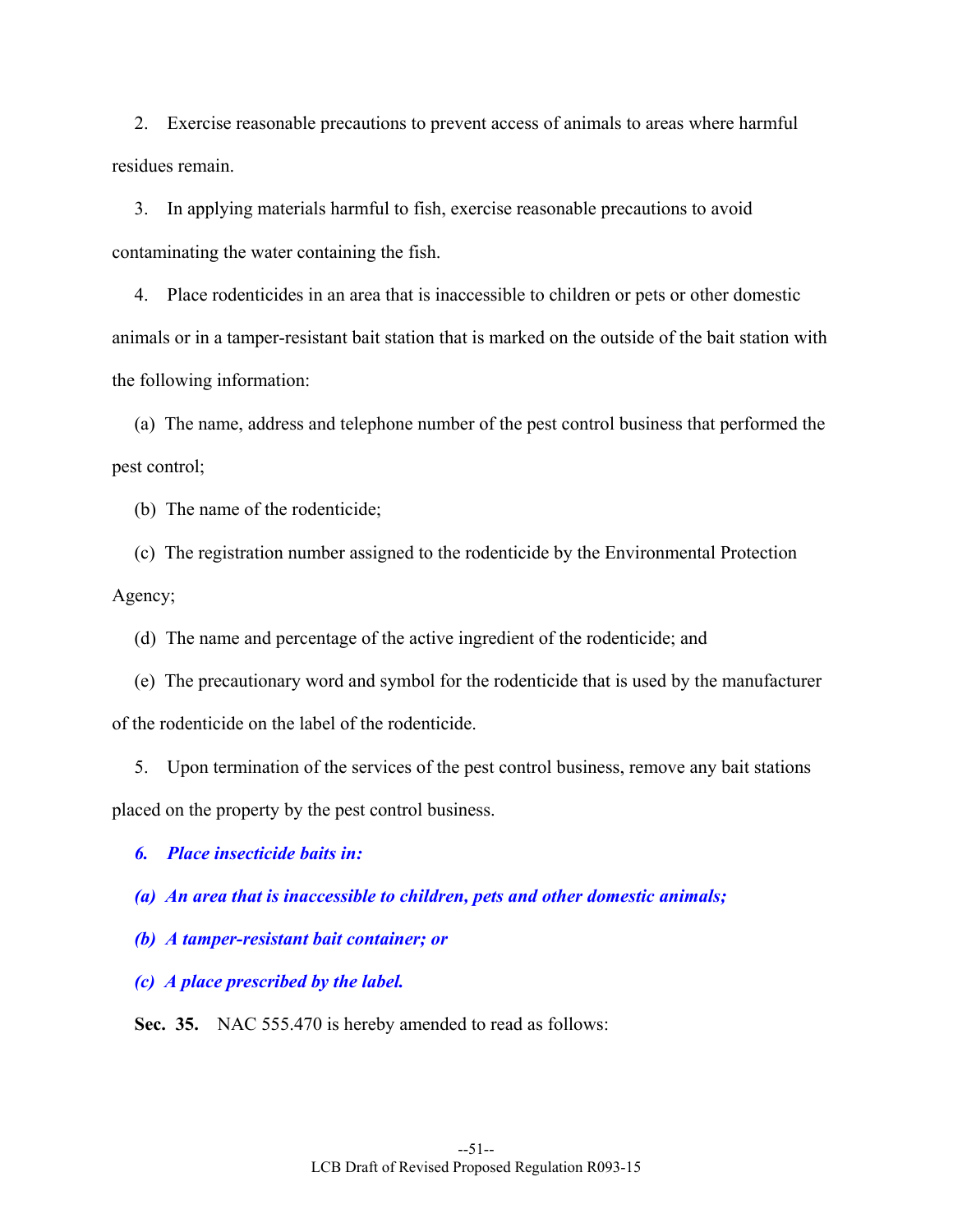2. Exercise reasonable precautions to prevent access of animals to areas where harmful residues remain.

3. In applying materials harmful to fish, exercise reasonable precautions to avoid contaminating the water containing the fish.

4. Place rodenticides in an area that is inaccessible to children or pets or other domestic animals or in a tamper-resistant bait station that is marked on the outside of the bait station with the following information:

(a) The name, address and telephone number of the pest control business that performed the pest control;

(b) The name of the rodenticide;

(c) The registration number assigned to the rodenticide by the Environmental Protection Agency;

(d) The name and percentage of the active ingredient of the rodenticide; and

(e) The precautionary word and symbol for the rodenticide that is used by the manufacturer of the rodenticide on the label of the rodenticide.

5. Upon termination of the services of the pest control business, remove any bait stations placed on the property by the pest control business.

***6. Place insecticide baits in:***

***(a) An area that is inaccessible to children, pets and other domestic animals;***

***(b) A tamper-resistant bait container; or***

***(c) A place prescribed by the label.***

**Sec. 35.** NAC 555.470 is hereby amended to read as follows: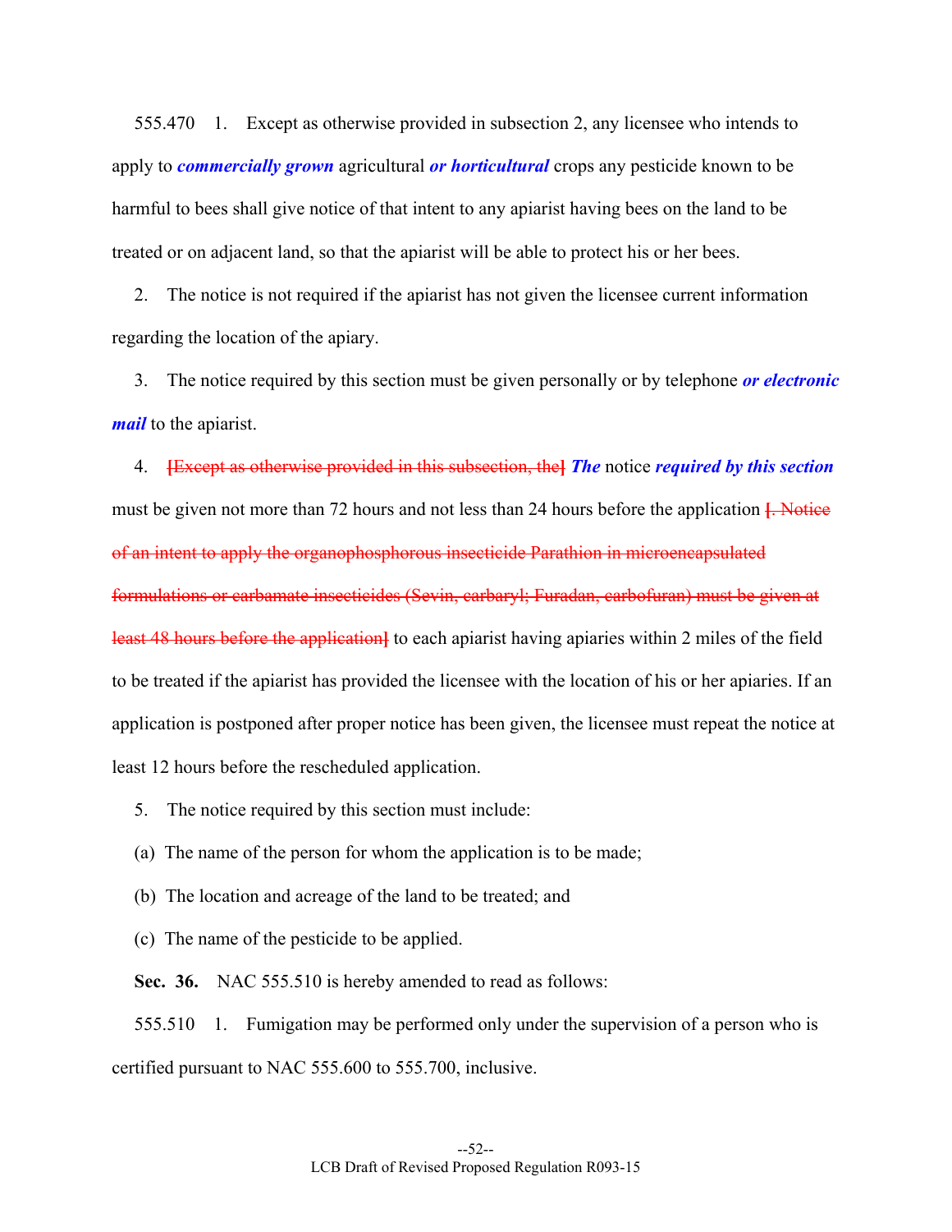555.470 1. Except as otherwise provided in subsection 2, any licensee who intends to apply to ***commercially grown*** agricultural ***or horticultural*** crops any pesticide known to be harmful to bees shall give notice of that intent to any apiarist having bees on the land to be treated or on adjacent land, so that the apiarist will be able to protect his or her bees.

2. The notice is not required if the apiarist has not given the licensee current information regarding the location of the apiary.

3. The notice required by this section must be given personally or by telephone ***or electronic mail*** to the apiarist.

4. ~~[Except as otherwise provided in this subsection, the]~~ ***The*** notice ***required by this section*** must be given not more than 72 hours and not less than 24 hours before the application ~~[. Notice of an intent to apply the organophosphorous insecticide Parathion in microencapsulated formulations or carbamate insecticides (Sevin, carbaryl; Furadan, carbofuran) must be given at least 48 hours before the application]~~ to each apiarist having apiaries within 2 miles of the field to be treated if the apiarist has provided the licensee with the location of his or her apiaries. If an application is postponed after proper notice has been given, the licensee must repeat the notice at least 12 hours before the rescheduled application.

5. The notice required by this section must include:

(a) The name of the person for whom the application is to be made;

(b) The location and acreage of the land to be treated; and

(c) The name of the pesticide to be applied.

**Sec. 36.** NAC 555.510 is hereby amended to read as follows:

555.510 1. Fumigation may be performed only under the supervision of a person who is certified pursuant to NAC 555.600 to 555.700, inclusive.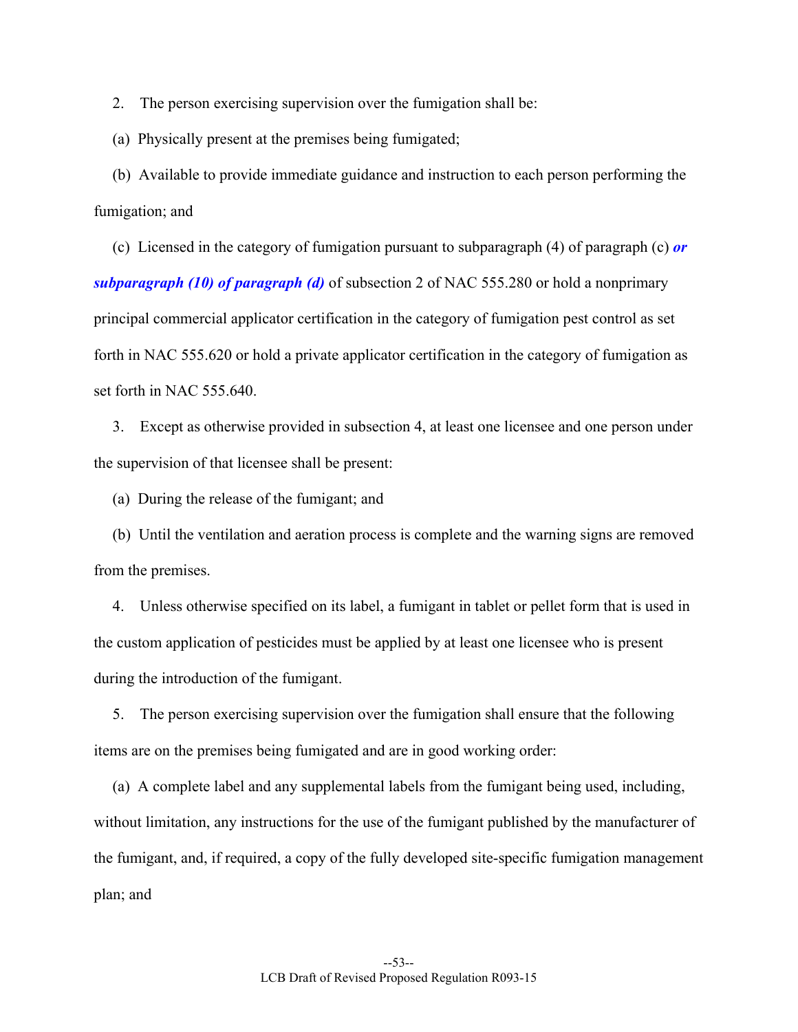2. The person exercising supervision over the fumigation shall be:

(a) Physically present at the premises being fumigated;

(b) Available to provide immediate guidance and instruction to each person performing the fumigation; and

(c) Licensed in the category of fumigation pursuant to subparagraph (4) of paragraph (c) ***or subparagraph (10) of paragraph (d)*** of subsection 2 of NAC 555.280 or hold a nonprimary principal commercial applicator certification in the category of fumigation pest control as set forth in NAC 555.620 or hold a private applicator certification in the category of fumigation as set forth in NAC 555.640.

3. Except as otherwise provided in subsection 4, at least one licensee and one person under the supervision of that licensee shall be present:

(a) During the release of the fumigant; and

(b) Until the ventilation and aeration process is complete and the warning signs are removed from the premises.

4. Unless otherwise specified on its label, a fumigant in tablet or pellet form that is used in the custom application of pesticides must be applied by at least one licensee who is present during the introduction of the fumigant.

5. The person exercising supervision over the fumigation shall ensure that the following items are on the premises being fumigated and are in good working order:

(a) A complete label and any supplemental labels from the fumigant being used, including, without limitation, any instructions for the use of the fumigant published by the manufacturer of the fumigant, and, if required, a copy of the fully developed site-specific fumigation management plan; and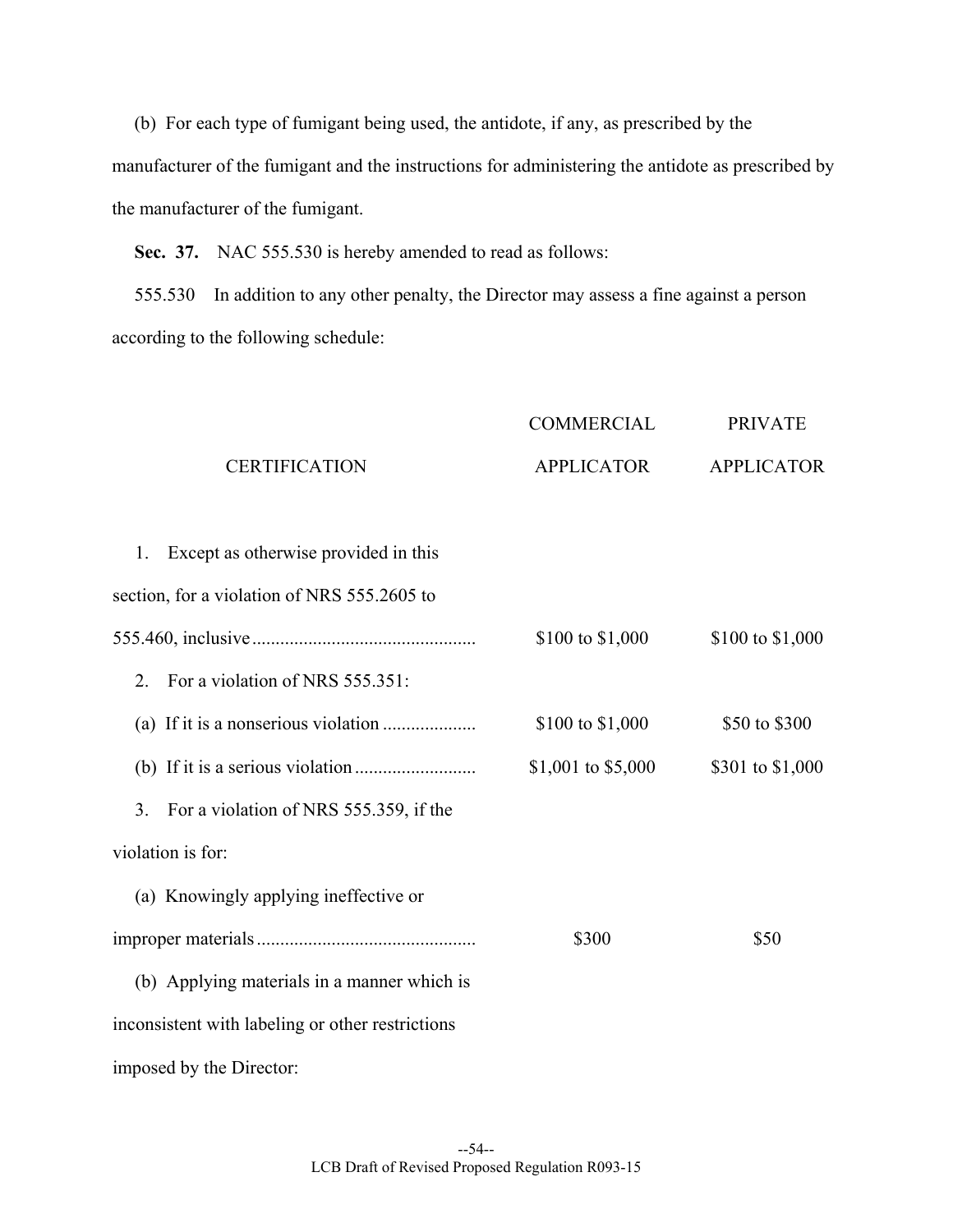(b) For each type of fumigant being used, the antidote, if any, as prescribed by the manufacturer of the fumigant and the instructions for administering the antidote as prescribed by the manufacturer of the fumigant.

**Sec. 37.** NAC 555.530 is hereby amended to read as follows:

555.530 In addition to any other penalty, the Director may assess a fine against a person according to the following schedule:

| CERTIFICATION | COMMERCIAL APPLICATOR | PRIVATE APPLICATOR |
|---|---|---|
| 1. Except as otherwise provided in this section, for a violation of NRS 555.2605 to 555.460, inclusive | $100 to $1,000 | $100 to $1,000 |
| 2. For a violation of NRS 555.351: | | |
| (a) If it is a nonserious violation | $100 to $1,000 | $50 to $300 |
| (b) If it is a serious violation | $1,001 to $5,000 | $301 to $1,000 |
| 3. For a violation of NRS 555.359, if the violation is for: | | |
| (a) Knowingly applying ineffective or improper materials | $300 | $50 |
| (b) Applying materials in a manner which is inconsistent with labeling or other restrictions imposed by the Director: | | |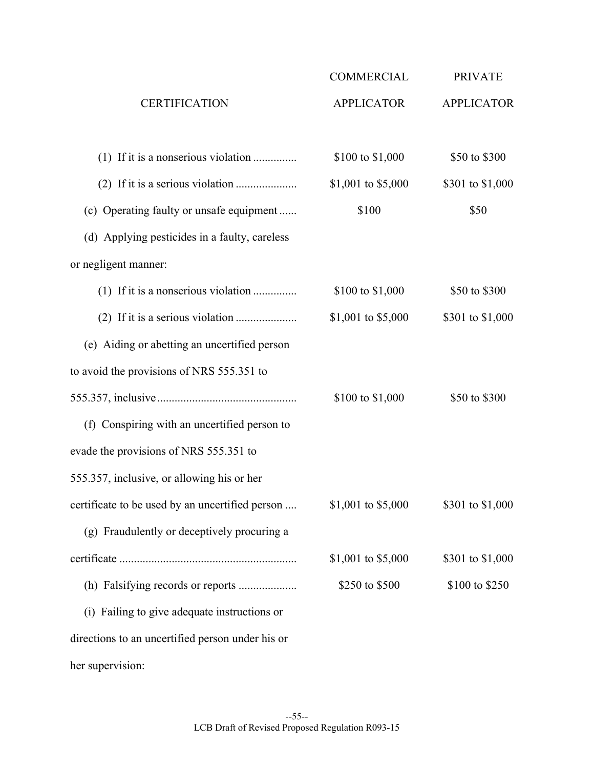| CERTIFICATION | COMMERCIAL APPLICATOR | PRIVATE APPLICATOR |
|---|---|---|
| (1) If it is a nonserious violation | $100 to $1,000 | $50 to $300 |
| (2) If it is a serious violation | $1,001 to $5,000 | $301 to $1,000 |
| (c) Operating faulty or unsafe equipment | $100 | $50 |
| (d) Applying pesticides in a faulty, careless or negligent manner: | | |
| (1) If it is a nonserious violation | $100 to $1,000 | $50 to $300 |
| (2) If it is a serious violation | $1,001 to $5,000 | $301 to $1,000 |
| (e) Aiding or abetting an uncertified person to avoid the provisions of NRS 555.351 to 555.357, inclusive | $100 to $1,000 | $50 to $300 |
| (f) Conspiring with an uncertified person to evade the provisions of NRS 555.351 to 555.357, inclusive, or allowing his or her certificate to be used by an uncertified person | $1,001 to $5,000 | $301 to $1,000 |
| (g) Fraudulently or deceptively procuring a certificate | $1,001 to $5,000 | $301 to $1,000 |
| (h) Falsifying records or reports | $250 to $500 | $100 to $250 |
| (i) Failing to give adequate instructions or directions to an uncertified person under his or her supervision: | | |

LCB Draft of Revised Proposed Regulation R093-15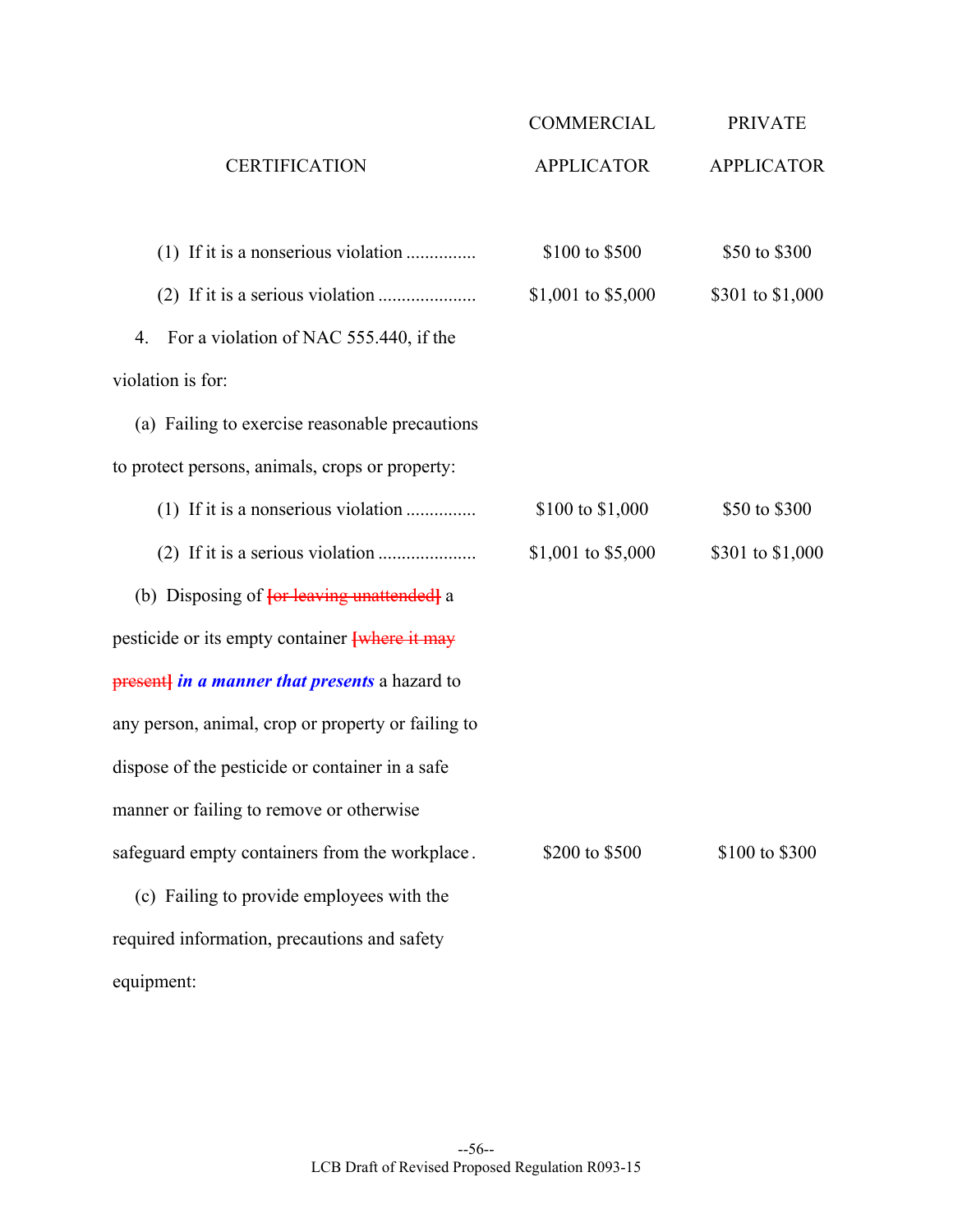| CERTIFICATION | COMMERCIAL APPLICATOR | PRIVATE APPLICATOR |
|---|---|---|
| (1) If it is a nonserious violation .............. | $100 to $500 | $50 to $300 |
| (2) If it is a serious violation .................... | $1,001 to $5,000 | $301 to $1,000 |
| 4. For a violation of NAC 555.440, if the violation is for: | | |
| (a) Failing to exercise reasonable precautions to protect persons, animals, crops or property: | | |
| (1) If it is a nonserious violation .............. | $100 to $1,000 | $50 to $300 |
| (2) If it is a serious violation .................... | $1,001 to $5,000 | $301 to $1,000 |
| (b) Disposing of ~~[or leaving unattended]~~ a pesticide or its empty container ~~[where it may present]~~ ***in a manner that presents*** a hazard to any person, animal, crop or property or failing to dispose of the pesticide or container in a safe manner or failing to remove or otherwise safeguard empty containers from the workplace . | $200 to $500 | $100 to $300 |
| (c) Failing to provide employees with the required information, precautions and safety equipment: | | |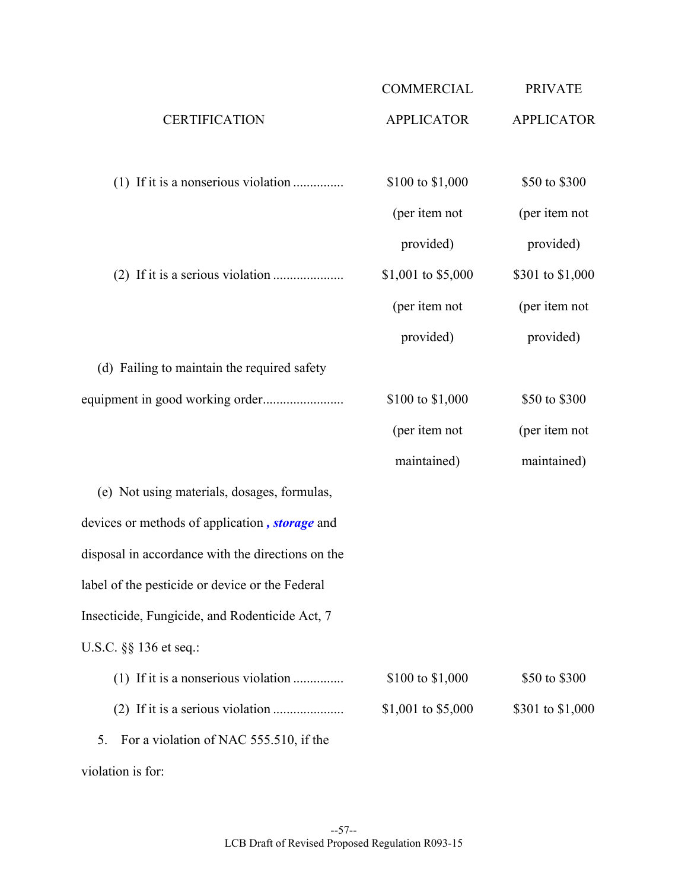| CERTIFICATION | COMMERCIAL APPLICATOR | PRIVATE APPLICATOR |
|---|---|---|
| (1) If it is a nonserious violation .............. | $100 to $1,000 (per item not provided) | $50 to $300 (per item not provided) |
| (2) If it is a serious violation .................... | $1,001 to $5,000 (per item not provided) | $301 to $1,000 (per item not provided) |
| (d) Failing to maintain the required safety equipment in good working order....................... | $100 to $1,000 (per item not maintained) | $50 to $300 (per item not maintained) |
| (e) Not using materials, dosages, formulas, devices or methods of application ***, storage*** and disposal in accordance with the directions on the label of the pesticide or device or the Federal Insecticide, Fungicide, and Rodenticide Act, 7 U.S.C. §§ 136 et seq.: | | |
| (1) If it is a nonserious violation .............. | $100 to $1,000 | $50 to $300 |
| (2) If it is a serious violation .................... | $1,001 to $5,000 | $301 to $1,000 |

5. For a violation of NAC 555.510, if the violation is for: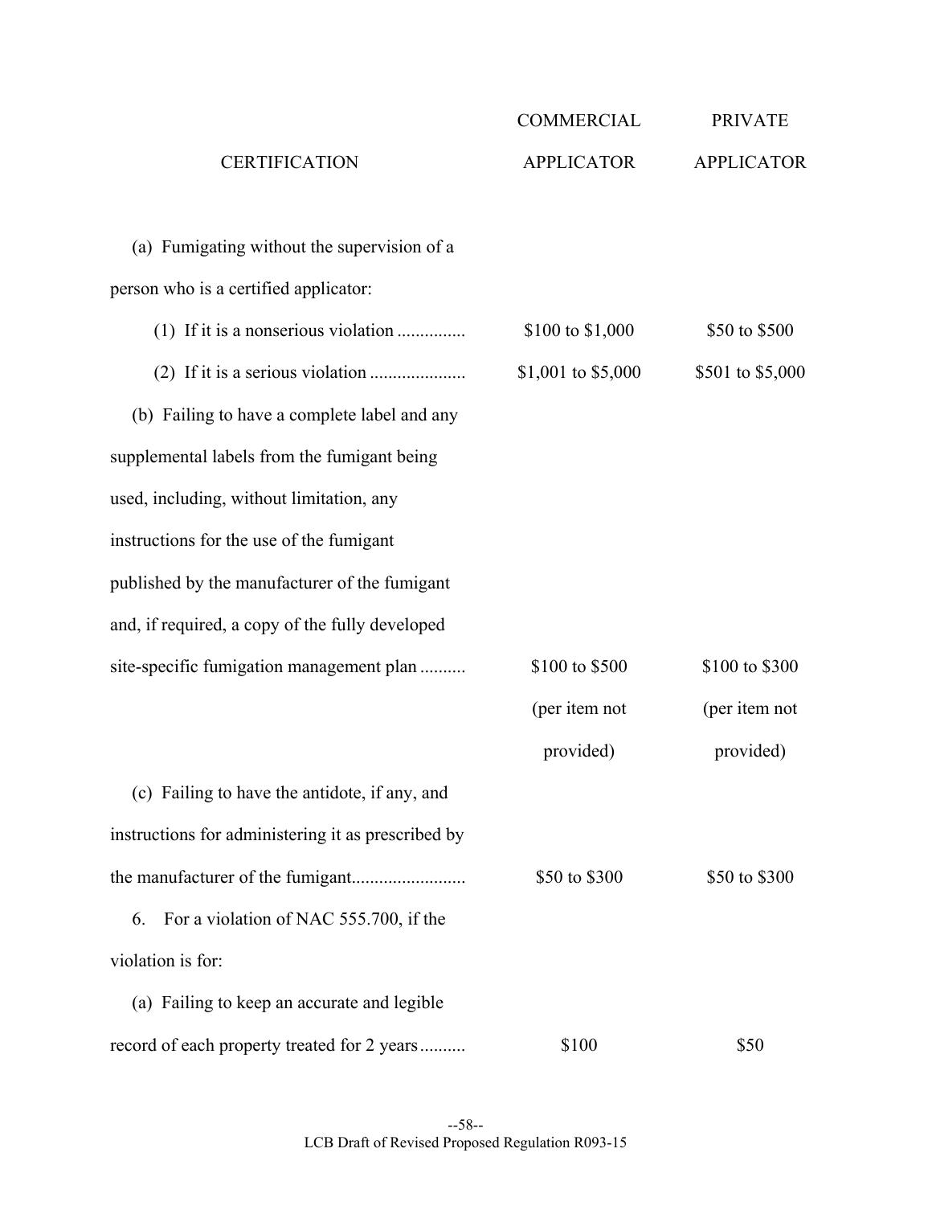| CERTIFICATION | COMMERCIAL APPLICATOR | PRIVATE APPLICATOR |
|---|---|---|
| (a) Fumigating without the supervision of a person who is a certified applicator: | | |
| (1) If it is a nonserious violation .............. | \$100 to \$1,000 | \$50 to \$500 |
| (2) If it is a serious violation .................... | \$1,001 to \$5,000 | \$501 to \$5,000 |
| (b) Failing to have a complete label and any supplemental labels from the fumigant being used, including, without limitation, any instructions for the use of the fumigant published by the manufacturer of the fumigant and, if required, a copy of the fully developed site-specific fumigation management plan .......... | \$100 to \$500 (per item not provided) | \$100 to \$300 (per item not provided) |
| (c) Failing to have the antidote, if any, and instructions for administering it as prescribed by the manufacturer of the fumigant........................ | \$50 to \$300 | \$50 to \$300 |
| 6. For a violation of NAC 555.700, if the violation is for: | | |
| (a) Failing to keep an accurate and legible record of each property treated for 2 years.......... | \$100 | \$50 |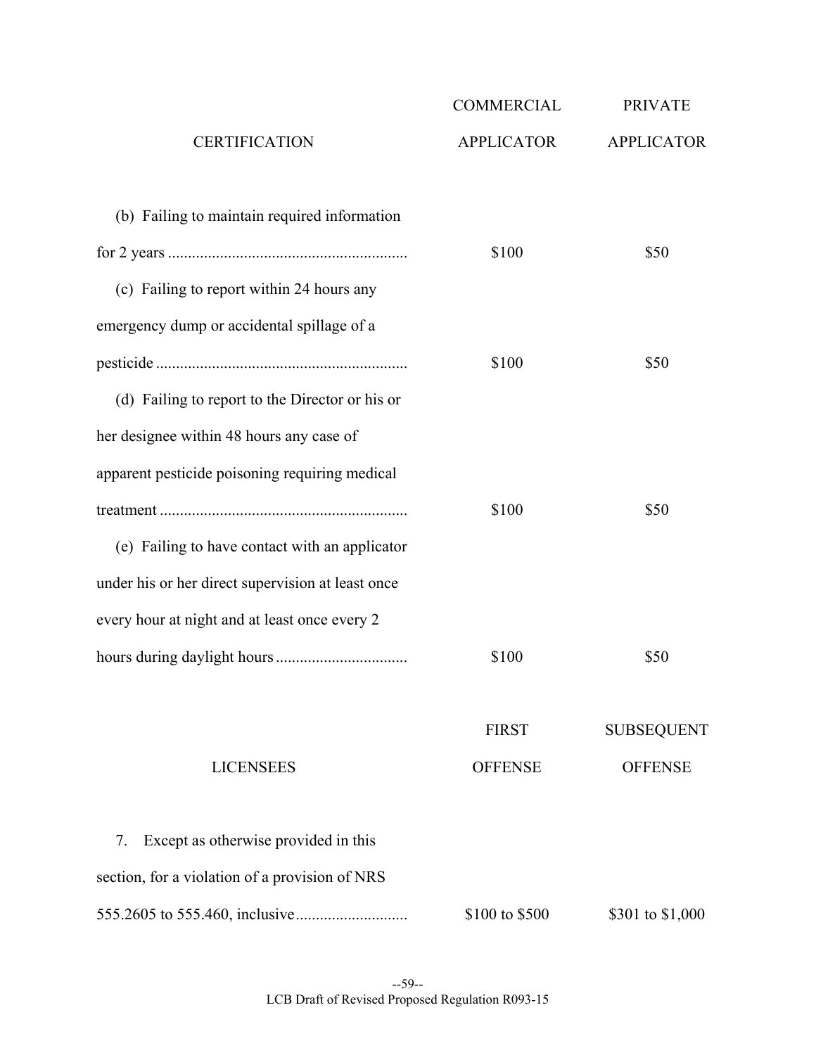| CERTIFICATION | COMMERCIAL APPLICATOR | PRIVATE APPLICATOR |
|---|---|---|
| (b) Failing to maintain required information for 2 years | $100 | $50 |
| (c) Failing to report within 24 hours any emergency dump or accidental spillage of a pesticide | $100 | $50 |
| (d) Failing to report to the Director or his or her designee within 48 hours any case of apparent pesticide poisoning requiring medical treatment | $100 | $50 |
| (e) Failing to have contact with an applicator under his or her direct supervision at least once every hour at night and at least once every 2 hours during daylight hours | $100 | $50 |

| LICENSEES | FIRST OFFENSE | SUBSEQUENT OFFENSE |
|---|---|---|
| 7. Except as otherwise provided in this section, for a violation of a provision of NRS 555.2605 to 555.460, inclusive | $100 to $500 | $301 to $1,000 |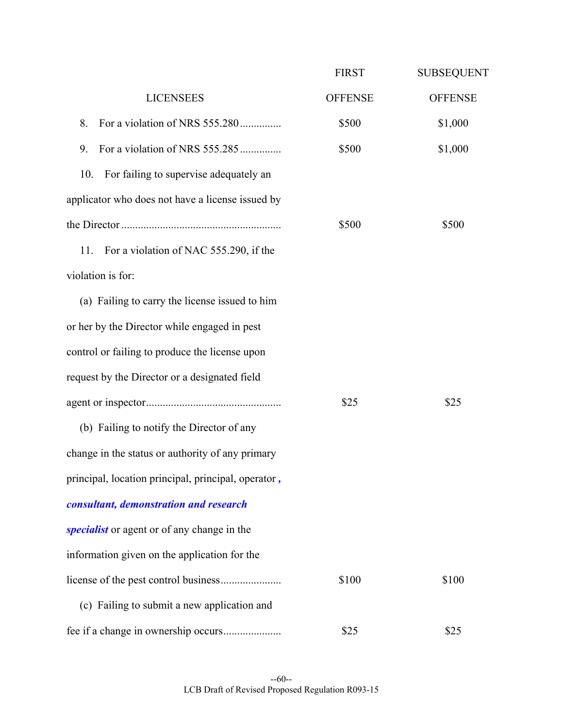| LICENSEES | FIRST OFFENSE | SUBSEQUENT OFFENSE |
|---|---|---|
| 8. For a violation of NRS 555.280 .............. | $500 | $1,000 |
| 9. For a violation of NRS 555.285 .............. | $500 | $1,000 |
| 10. For failing to supervise adequately an applicator who does not have a license issued by the Director ......................................................... | $500 | $500 |
| 11. For a violation of NAC 555.290, if the violation is for: | | |
| (a) Failing to carry the license issued to him or her by the Director while engaged in pest control or failing to produce the license upon request by the Director or a designated field agent or inspector................................................ | $25 | $25 |
| (b) Failing to notify the Director of any change in the status or authority of any primary principal, location principal, principal, operator ***, consultant, demonstration and research specialist*** or agent or of any change in the information given on the application for the license of the pest control business..................... | $100 | $100 |
| (c) Failing to submit a new application and fee if a change in ownership occurs.................... | $25 | $25 |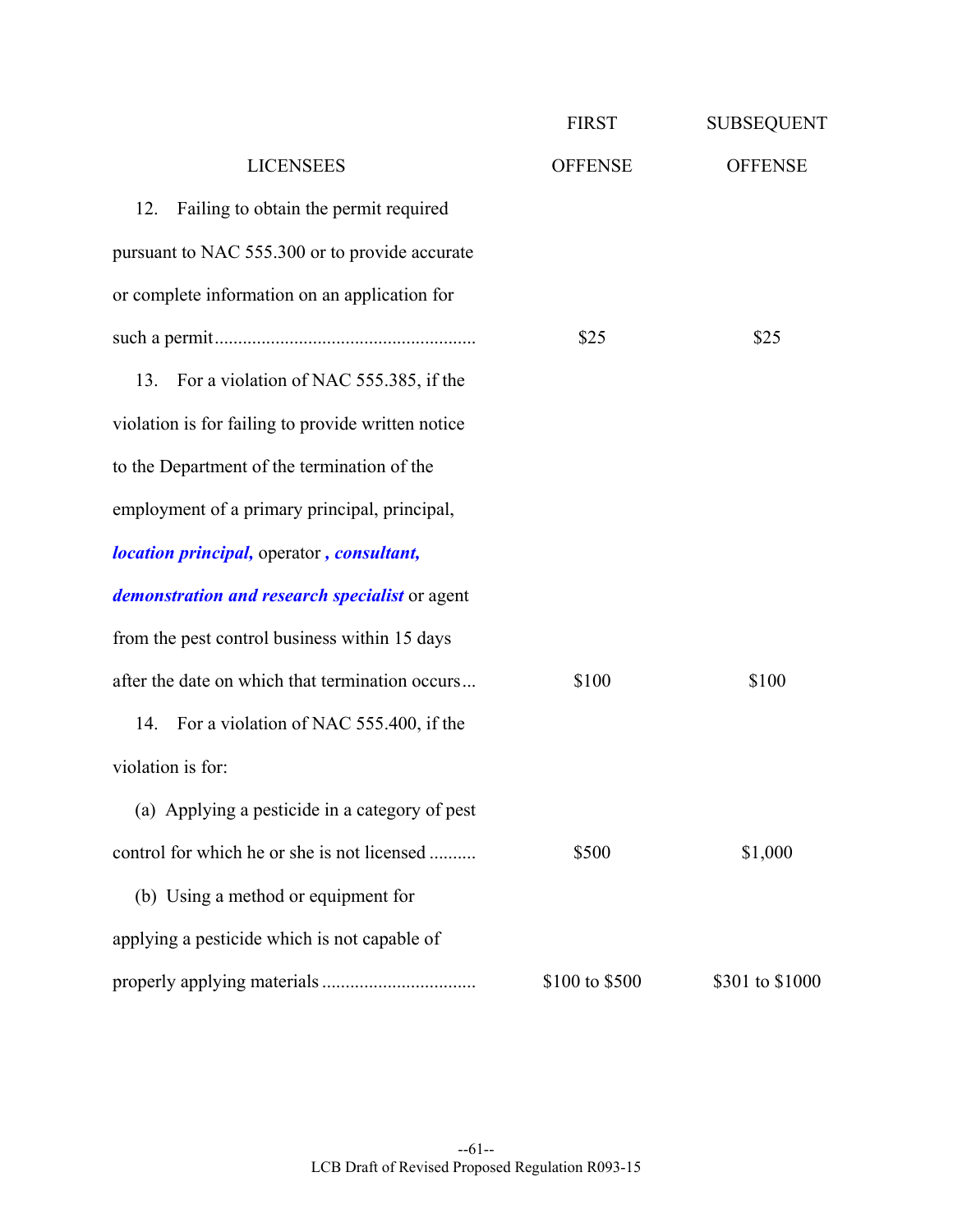| LICENSEES | FIRST OFFENSE | SUBSEQUENT OFFENSE |
|---|---|---|
| 12. Failing to obtain the permit required pursuant to NAC 555.300 or to provide accurate or complete information on an application for such a permit | $25 | $25 |
| 13. For a violation of NAC 555.385, if the violation is for failing to provide written notice to the Department of the termination of the employment of a primary principal, principal, ***location principal,*** operator ***, consultant, demonstration and research specialist*** or agent from the pest control business within 15 days after the date on which that termination occurs | $100 | $100 |
| 14. For a violation of NAC 555.400, if the violation is for: | | |
| (a) Applying a pesticide in a category of pest control for which he or she is not licensed | $500 | $1,000 |
| (b) Using a method or equipment for applying a pesticide which is not capable of properly applying materials | $100 to $500 | $301 to $1000 |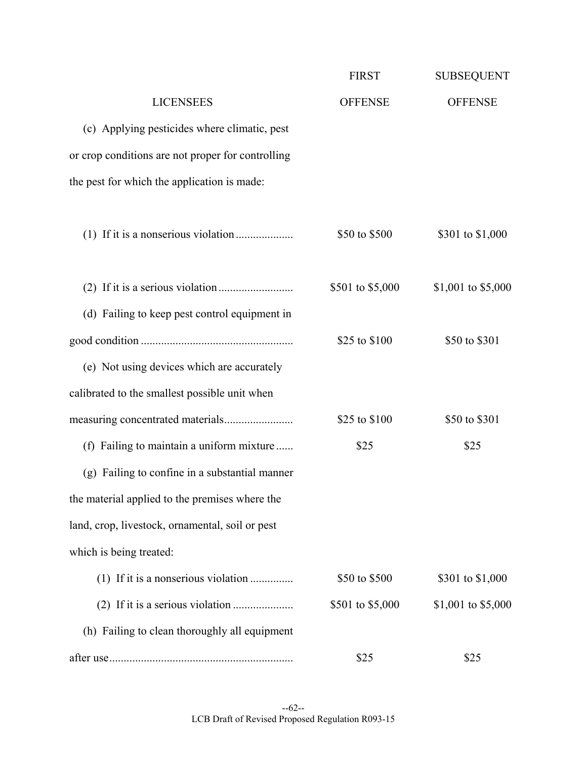| LICENSEES | FIRST OFFENSE | SUBSEQUENT OFFENSE |
|---|---|---|
| (c) Applying pesticides where climatic, pest or crop conditions are not proper for controlling the pest for which the application is made: | | |
| (1) If it is a nonserious violation | $50 to $500 | $301 to $1,000 |
| (2) If it is a serious violation | $501 to $5,000 | $1,001 to $5,000 |
| (d) Failing to keep pest control equipment in good condition | $25 to $100 | $50 to $301 |
| (e) Not using devices which are accurately calibrated to the smallest possible unit when measuring concentrated materials | $25 to $100 | $50 to $301 |
| (f) Failing to maintain a uniform mixture | $25 | $25 |
| (g) Failing to confine in a substantial manner the material applied to the premises where the land, crop, livestock, ornamental, soil or pest which is being treated: | | |
| (1) If it is a nonserious violation | $50 to $500 | $301 to $1,000 |
| (2) If it is a serious violation | $501 to $5,000 | $1,001 to $5,000 |
| (h) Failing to clean thoroughly all equipment after use | $25 | $25 |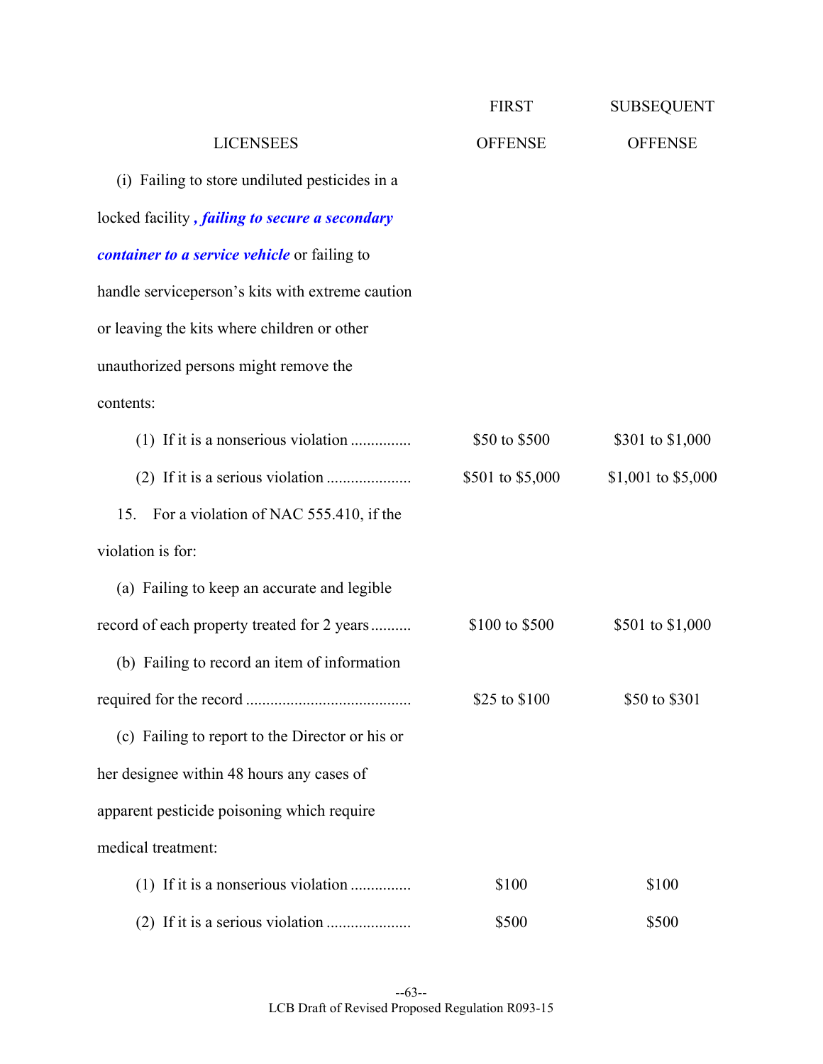| LICENSEES | FIRST OFFENSE | SUBSEQUENT OFFENSE |
|---|---|---|
| (i) Failing to store undiluted pesticides in a locked facility ***, failing to secure a secondary container to a service vehicle*** or failing to handle serviceperson's kits with extreme caution or leaving the kits where children or other unauthorized persons might remove the contents: | | |
| (1) If it is a nonserious violation .............. | $50 to $500 | $301 to $1,000 |
| (2) If it is a serious violation .................... | $501 to $5,000 | $1,001 to $5,000 |
| 15. For a violation of NAC 555.410, if the violation is for: | | |
| (a) Failing to keep an accurate and legible record of each property treated for 2 years .......... | $100 to $500 | $501 to $1,000 |
| (b) Failing to record an item of information required for the record ........................................ | $25 to $100 | $50 to $301 |
| (c) Failing to report to the Director or his or her designee within 48 hours any cases of apparent pesticide poisoning which require medical treatment: | | |
| (1) If it is a nonserious violation .............. | $100 | $100 |
| (2) If it is a serious violation .................... | $500 | $500 |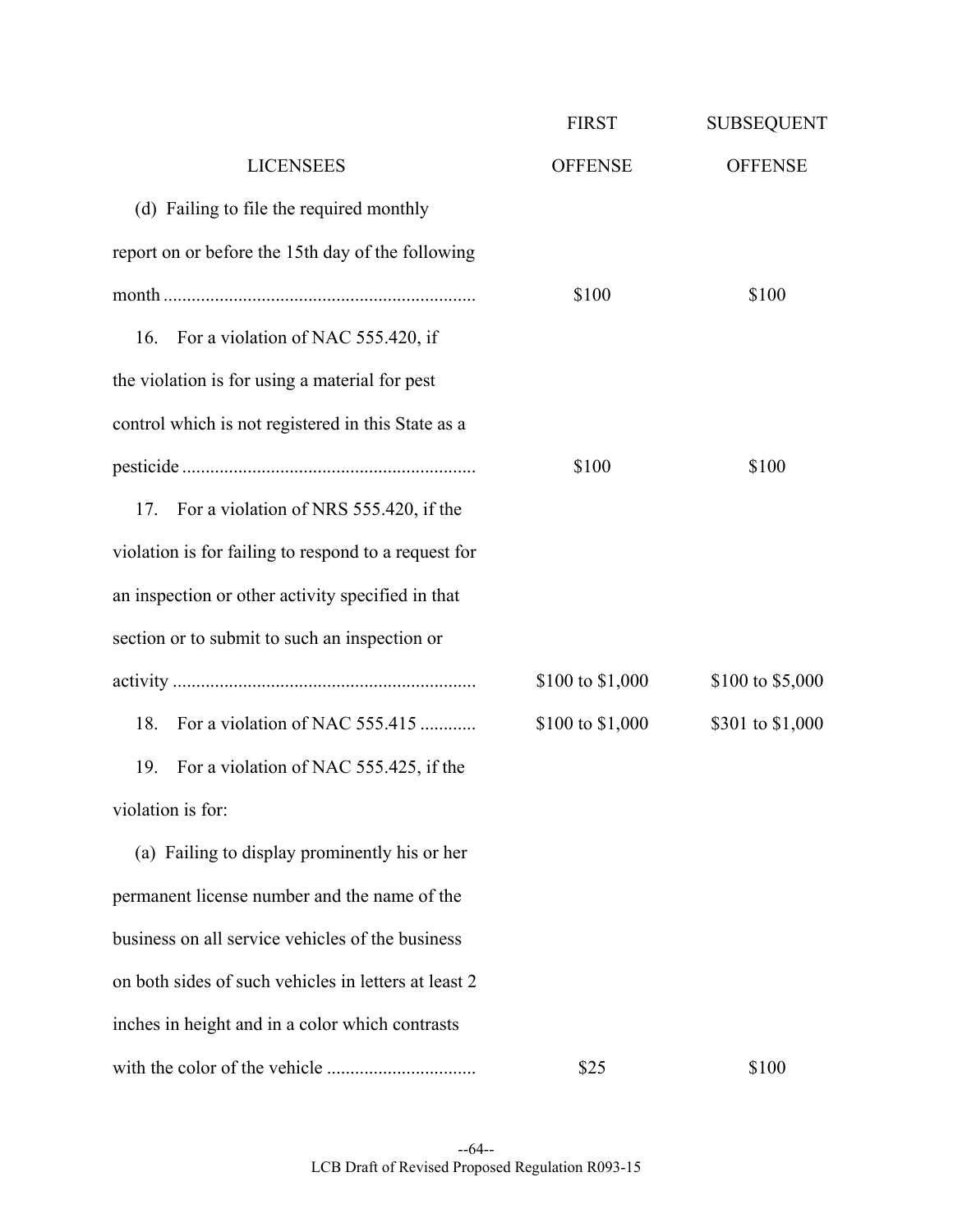| LICENSEES | FIRST OFFENSE | SUBSEQUENT OFFENSE |
|---|---|---|
| (d) Failing to file the required monthly report on or before the 15th day of the following month | $100 | $100 |
| 16. For a violation of NAC 555.420, if the violation is for using a material for pest control which is not registered in this State as a pesticide | $100 | $100 |
| 17. For a violation of NRS 555.420, if the violation is for failing to respond to a request for an inspection or other activity specified in that section or to submit to such an inspection or activity | $100 to $1,000 | $100 to $5,000 |
| 18. For a violation of NAC 555.415 | $100 to $1,000 | $301 to $1,000 |
| 19. For a violation of NAC 555.425, if the violation is for: | | |
| (a) Failing to display prominently his or her permanent license number and the name of the business on all service vehicles of the business on both sides of such vehicles in letters at least 2 inches in height and in a color which contrasts with the color of the vehicle | $25 | $100 |

LCB Draft of Revised Proposed Regulation R093-15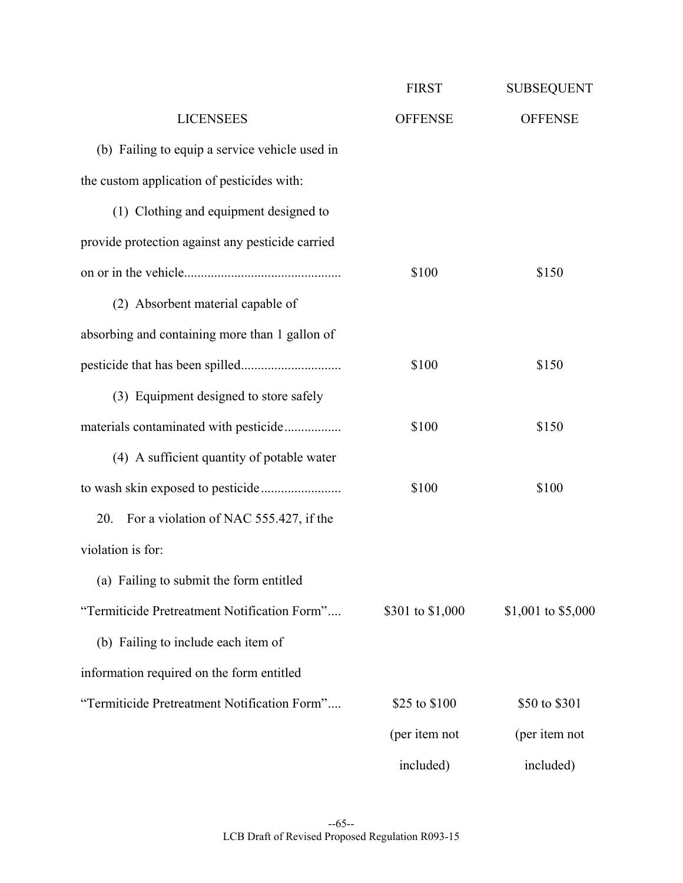| LICENSEES | FIRST OFFENSE | SUBSEQUENT OFFENSE |
|---|---|---|
| (b) Failing to equip a service vehicle used in the custom application of pesticides with: | | |
| (1) Clothing and equipment designed to provide protection against any pesticide carried on or in the vehicle | $100 | $150 |
| (2) Absorbent material capable of absorbing and containing more than 1 gallon of pesticide that has been spilled | $100 | $150 |
| (3) Equipment designed to store safely materials contaminated with pesticide | $100 | $150 |
| (4) A sufficient quantity of potable water to wash skin exposed to pesticide | $100 | $100 |
| 20. For a violation of NAC 555.427, if the violation is for: | | |
| (a) Failing to submit the form entitled "Termiticide Pretreatment Notification Form" | $301 to $1,000 | $1,001 to $5,000 |
| (b) Failing to include each item of information required on the form entitled "Termiticide Pretreatment Notification Form" | $25 to $100 (per item not included) | $50 to $301 (per item not included) |

LCB Draft of Revised Proposed Regulation R093-15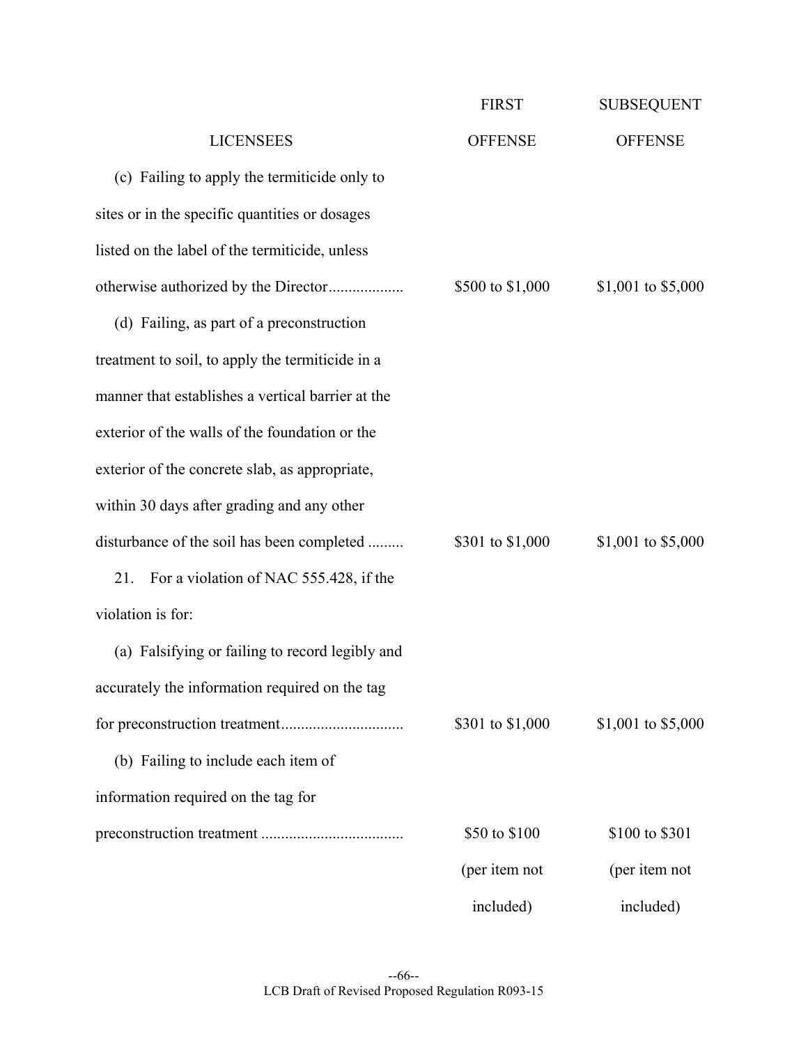| LICENSEES | FIRST OFFENSE | SUBSEQUENT OFFENSE |
|---|---|---|
| (c) Failing to apply the termiticide only to sites or in the specific quantities or dosages listed on the label of the termiticide, unless otherwise authorized by the Director.................. | $500 to $1,000 | $1,001 to $5,000 |
| (d) Failing, as part of a preconstruction treatment to soil, to apply the termiticide in a manner that establishes a vertical barrier at the exterior of the walls of the foundation or the exterior of the concrete slab, as appropriate, within 30 days after grading and any other disturbance of the soil has been completed ......... | $301 to $1,000 | $1,001 to $5,000 |
| 21. For a violation of NAC 555.428, if the violation is for: | | |
| (a) Falsifying or failing to record legibly and accurately the information required on the tag for preconstruction treatment.............................. | $301 to $1,000 | $1,001 to $5,000 |
| (b) Failing to include each item of information required on the tag for preconstruction treatment ................................... | $50 to $100 (per item not included) | $100 to $301 (per item not included) |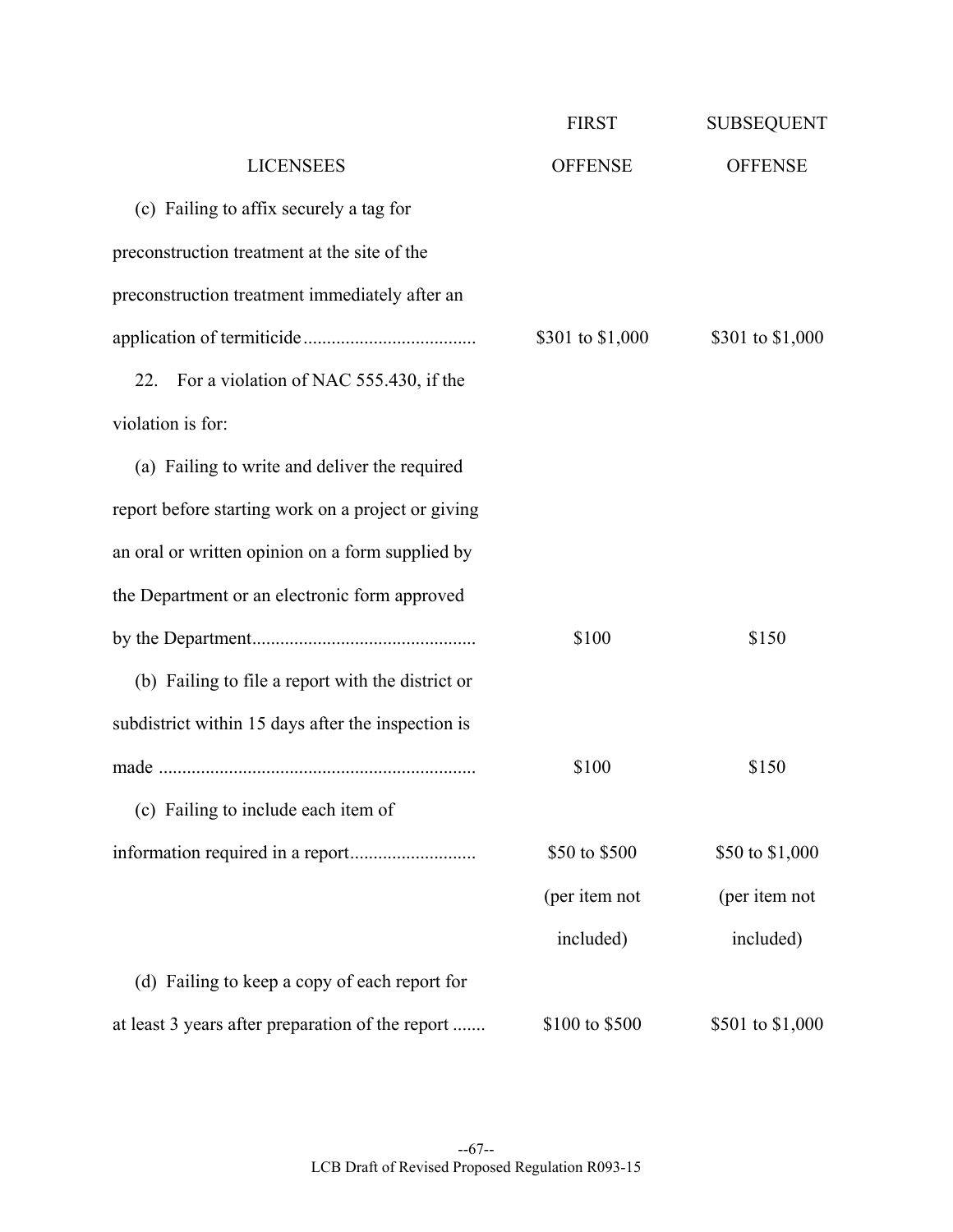| LICENSEES | FIRST OFFENSE | SUBSEQUENT OFFENSE |
|---|---|---|
| (c) Failing to affix securely a tag for preconstruction treatment at the site of the preconstruction treatment immediately after an application of termiticide | $301 to $1,000 | $301 to $1,000 |
| 22. For a violation of NAC 555.430, if the violation is for: | | |
| (a) Failing to write and deliver the required report before starting work on a project or giving an oral or written opinion on a form supplied by the Department or an electronic form approved by the Department | $100 | $150 |
| (b) Failing to file a report with the district or subdistrict within 15 days after the inspection is made | $100 | $150 |
| (c) Failing to include each item of information required in a report | $50 to $500 (per item not included) | $50 to $1,000 (per item not included) |
| (d) Failing to keep a copy of each report for at least 3 years after preparation of the report | $100 to $500 | $501 to $1,000 |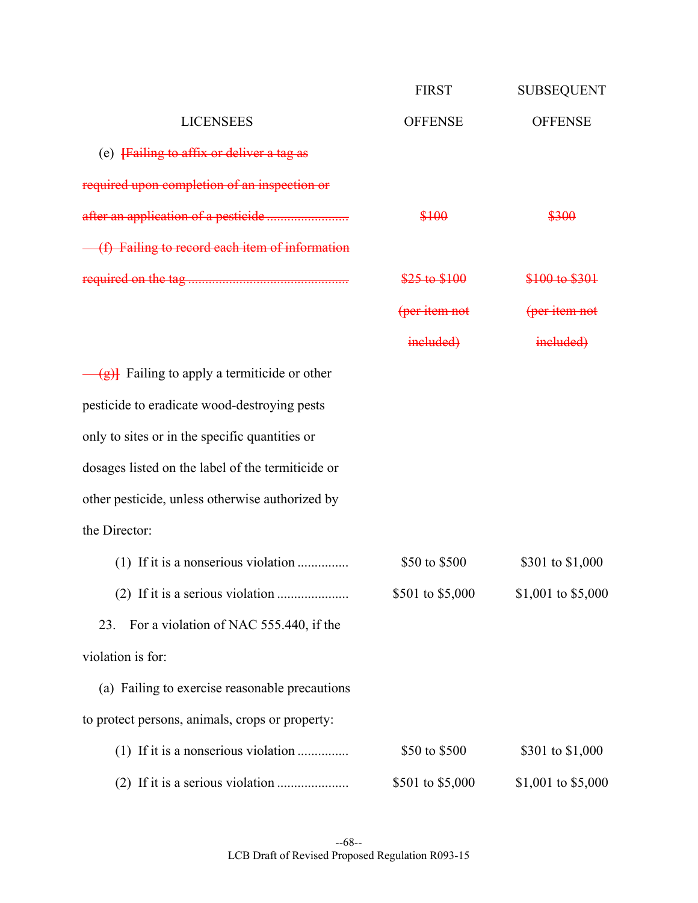| LICENSEES | FIRST OFFENSE | SUBSEQUENT OFFENSE |
|---|---|---|
| (e) ~~[Failing to affix or deliver a tag as required upon completion of an inspection or after an application of a pesticide .......................~~ | ~~$100~~ | ~~$300~~ |
| ~~(f) Failing to record each item of information required on the tag .............................................~~ | ~~$25 to $100 (per item not included)~~ | ~~$100 to $301 (per item not included)~~ |
| ~~(g)]~~ Failing to apply a termiticide or other pesticide to eradicate wood-destroying pests only to sites or in the specific quantities or dosages listed on the label of the termiticide or other pesticide, unless otherwise authorized by the Director: | | |
| (1) If it is a nonserious violation .............. | $50 to $500 | $301 to $1,000 |
| (2) If it is a serious violation .................... | $501 to $5,000 | $1,001 to $5,000 |
| 23. For a violation of NAC 555.440, if the violation is for: | | |
| (a) Failing to exercise reasonable precautions to protect persons, animals, crops or property: | | |
| (1) If it is a nonserious violation .............. | $50 to $500 | $301 to $1,000 |
| (2) If it is a serious violation .................... | $501 to $5,000 | $1,001 to $5,000 |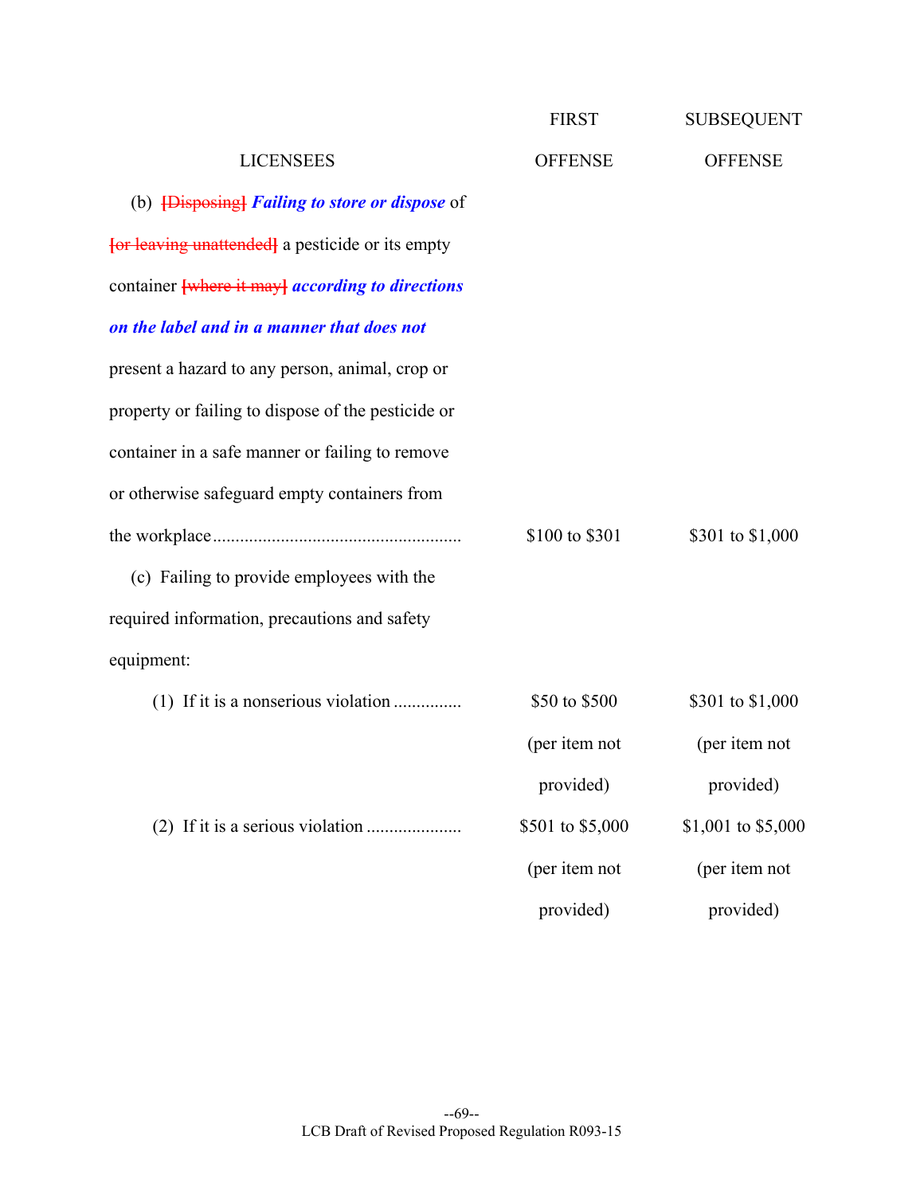| LICENSEES | FIRST OFFENSE | SUBSEQUENT OFFENSE |
|---|---|---|
| (b) ~~[Disposing]~~ ***Failing to store or dispose*** of ~~[or leaving unattended]~~ a pesticide or its empty container ~~[where it may]~~ ***according to directions on the label and in a manner that does not*** present a hazard to any person, animal, crop or property or failing to dispose of the pesticide or container in a safe manner or failing to remove or otherwise safeguard empty containers from the workplace...................................................... | $100 to $301 | $301 to $1,000 |
| (c) Failing to provide employees with the required information, precautions and safety equipment: | | |
| (1) If it is a nonserious violation .............. | $50 to $500 (per item not provided) | $301 to $1,000 (per item not provided) |
| (2) If it is a serious violation .................... | $501 to $5,000 (per item not provided) | $1,001 to $5,000 (per item not provided) |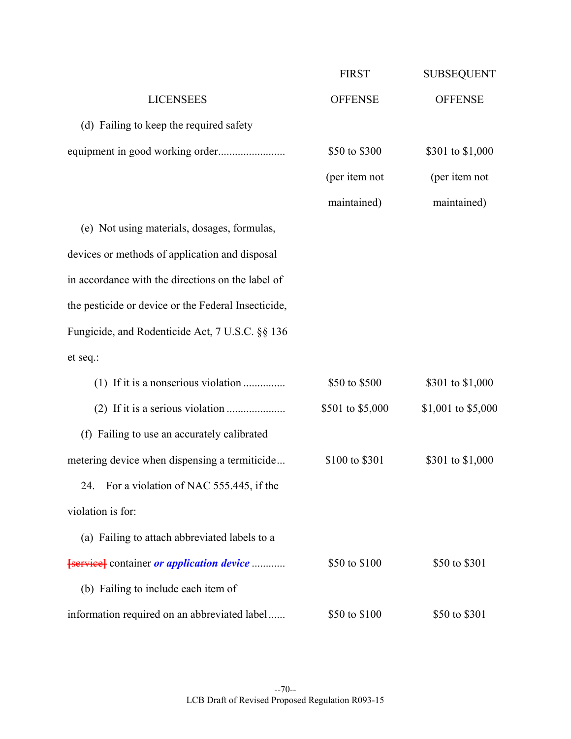| LICENSEES | FIRST OFFENSE | SUBSEQUENT OFFENSE |
|---|---|---|
| (d) Failing to keep the required safety equipment in good working order........................ | $50 to $300 (per item not maintained) | $301 to $1,000 (per item not maintained) |
| (e) Not using materials, dosages, formulas, devices or methods of application and disposal in accordance with the directions on the label of the pesticide or device or the Federal Insecticide, Fungicide, and Rodenticide Act, 7 U.S.C. §§ 136 et seq.: | | |
| (1) If it is a nonserious violation .............. | $50 to $500 | $301 to $1,000 |
| (2) If it is a serious violation ..................... | $501 to $5,000 | $1,001 to $5,000 |
| (f) Failing to use an accurately calibrated metering device when dispensing a termiticide... | $100 to $301 | $301 to $1,000 |
| 24. For a violation of NAC 555.445, if the violation is for: | | |
| (a) Failing to attach abbreviated labels to a ~~[service]~~ container ***or application device*** ........... | $50 to $100 | $50 to $301 |
| (b) Failing to include each item of information required on an abbreviated label...... | $50 to $100 | $50 to $301 |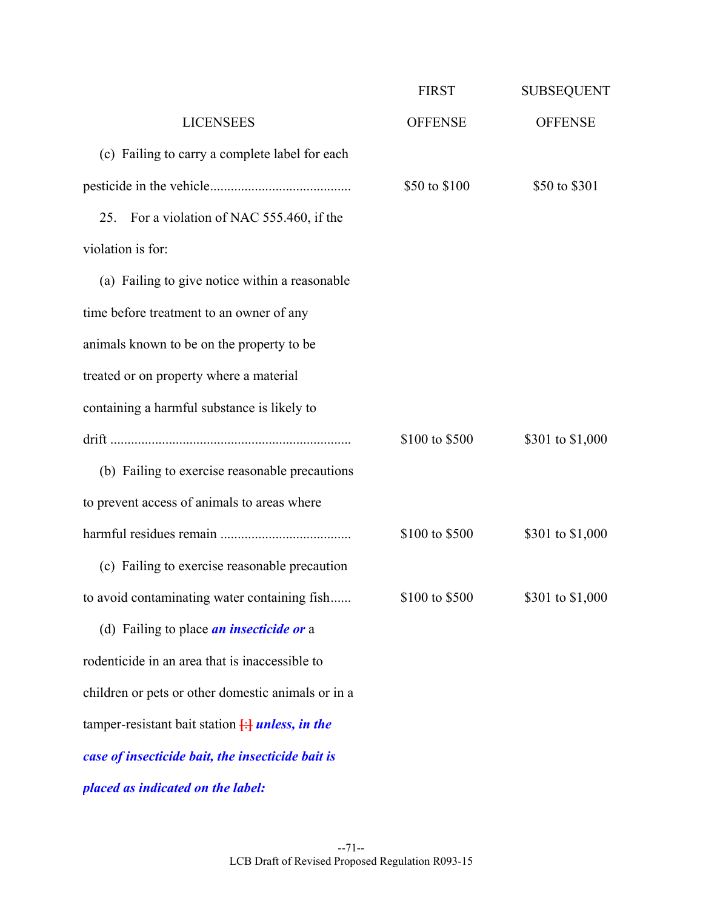| LICENSEES | FIRST OFFENSE | SUBSEQUENT OFFENSE |
|---|---|---|
| (c) Failing to carry a complete label for each pesticide in the vehicle........................................ | $50 to $100 | $50 to $301 |
| 25. For a violation of NAC 555.460, if the violation is for: | | |
| (a) Failing to give notice within a reasonable time before treatment to an owner of any animals known to be on the property to be treated or on property where a material containing a harmful substance is likely to drift ..................................................................... | $100 to $500 | $301 to $1,000 |
| (b) Failing to exercise reasonable precautions to prevent access of animals to areas where harmful residues remain ..................................... | $100 to $500 | $301 to $1,000 |
| (c) Failing to exercise reasonable precaution to avoid contaminating water containing fish...... | $100 to $500 | $301 to $1,000 |
| (d) Failing to place ***an insecticide or*** a rodenticide in an area that is inaccessible to children or pets or other domestic animals or in a tamper-resistant bait station [:] ***unless, in the case of insecticide bait, the insecticide bait is placed as indicated on the label:*** | | |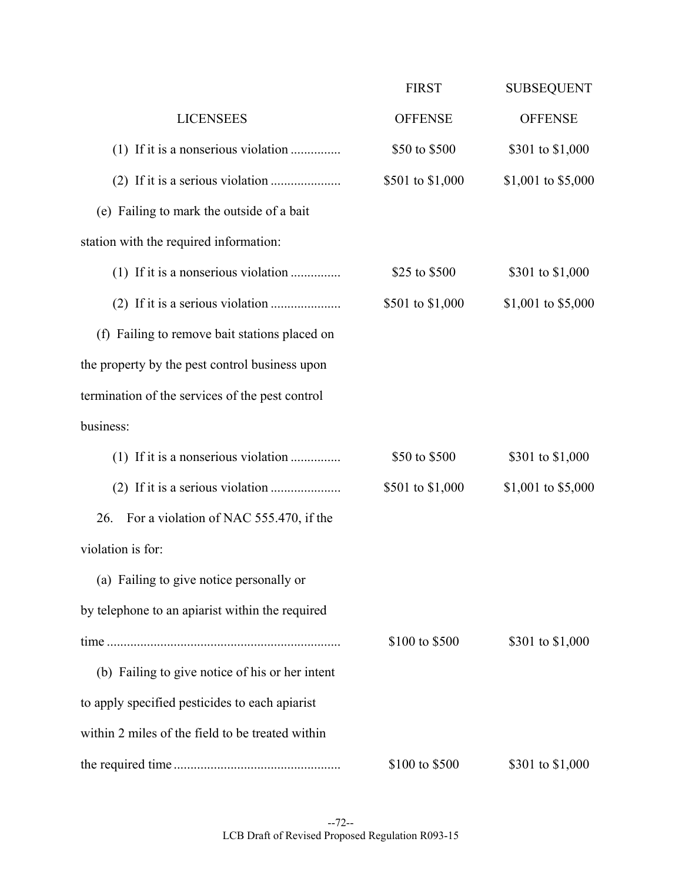| LICENSEES | FIRST OFFENSE | SUBSEQUENT OFFENSE |
|---|---|---|
| (1) If it is a nonserious violation .............. | \$50 to \$500 | \$301 to \$1,000 |
| (2) If it is a serious violation .................... | \$501 to \$1,000 | \$1,001 to \$5,000 |
| (e) Failing to mark the outside of a bait station with the required information: | | |
| (1) If it is a nonserious violation .............. | \$25 to \$500 | \$301 to \$1,000 |
| (2) If it is a serious violation .................... | \$501 to \$1,000 | \$1,001 to \$5,000 |
| (f) Failing to remove bait stations placed on the property by the pest control business upon termination of the services of the pest control business: | | |
| (1) If it is a nonserious violation .............. | \$50 to \$500 | \$301 to \$1,000 |
| (2) If it is a serious violation .................... | \$501 to \$1,000 | \$1,001 to \$5,000 |
| 26. For a violation of NAC 555.470, if the violation is for: | | |
| (a) Failing to give notice personally or by telephone to an apiarist within the required time ..................................................................... | \$100 to \$500 | \$301 to \$1,000 |
| (b) Failing to give notice of his or her intent to apply specified pesticides to each apiarist within 2 miles of the field to be treated within the required time ................................................. | \$100 to \$500 | \$301 to \$1,000 |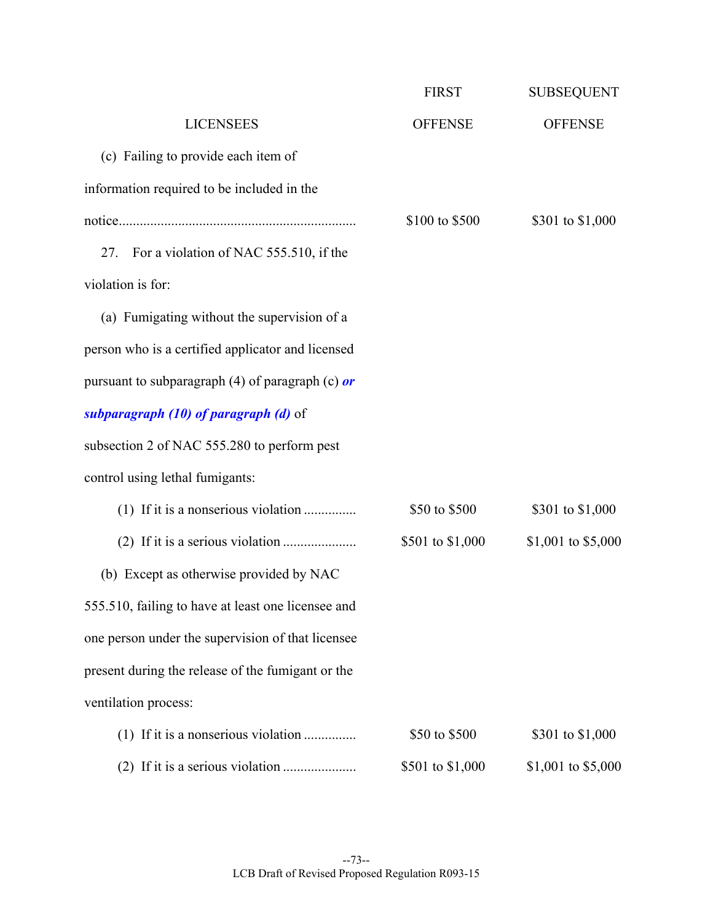| LICENSEES | FIRST OFFENSE | SUBSEQUENT OFFENSE |
|---|---|---|
| (c) Failing to provide each item of information required to be included in the notice.................................................................. | \$100 to \$500 | \$301 to \$1,000 |
| 27. For a violation of NAC 555.510, if the violation is for: | | |
| (a) Fumigating without the supervision of a person who is a certified applicator and licensed pursuant to subparagraph (4) of paragraph (c) ***or subparagraph (10) of paragraph (d)*** of subsection 2 of NAC 555.280 to perform pest control using lethal fumigants: | | |
| (1) If it is a nonserious violation .............. | \$50 to \$500 | \$301 to \$1,000 |
| (2) If it is a serious violation .................... | \$501 to \$1,000 | \$1,001 to \$5,000 |
| (b) Except as otherwise provided by NAC 555.510, failing to have at least one licensee and one person under the supervision of that licensee present during the release of the fumigant or the ventilation process: | | |
| (1) If it is a nonserious violation .............. | \$50 to \$500 | \$301 to \$1,000 |
| (2) If it is a serious violation .................... | \$501 to \$1,000 | \$1,001 to \$5,000 |

LCB Draft of Revised Proposed Regulation R093-15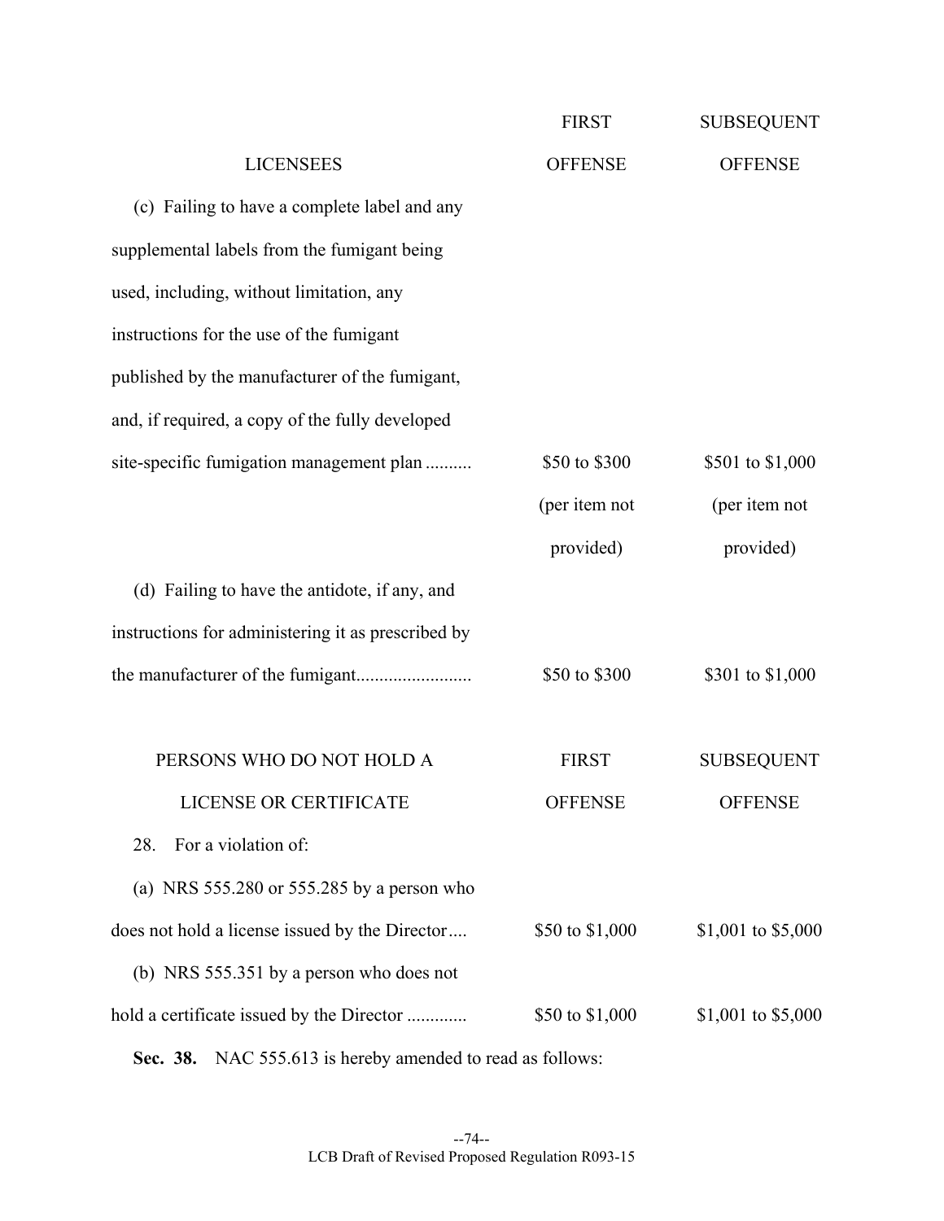| LICENSEES | FIRST OFFENSE | SUBSEQUENT OFFENSE |
|---|---|---|
| (c) Failing to have a complete label and any supplemental labels from the fumigant being used, including, without limitation, any instructions for the use of the fumigant published by the manufacturer of the fumigant, and, if required, a copy of the fully developed site-specific fumigation management plan .......... | $50 to $300 (per item not provided) | $501 to $1,000 (per item not provided) |
| (d) Failing to have the antidote, if any, and instructions for administering it as prescribed by the manufacturer of the fumigant......................... | $50 to $300 | $301 to $1,000 |

| PERSONS WHO DO NOT HOLD A LICENSE OR CERTIFICATE | FIRST OFFENSE | SUBSEQUENT OFFENSE |
|---|---|---|
| 28. For a violation of: | | |
| (a) NRS 555.280 or 555.285 by a person who does not hold a license issued by the Director.... | $50 to $1,000 | $1,001 to $5,000 |
| (b) NRS 555.351 by a person who does not hold a certificate issued by the Director ............. | $50 to $1,000 | $1,001 to $5,000 |

**Sec. 38.** NAC 555.613 is hereby amended to read as follows: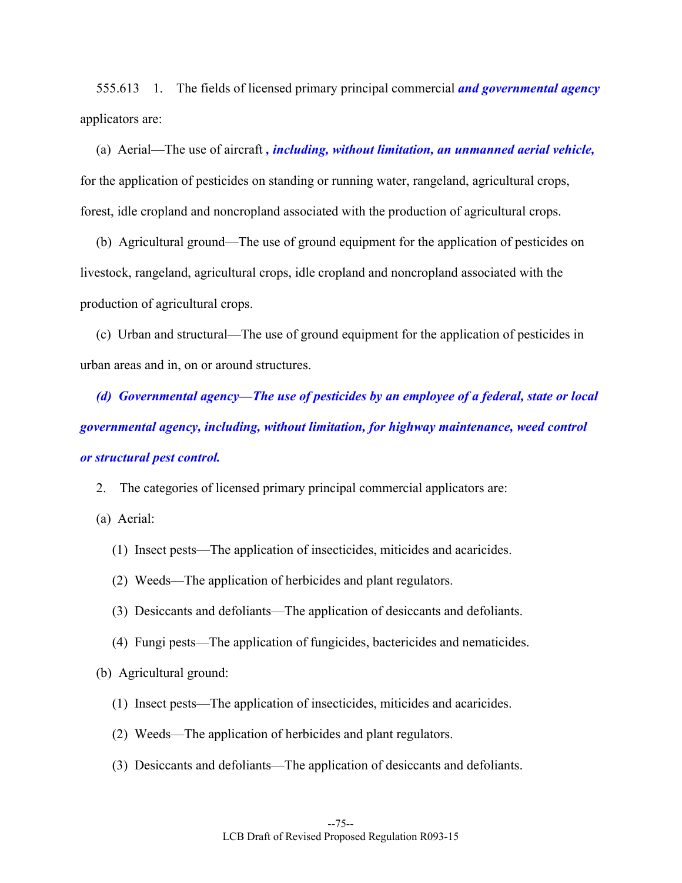555.613 1. The fields of licensed primary principal commercial ***and governmental agency*** applicators are:

(a) Aerial—The use of aircraft ***, including, without limitation, an unmanned aerial vehicle,*** for the application of pesticides on standing or running water, rangeland, agricultural crops, forest, idle cropland and noncropland associated with the production of agricultural crops.

(b) Agricultural ground—The use of ground equipment for the application of pesticides on livestock, rangeland, agricultural crops, idle cropland and noncropland associated with the production of agricultural crops.

(c) Urban and structural—The use of ground equipment for the application of pesticides in urban areas and in, on or around structures.

***(d) Governmental agency—The use of pesticides by an employee of a federal, state or local governmental agency, including, without limitation, for highway maintenance, weed control or structural pest control.***

2. The categories of licensed primary principal commercial applicators are:

(a) Aerial:

(1) Insect pests—The application of insecticides, miticides and acaricides.

(2) Weeds—The application of herbicides and plant regulators.

(3) Desiccants and defoliants—The application of desiccants and defoliants.

(4) Fungi pests—The application of fungicides, bactericides and nematicides.

(b) Agricultural ground:

(1) Insect pests—The application of insecticides, miticides and acaricides.

(2) Weeds—The application of herbicides and plant regulators.

(3) Desiccants and defoliants—The application of desiccants and defoliants.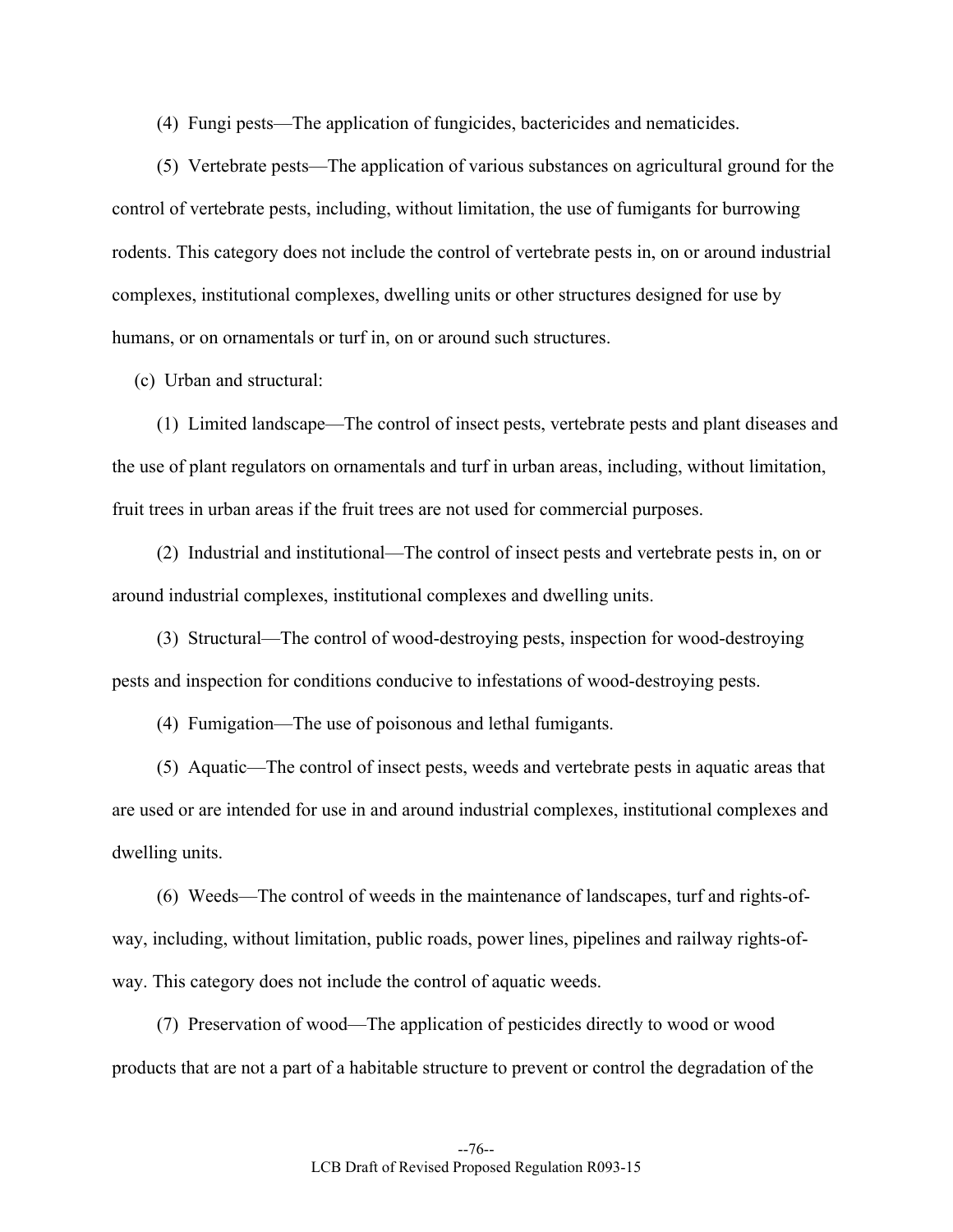(4) Fungi pests—The application of fungicides, bactericides and nematicides.

(5) Vertebrate pests—The application of various substances on agricultural ground for the control of vertebrate pests, including, without limitation, the use of fumigants for burrowing rodents. This category does not include the control of vertebrate pests in, on or around industrial complexes, institutional complexes, dwelling units or other structures designed for use by humans, or on ornamentals or turf in, on or around such structures.

(c) Urban and structural:

(1) Limited landscape—The control of insect pests, vertebrate pests and plant diseases and the use of plant regulators on ornamentals and turf in urban areas, including, without limitation, fruit trees in urban areas if the fruit trees are not used for commercial purposes.

(2) Industrial and institutional—The control of insect pests and vertebrate pests in, on or around industrial complexes, institutional complexes and dwelling units.

(3) Structural—The control of wood-destroying pests, inspection for wood-destroying pests and inspection for conditions conducive to infestations of wood-destroying pests.

(4) Fumigation—The use of poisonous and lethal fumigants.

(5) Aquatic—The control of insect pests, weeds and vertebrate pests in aquatic areas that are used or are intended for use in and around industrial complexes, institutional complexes and dwelling units.

(6) Weeds—The control of weeds in the maintenance of landscapes, turf and rights-of-way, including, without limitation, public roads, power lines, pipelines and railway rights-of-way. This category does not include the control of aquatic weeds.

(7) Preservation of wood—The application of pesticides directly to wood or wood products that are not a part of a habitable structure to prevent or control the degradation of the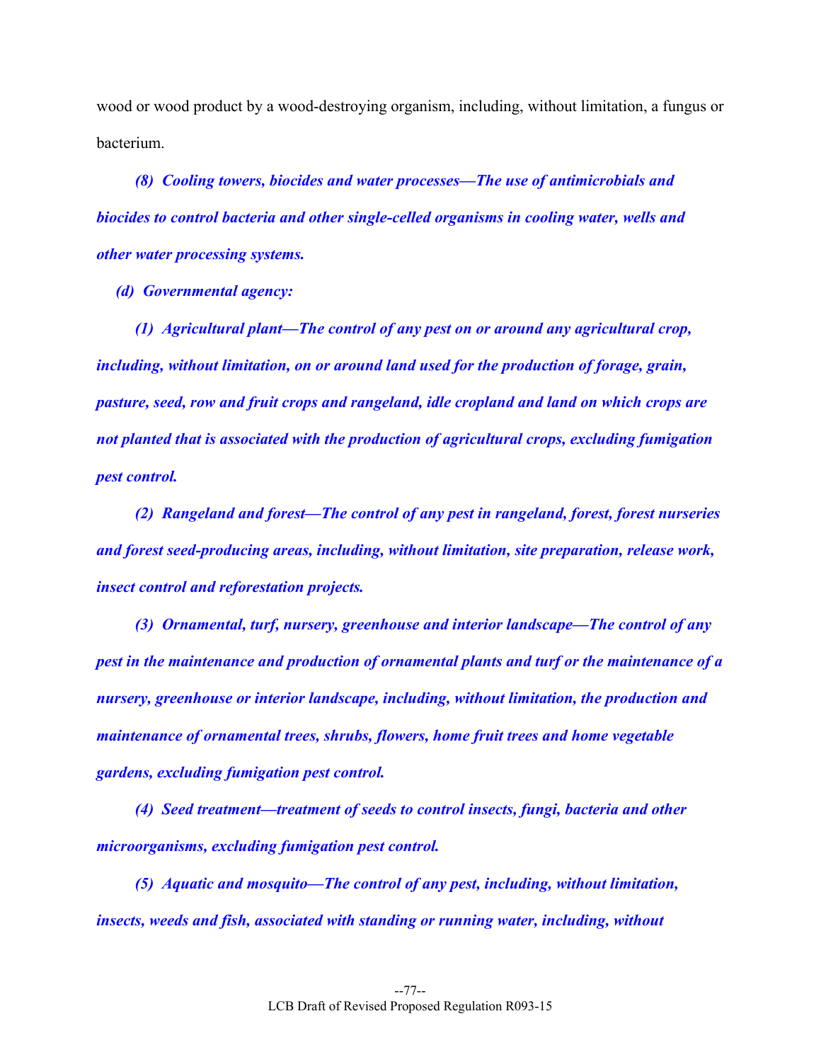wood or wood product by a wood-destroying organism, including, without limitation, a fungus or bacterium.

***(8) Cooling towers, biocides and water processes—The use of antimicrobials and biocides to control bacteria and other single-celled organisms in cooling water, wells and other water processing systems.***

***(d) Governmental agency:***

***(1) Agricultural plant—The control of any pest on or around any agricultural crop, including, without limitation, on or around land used for the production of forage, grain, pasture, seed, row and fruit crops and rangeland, idle cropland and land on which crops are not planted that is associated with the production of agricultural crops, excluding fumigation pest control.***

***(2) Rangeland and forest—The control of any pest in rangeland, forest, forest nurseries and forest seed-producing areas, including, without limitation, site preparation, release work, insect control and reforestation projects.***

***(3) Ornamental, turf, nursery, greenhouse and interior landscape—The control of any pest in the maintenance and production of ornamental plants and turf or the maintenance of a nursery, greenhouse or interior landscape, including, without limitation, the production and maintenance of ornamental trees, shrubs, flowers, home fruit trees and home vegetable gardens, excluding fumigation pest control.***

***(4) Seed treatment—treatment of seeds to control insects, fungi, bacteria and other microorganisms, excluding fumigation pest control.***

***(5) Aquatic and mosquito—The control of any pest, including, without limitation, insects, weeds and fish, associated with standing or running water, including, without***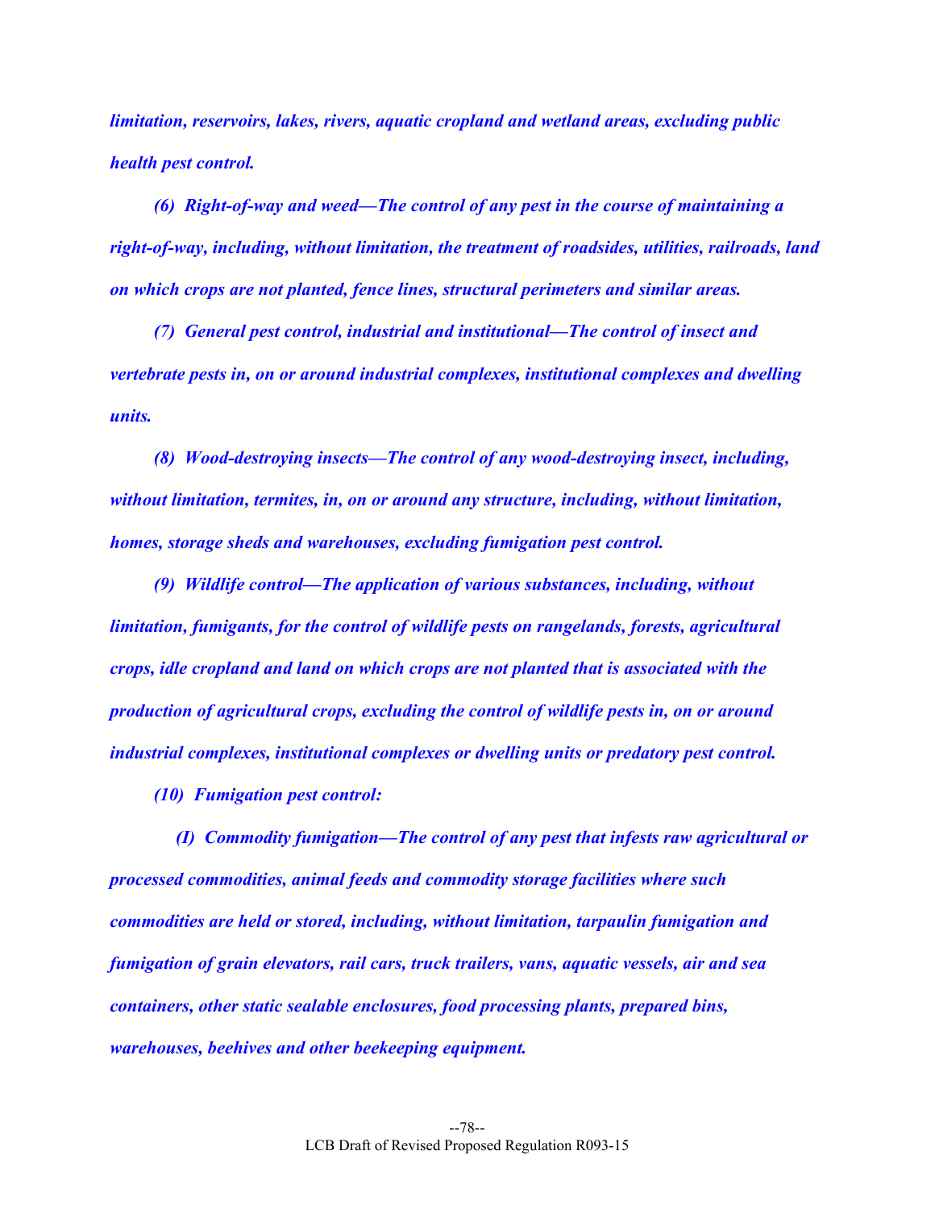***limitation, reservoirs, lakes, rivers, aquatic cropland and wetland areas, excluding public health pest control.***

***(6) Right-of-way and weed—The control of any pest in the course of maintaining a right-of-way, including, without limitation, the treatment of roadsides, utilities, railroads, land on which crops are not planted, fence lines, structural perimeters and similar areas.***

***(7) General pest control, industrial and institutional—The control of insect and vertebrate pests in, on or around industrial complexes, institutional complexes and dwelling units.***

***(8) Wood-destroying insects—The control of any wood-destroying insect, including, without limitation, termites, in, on or around any structure, including, without limitation, homes, storage sheds and warehouses, excluding fumigation pest control.***

***(9) Wildlife control—The application of various substances, including, without limitation, fumigants, for the control of wildlife pests on rangelands, forests, agricultural crops, idle cropland and land on which crops are not planted that is associated with the production of agricultural crops, excluding the control of wildlife pests in, on or around industrial complexes, institutional complexes or dwelling units or predatory pest control.***

***(10) Fumigation pest control:***

***(I) Commodity fumigation—The control of any pest that infests raw agricultural or processed commodities, animal feeds and commodity storage facilities where such commodities are held or stored, including, without limitation, tarpaulin fumigation and fumigation of grain elevators, rail cars, truck trailers, vans, aquatic vessels, air and sea containers, other static sealable enclosures, food processing plants, prepared bins, warehouses, beehives and other beekeeping equipment.***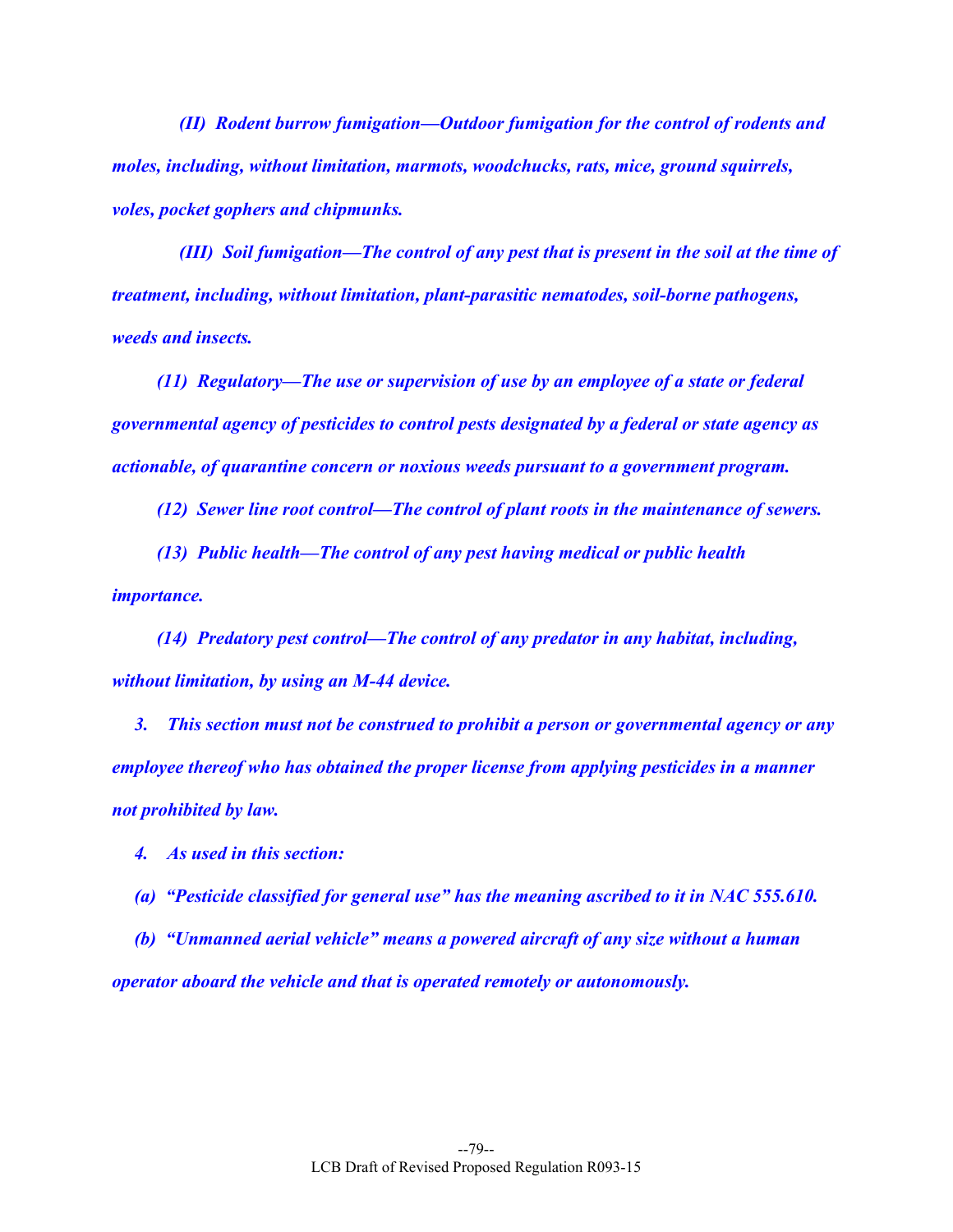*(II) Rodent burrow fumigation—Outdoor fumigation for the control of rodents and moles, including, without limitation, marmots, woodchucks, rats, mice, ground squirrels, voles, pocket gophers and chipmunks.*

*(III) Soil fumigation—The control of any pest that is present in the soil at the time of treatment, including, without limitation, plant-parasitic nematodes, soil-borne pathogens, weeds and insects.*

*(11) Regulatory—The use or supervision of use by an employee of a state or federal governmental agency of pesticides to control pests designated by a federal or state agency as actionable, of quarantine concern or noxious weeds pursuant to a government program.*

*(12) Sewer line root control—The control of plant roots in the maintenance of sewers.*

*(13) Public health—The control of any pest having medical or public health importance.*

*(14) Predatory pest control—The control of any predator in any habitat, including, without limitation, by using an M-44 device.*

*3. This section must not be construed to prohibit a person or governmental agency or any employee thereof who has obtained the proper license from applying pesticides in a manner not prohibited by law.*

*4. As used in this section:*

*(a) "Pesticide classified for general use" has the meaning ascribed to it in NAC 555.610.*

*(b) "Unmanned aerial vehicle" means a powered aircraft of any size without a human operator aboard the vehicle and that is operated remotely or autonomously.*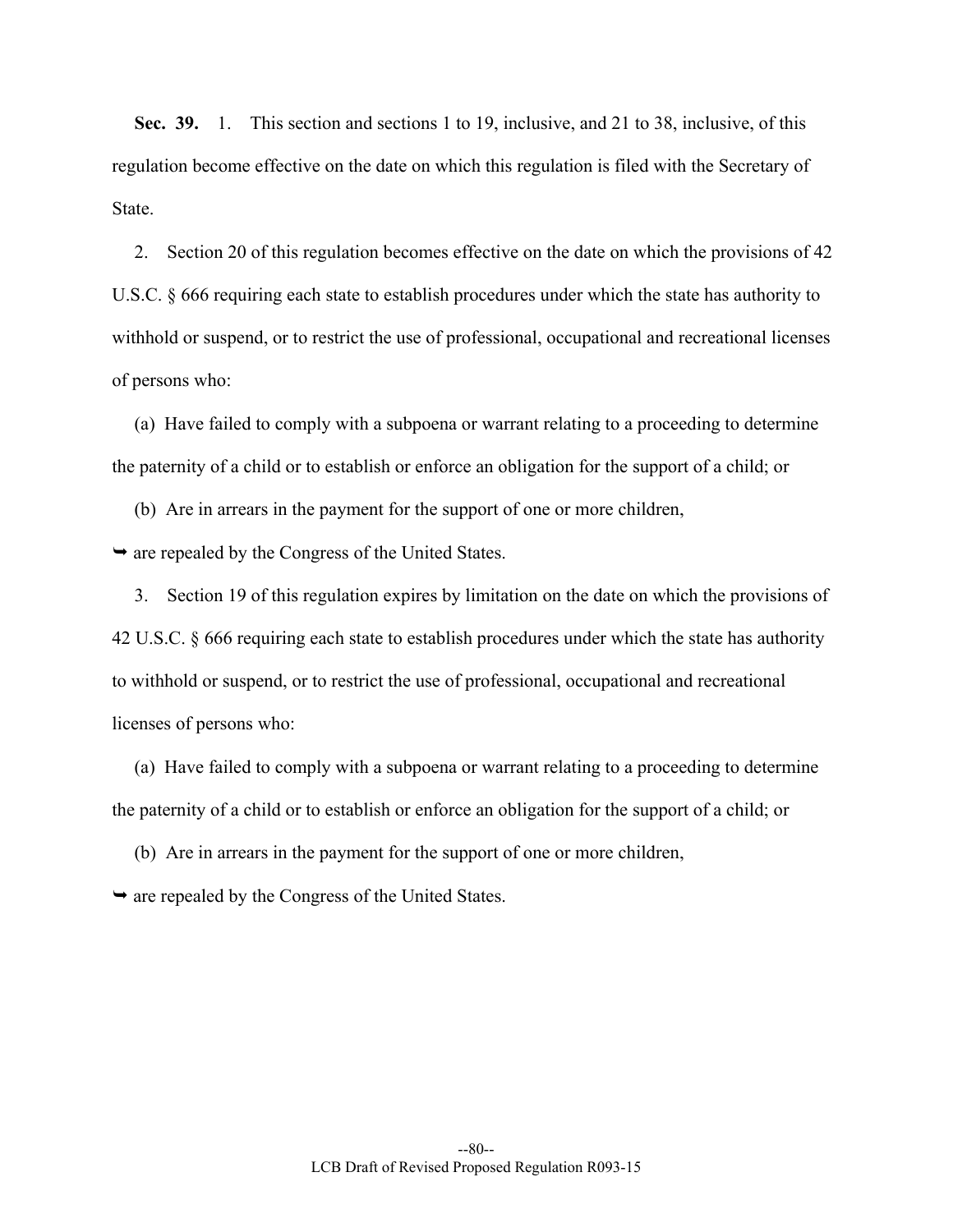**Sec. 39.** 1. This section and sections 1 to 19, inclusive, and 21 to 38, inclusive, of this regulation become effective on the date on which this regulation is filed with the Secretary of State.

2. Section 20 of this regulation becomes effective on the date on which the provisions of 42 U.S.C. § 666 requiring each state to establish procedures under which the state has authority to withhold or suspend, or to restrict the use of professional, occupational and recreational licenses of persons who:

(a) Have failed to comply with a subpoena or warrant relating to a proceeding to determine the paternity of a child or to establish or enforce an obligation for the support of a child; or

(b) Are in arrears in the payment for the support of one or more children,

➥ are repealed by the Congress of the United States.

3. Section 19 of this regulation expires by limitation on the date on which the provisions of 42 U.S.C. § 666 requiring each state to establish procedures under which the state has authority to withhold or suspend, or to restrict the use of professional, occupational and recreational licenses of persons who:

(a) Have failed to comply with a subpoena or warrant relating to a proceeding to determine the paternity of a child or to establish or enforce an obligation for the support of a child; or

(b) Are in arrears in the payment for the support of one or more children,

➥ are repealed by the Congress of the United States.